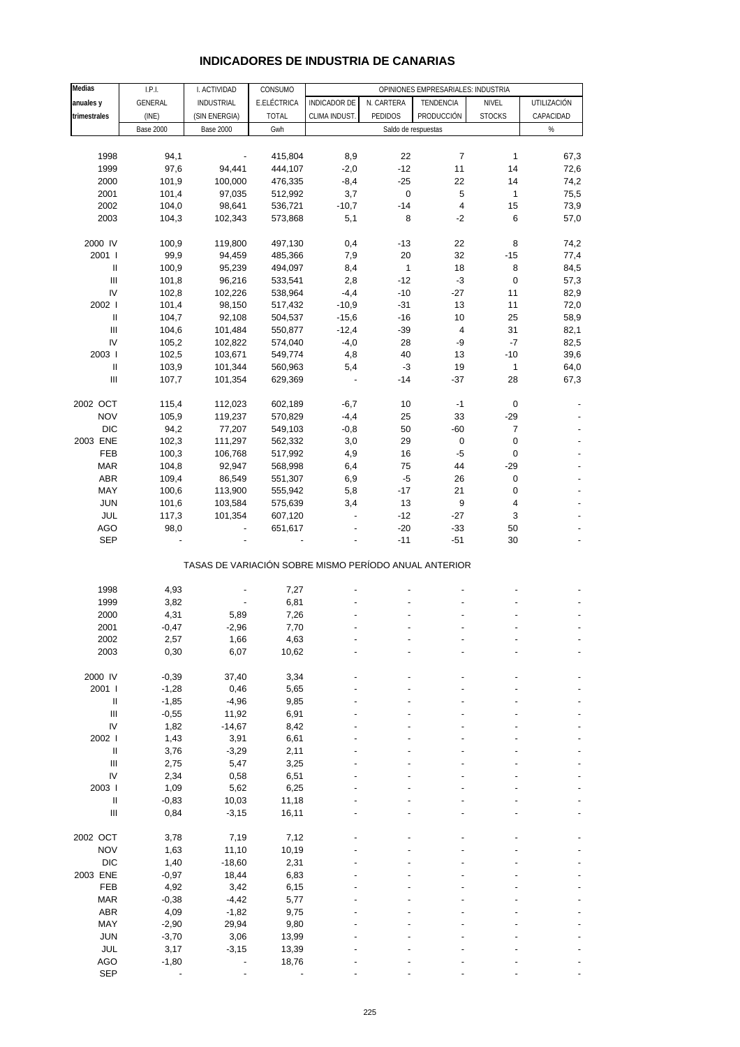# INDICADORES DE INDUSTRIA DE CANARIAS

| Medias anuales y trimestrales | I.P.I. GENERAL (INE) | I. ACTIVIDAD INDUSTRIAL (SIN ENERGIA) | CONSUMO E.ELÉCTRICA TOTAL | OPINIONES EMPRESARIALES: INDUSTRIA | | | | |
|---|---|---|---|---|---|---|---|---|
| | | | | INDICADOR DE CLIMA INDUST. | N. CARTERA PEDIDOS | TENDENCIA PRODUCCIÓN | NIVEL STOCKS | UTILIZACIÓN CAPACIDAD |
| | Base 2000 | Base 2000 | Gwh | Saldo de respuestas | | | | % |
| 1998 | 94,1 | - | 415,804 | 8,9 | 22 | 7 | 1 | 67,3 |
| 1999 | 97,6 | 94,441 | 444,107 | -2,0 | -12 | 11 | 14 | 72,6 |
| 2000 | 101,9 | 100,000 | 476,335 | -8,4 | -25 | 22 | 14 | 74,2 |
| 2001 | 101,4 | 97,035 | 512,992 | 3,7 | 0 | 5 | 1 | 75,5 |
| 2002 | 104,0 | 98,641 | 536,721 | -10,7 | -14 | 4 | 15 | 73,9 |
| 2003 | 104,3 | 102,343 | 573,868 | 5,1 | 8 | -2 | 6 | 57,0 |
| 2000 IV | 100,9 | 119,800 | 497,130 | 0,4 | -13 | 22 | 8 | 74,2 |
| 2001 I | 99,9 | 94,459 | 485,366 | 7,9 | 20 | 32 | -15 | 77,4 |
| II | 100,9 | 95,239 | 494,097 | 8,4 | 1 | 18 | 8 | 84,5 |
| III | 101,8 | 96,216 | 533,541 | 2,8 | -12 | -3 | 0 | 57,3 |
| IV | 102,8 | 102,226 | 538,964 | -4,4 | -10 | -27 | 11 | 82,9 |
| 2002 I | 101,4 | 98,150 | 517,432 | -10,9 | -31 | 13 | 11 | 72,0 |
| II | 104,7 | 92,108 | 504,537 | -15,6 | -16 | 10 | 25 | 58,9 |
| III | 104,6 | 101,484 | 550,877 | -12,4 | -39 | 4 | 31 | 82,1 |
| IV | 105,2 | 102,822 | 574,040 | -4,0 | 28 | -9 | -7 | 82,5 |
| 2003 I | 102,5 | 103,671 | 549,774 | 4,8 | 40 | 13 | -10 | 39,6 |
| II | 103,9 | 101,344 | 560,963 | 5,4 | -3 | 19 | 1 | 64,0 |
| III | 107,7 | 101,354 | 629,369 | - | -14 | -37 | 28 | 67,3 |
| 2002 OCT | 115,4 | 112,023 | 602,189 | -6,7 | 10 | -1 | 0 | - |
| NOV | 105,9 | 119,237 | 570,829 | -4,4 | 25 | 33 | -29 | - |
| DIC | 94,2 | 77,207 | 549,103 | -0,8 | 50 | -60 | 7 | - |
| 2003 ENE | 102,3 | 111,297 | 562,332 | 3,0 | 29 | 0 | 0 | - |
| FEB | 100,3 | 106,768 | 517,992 | 4,9 | 16 | -5 | 0 | - |
| MAR | 104,8 | 92,947 | 568,998 | 6,4 | 75 | 44 | -29 | - |
| ABR | 109,4 | 86,549 | 551,307 | 6,9 | -5 | 26 | 0 | - |
| MAY | 100,6 | 113,900 | 555,942 | 5,8 | -17 | 21 | 0 | - |
| JUN | 101,6 | 103,584 | 575,639 | 3,4 | 13 | 9 | 4 | - |
| JUL | 117,3 | 101,354 | 607,120 | - | -12 | -27 | 3 | - |
| AGO | 98,0 | - | 651,617 | - | -20 | -33 | 50 | - |
| SEP | - | - | - | - | -11 | -51 | 30 | - |
| TASAS DE VARIACIÓN SOBRE MISMO PERÍODO ANUAL ANTERIOR | | | | | | | | |
| 1998 | 4,93 | - | 7,27 | - | - | - | - | - |
| 1999 | 3,82 | - | 6,81 | - | - | - | - | - |
| 2000 | 4,31 | 5,89 | 7,26 | - | - | - | - | - |
| 2001 | -0,47 | -2,96 | 7,70 | - | - | - | - | - |
| 2002 | 2,57 | 1,66 | 4,63 | - | - | - | - | - |
| 2003 | 0,30 | 6,07 | 10,62 | - | - | - | - | - |
| 2000 IV | -0,39 | 37,40 | 3,34 | - | - | - | - | - |
| 2001 I | -1,28 | 0,46 | 5,65 | - | - | - | - | - |
| II | -1,85 | -4,96 | 9,85 | - | - | - | - | - |
| III | -0,55 | 11,92 | 6,91 | - | - | - | - | - |
| IV | 1,82 | -14,67 | 8,42 | - | - | - | - | - |
| 2002 I | 1,43 | 3,91 | 6,61 | - | - | - | - | - |
| II | 3,76 | -3,29 | 2,11 | - | - | - | - | - |
| III | 2,75 | 5,47 | 3,25 | - | - | - | - | - |
| IV | 2,34 | 0,58 | 6,51 | - | - | - | - | - |
| 2003 I | 1,09 | 5,62 | 6,25 | - | - | - | - | - |
| II | -0,83 | 10,03 | 11,18 | - | - | - | - | - |
| III | 0,84 | -3,15 | 16,11 | - | - | - | - | - |
| 2002 OCT | 3,78 | 7,19 | 7,12 | - | - | - | - | - |
| NOV | 1,63 | 11,10 | 10,19 | - | - | - | - | - |
| DIC | 1,40 | -18,60 | 2,31 | - | - | - | - | - |
| 2003 ENE | -0,97 | 18,44 | 6,83 | - | - | - | - | - |
| FEB | 4,92 | 3,42 | 6,15 | - | - | - | - | - |
| MAR | -0,38 | -4,42 | 5,77 | - | - | - | - | - |
| ABR | 4,09 | -1,82 | 9,75 | - | - | - | - | - |
| MAY | -2,90 | 29,94 | 9,80 | - | - | - | - | - |
| JUN | -3,70 | 3,06 | 13,99 | - | - | - | - | - |
| JUL | 3,17 | -3,15 | 13,39 | - | - | - | - | - |
| AGO | -1,80 | - | 18,76 | - | - | - | - | - |
| SEP | - | - | - | - | - | - | - | - |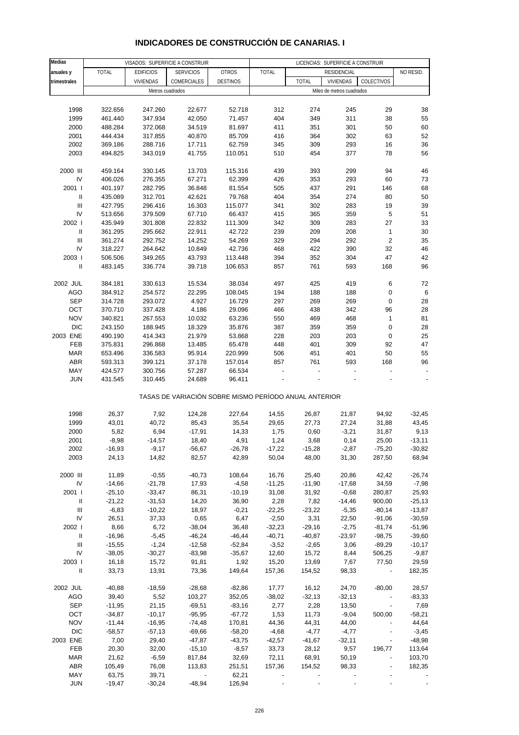# INDICADORES DE CONSTRUCCIÓN DE CANARIAS. I

| Medias anuales y trimestrales | VISADOS: SUPERFICIE A CONSTRUIR | | | | LICENCIAS: SUPERFICIE A CONSTRUIR | | | | |
|---|---|---|---|---|---|---|---|---|---|
| | TOTAL | EDIFICIOS VIVIENDAS | SERVICIOS COMERCIALES | OTROS DESTINOS | TOTAL | RESIDENCIAL | | | NO RESID. |
| | | | | | | TOTAL | VIVIENDAS | COLECTIVOS | |
| | Metros cuadrados | | | | Miles de metros cuadrados | | | | |
| 1998 | 322.656 | 247.260 | 22.677 | 52.718 | 312 | 274 | 245 | 29 | 38 |
| 1999 | 461.440 | 347.934 | 42.050 | 71.457 | 404 | 349 | 311 | 38 | 55 |
| 2000 | 488.284 | 372.068 | 34.519 | 81.697 | 411 | 351 | 301 | 50 | 60 |
| 2001 | 444.434 | 317.855 | 40.870 | 85.709 | 416 | 364 | 302 | 63 | 52 |
| 2002 | 369.186 | 288.716 | 17.711 | 62.759 | 345 | 309 | 293 | 16 | 36 |
| 2003 | 494.825 | 343.019 | 41.755 | 110.051 | 510 | 454 | 377 | 78 | 56 |
| 2000 III | 459.164 | 330.145 | 13.703 | 115.316 | 439 | 393 | 299 | 94 | 46 |
| IV | 406.026 | 276.355 | 67.271 | 62.399 | 426 | 353 | 293 | 60 | 73 |
| 2001 I | 401.197 | 282.795 | 36.848 | 81.554 | 505 | 437 | 291 | 146 | 68 |
| II | 435.089 | 312.701 | 42.621 | 79.768 | 404 | 354 | 274 | 80 | 50 |
| III | 427.795 | 296.416 | 16.303 | 115.077 | 341 | 302 | 283 | 19 | 39 |
| IV | 513.656 | 379.509 | 67.710 | 66.437 | 415 | 365 | 359 | 5 | 51 |
| 2002 I | 435.949 | 301.808 | 22.832 | 111.309 | 342 | 309 | 283 | 27 | 33 |
| II | 361.295 | 295.662 | 22.911 | 42.722 | 239 | 209 | 208 | 1 | 30 |
| III | 361.274 | 292.752 | 14.252 | 54.269 | 329 | 294 | 292 | 2 | 35 |
| IV | 318.227 | 264.642 | 10.849 | 42.736 | 468 | 422 | 390 | 32 | 46 |
| 2003 I | 506.506 | 349.265 | 43.793 | 113.448 | 394 | 352 | 304 | 47 | 42 |
| II | 483.145 | 336.774 | 39.718 | 106.653 | 857 | 761 | 593 | 168 | 96 |
| 2002 JUL | 384.181 | 330.613 | 15.534 | 38.034 | 497 | 425 | 419 | 6 | 72 |
| AGO | 384.912 | 254.572 | 22.295 | 108.045 | 194 | 188 | 188 | 0 | 6 |
| SEP | 314.728 | 293.072 | 4.927 | 16.729 | 297 | 269 | 269 | 0 | 28 |
| OCT | 370.710 | 337.428 | 4.186 | 29.096 | 466 | 438 | 342 | 96 | 28 |
| NOV | 340.821 | 267.553 | 10.032 | 63.236 | 550 | 469 | 468 | 1 | 81 |
| DIC | 243.150 | 188.945 | 18.329 | 35.876 | 387 | 359 | 359 | 0 | 28 |
| 2003 ENE | 490.190 | 414.343 | 21.979 | 53.868 | 228 | 203 | 203 | 0 | 25 |
| FEB | 375.831 | 296.868 | 13.485 | 65.478 | 448 | 401 | 309 | 92 | 47 |
| MAR | 653.496 | 336.583 | 95.914 | 220.999 | 506 | 451 | 401 | 50 | 55 |
| ABR | 593.313 | 399.121 | 37.178 | 157.014 | 857 | 761 | 593 | 168 | 96 |
| MAY | 424.577 | 300.756 | 57.287 | 66.534 | - | - | - | - | - |
| JUN | 431.545 | 310.445 | 24.689 | 96.411 | - | - | - | - | - |

TASAS DE VARIACIÓN SOBRE MISMO PERÍODO ANUAL ANTERIOR

| | TOTAL | EDIFICIOS VIVIENDAS | SERVICIOS COMERCIALES | OTROS DESTINOS | TOTAL | RESIDENCIAL TOTAL | VIVIENDAS | COLECTIVOS | NO RESID. |
|---|---|---|---|---|---|---|---|---|---|
| 1998 | 26,37 | 7,92 | 124,28 | 227,64 | 14,55 | 26,87 | 21,87 | 94,92 | -32,45 |
| 1999 | 43,01 | 40,72 | 85,43 | 35,54 | 29,65 | 27,73 | 27,24 | 31,88 | 43,45 |
| 2000 | 5,82 | 6,94 | -17,91 | 14,33 | 1,75 | 0,60 | -3,21 | 31,87 | 9,13 |
| 2001 | -8,98 | -14,57 | 18,40 | 4,91 | 1,24 | 3,68 | 0,14 | 25,00 | -13,11 |
| 2002 | -16,93 | -9,17 | -56,67 | -26,78 | -17,22 | -15,28 | -2,87 | -75,20 | -30,82 |
| 2003 | 24,13 | 14,82 | 82,57 | 42,89 | 50,04 | 48,00 | 31,30 | 287,50 | 68,94 |
| 2000 III | 11,89 | -0,55 | -40,73 | 108,64 | 16,76 | 25,40 | 20,86 | 42,42 | -26,74 |
| IV | -14,66 | -21,78 | 17,93 | -4,58 | -11,25 | -11,90 | -17,68 | 34,59 | -7,98 |
| 2001 I | -25,10 | -33,47 | 86,31 | -10,19 | 31,08 | 31,92 | -0,68 | 280,87 | 25,93 |
| II | -21,22 | -31,53 | 14,20 | 36,90 | 2,28 | 7,82 | -14,46 | 900,00 | -25,13 |
| III | -6,83 | -10,22 | 18,97 | -0,21 | -22,25 | -23,22 | -5,35 | -80,14 | -13,87 |
| IV | 26,51 | 37,33 | 0,65 | 6,47 | -2,50 | 3,31 | 22,50 | -91,06 | -30,59 |
| 2002 I | 8,66 | 6,72 | -38,04 | 36,48 | -32,23 | -29,16 | -2,75 | -81,74 | -51,96 |
| II | -16,96 | -5,45 | -46,24 | -46,44 | -40,71 | -40,87 | -23,97 | -98,75 | -39,60 |
| III | -15,55 | -1,24 | -12,58 | -52,84 | -3,52 | -2,65 | 3,06 | -89,29 | -10,17 |
| IV | -38,05 | -30,27 | -83,98 | -35,67 | 12,60 | 15,72 | 8,44 | 506,25 | -9,87 |
| 2003 I | 16,18 | 15,72 | 91,81 | 1,92 | 15,20 | 13,69 | 7,67 | 77,50 | 29,59 |
| II | 33,73 | 13,91 | 73,36 | 149,64 | 157,36 | 154,52 | 98,33 | - | 182,35 |
| 2002 JUL | -40,88 | -18,59 | -28,68 | -82,86 | 17,77 | 16,12 | 24,70 | -80,00 | 28,57 |
| AGO | 39,40 | 5,52 | 103,27 | 352,05 | -38,02 | -32,13 | -32,13 | - | -83,33 |
| SEP | -11,95 | 21,15 | -69,51 | -83,16 | 2,77 | 2,28 | 13,50 | - | 7,69 |
| OCT | -34,87 | -10,17 | -95,95 | -67,72 | 1,53 | 11,73 | -9,04 | 500,00 | -58,21 |
| NOV | -11,44 | -16,95 | -74,48 | 170,81 | 44,36 | 44,31 | 44,00 | - | 44,64 |
| DIC | -58,57 | -57,13 | -69,66 | -58,20 | -4,68 | -4,77 | -4,77 | - | -3,45 |
| 2003 ENE | 7,00 | 29,40 | -47,87 | -43,75 | -42,57 | -41,67 | -32,11 | - | -48,98 |
| FEB | 20,30 | 32,00 | -15,10 | -8,57 | 33,73 | 28,12 | 9,57 | 196,77 | 113,64 |
| MAR | 21,62 | -6,59 | 817,84 | 32,69 | 72,11 | 68,91 | 50,19 | - | 103,70 |
| ABR | 105,49 | 76,08 | 113,83 | 251,51 | 157,36 | 154,52 | 98,33 | - | 182,35 |
| MAY | 63,75 | 39,71 | - | 62,21 | - | - | - | - | - |
| JUN | -19,47 | -30,24 | -48,94 | 126,94 | - | - | - | - | - |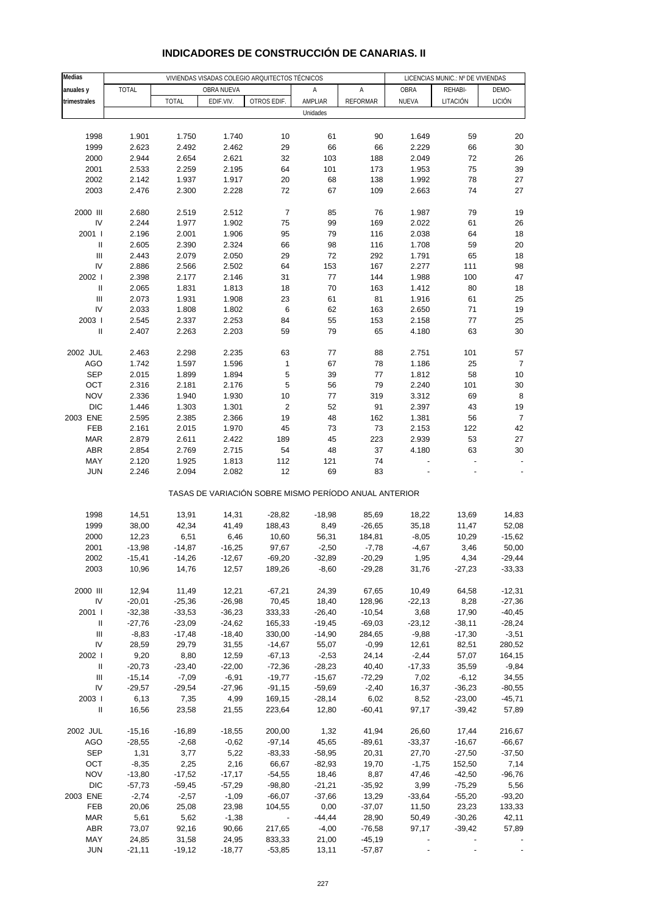# INDICADORES DE CONSTRUCCIÓN DE CANARIAS. II

| Medias anuales y trimestrales | VIVIENDAS VISADAS COLEGIO ARQUITECTOS TÉCNICOS | | | | | | LICENCIAS MUNIC.: Nº DE VIVIENDAS | | |
|---|---|---|---|---|---|---|---|---|---|
| | TOTAL | OBRA NUEVA | | | A AMPLIAR | A REFORMAR | OBRA NUEVA | REHABI-LITACIÓN | DEMO-LICIÓN |
| | | TOTAL | EDIF.VIV. | OTROS EDIF. | | | | | |
| | Unidades | | | | | | | | |
| 1998 | 1.901 | 1.750 | 1.740 | 10 | 61 | 90 | 1.649 | 59 | 20 |
| 1999 | 2.623 | 2.492 | 2.462 | 29 | 66 | 66 | 2.229 | 66 | 30 |
| 2000 | 2.944 | 2.654 | 2.621 | 32 | 103 | 188 | 2.049 | 72 | 26 |
| 2001 | 2.533 | 2.259 | 2.195 | 64 | 101 | 173 | 1.953 | 75 | 39 |
| 2002 | 2.142 | 1.937 | 1.917 | 20 | 68 | 138 | 1.992 | 78 | 27 |
| 2003 | 2.476 | 2.300 | 2.228 | 72 | 67 | 109 | 2.663 | 74 | 27 |
| 2000 III | 2.680 | 2.519 | 2.512 | 7 | 85 | 76 | 1.987 | 79 | 19 |
| IV | 2.244 | 1.977 | 1.902 | 75 | 99 | 169 | 2.022 | 61 | 26 |
| 2001 I | 2.196 | 2.001 | 1.906 | 95 | 79 | 116 | 2.038 | 64 | 18 |
| II | 2.605 | 2.390 | 2.324 | 66 | 98 | 116 | 1.708 | 59 | 20 |
| III | 2.443 | 2.079 | 2.050 | 29 | 72 | 292 | 1.791 | 65 | 18 |
| IV | 2.886 | 2.566 | 2.502 | 64 | 153 | 167 | 2.277 | 111 | 98 |
| 2002 I | 2.398 | 2.177 | 2.146 | 31 | 77 | 144 | 1.988 | 100 | 47 |
| II | 2.065 | 1.831 | 1.813 | 18 | 70 | 163 | 1.412 | 80 | 18 |
| III | 2.073 | 1.931 | 1.908 | 23 | 61 | 81 | 1.916 | 61 | 25 |
| IV | 2.033 | 1.808 | 1.802 | 6 | 62 | 163 | 2.650 | 71 | 19 |
| 2003 I | 2.545 | 2.337 | 2.253 | 84 | 55 | 153 | 2.158 | 77 | 25 |
| II | 2.407 | 2.263 | 2.203 | 59 | 79 | 65 | 4.180 | 63 | 30 |
| 2002 JUL | 2.463 | 2.298 | 2.235 | 63 | 77 | 88 | 2.751 | 101 | 57 |
| AGO | 1.742 | 1.597 | 1.596 | 1 | 67 | 78 | 1.186 | 25 | 7 |
| SEP | 2.015 | 1.899 | 1.894 | 5 | 39 | 77 | 1.812 | 58 | 10 |
| OCT | 2.316 | 2.181 | 2.176 | 5 | 56 | 79 | 2.240 | 101 | 30 |
| NOV | 2.336 | 1.940 | 1.930 | 10 | 77 | 319 | 3.312 | 69 | 8 |
| DIC | 1.446 | 1.303 | 1.301 | 2 | 52 | 91 | 2.397 | 43 | 19 |
| 2003 ENE | 2.595 | 2.385 | 2.366 | 19 | 48 | 162 | 1.381 | 56 | 7 |
| FEB | 2.161 | 2.015 | 1.970 | 45 | 73 | 73 | 2.153 | 122 | 42 |
| MAR | 2.879 | 2.611 | 2.422 | 189 | 45 | 223 | 2.939 | 53 | 27 |
| ABR | 2.854 | 2.769 | 2.715 | 54 | 48 | 37 | 4.180 | 63 | 30 |
| MAY | 2.120 | 1.925 | 1.813 | 112 | 121 | 74 | - | - | - |
| JUN | 2.246 | 2.094 | 2.082 | 12 | 69 | 83 | - | - | - |
| | TASAS DE VARIACIÓN SOBRE MISMO PERÍODO ANUAL ANTERIOR | | | | | | | | |
| 1998 | 14,51 | 13,91 | 14,31 | -28,82 | -18,98 | 85,69 | 18,22 | 13,69 | 14,83 |
| 1999 | 38,00 | 42,34 | 41,49 | 188,43 | 8,49 | -26,65 | 35,18 | 11,47 | 52,08 |
| 2000 | 12,23 | 6,51 | 6,46 | 10,60 | 56,31 | 184,81 | -8,05 | 10,29 | -15,62 |
| 2001 | -13,98 | -14,87 | -16,25 | 97,67 | -2,50 | -7,78 | -4,67 | 3,46 | 50,00 |
| 2002 | -15,41 | -14,26 | -12,67 | -69,20 | -32,89 | -20,29 | 1,95 | 4,34 | -29,44 |
| 2003 | 10,96 | 14,76 | 12,57 | 189,26 | -8,60 | -29,28 | 31,76 | -27,23 | -33,33 |
| 2000 III | 12,94 | 11,49 | 12,21 | -67,21 | 24,39 | 67,65 | 10,49 | 64,58 | -12,31 |
| IV | -20,01 | -25,36 | -26,98 | 70,45 | 18,40 | 128,96 | -22,13 | 8,28 | -27,36 |
| 2001 I | -32,38 | -33,53 | -36,23 | 333,33 | -26,40 | -10,54 | 3,68 | 17,90 | -40,45 |
| II | -27,76 | -23,09 | -24,62 | 165,33 | -19,45 | -69,03 | -23,12 | -38,11 | -28,24 |
| III | -8,83 | -17,48 | -18,40 | 330,00 | -14,90 | 284,65 | -9,88 | -17,30 | -3,51 |
| IV | 28,59 | 29,79 | 31,55 | -14,67 | 55,07 | -0,99 | 12,61 | 82,51 | 280,52 |
| 2002 I | 9,20 | 8,80 | 12,59 | -67,13 | -2,53 | 24,14 | -2,44 | 57,07 | 164,15 |
| II | -20,73 | -23,40 | -22,00 | -72,36 | -28,23 | 40,40 | -17,33 | 35,59 | -9,84 |
| III | -15,14 | -7,09 | -6,91 | -19,77 | -15,67 | -72,29 | 7,02 | -6,12 | 34,55 |
| IV | -29,57 | -29,54 | -27,96 | -91,15 | -59,69 | -2,40 | 16,37 | -36,23 | -80,55 |
| 2003 I | 6,13 | 7,35 | 4,99 | 169,15 | -28,14 | 6,02 | 8,52 | -23,00 | -45,71 |
| II | 16,56 | 23,58 | 21,55 | 223,64 | 12,80 | -60,41 | 97,17 | -39,42 | 57,89 |
| 2002 JUL | -15,16 | -16,89 | -18,55 | 200,00 | 1,32 | 41,94 | 26,60 | 17,44 | 216,67 |
| AGO | -28,55 | -2,68 | -0,62 | -97,14 | 45,65 | -89,61 | -33,37 | -16,67 | -66,67 |
| SEP | 1,31 | 3,77 | 5,22 | -83,33 | -58,95 | 20,31 | 27,70 | -27,50 | -37,50 |
| OCT | -8,35 | 2,25 | 2,16 | 66,67 | -82,93 | 19,70 | -1,75 | 152,50 | 7,14 |
| NOV | -13,80 | -17,52 | -17,17 | -54,55 | 18,46 | 8,87 | 47,46 | -42,50 | -96,76 |
| DIC | -57,73 | -59,45 | -57,29 | -98,80 | -21,21 | -35,92 | 3,99 | -75,29 | 5,56 |
| 2003 ENE | -2,74 | -2,57 | -1,09 | -66,07 | -37,66 | 13,29 | -33,64 | -55,20 | -93,20 |
| FEB | 20,06 | 25,08 | 23,98 | 104,55 | 0,00 | -37,07 | 11,50 | 23,23 | 133,33 |
| MAR | 5,61 | 5,62 | -1,38 | - | -44,44 | 28,90 | 50,49 | -30,26 | 42,11 |
| ABR | 73,07 | 92,16 | 90,66 | 217,65 | -4,00 | -76,58 | 97,17 | -39,42 | 57,89 |
| MAY | 24,85 | 31,58 | 24,95 | 833,33 | 21,00 | -45,19 | - | - | - |
| JUN | -21,11 | -19,12 | -18,77 | -53,85 | 13,11 | -57,87 | - | - | - |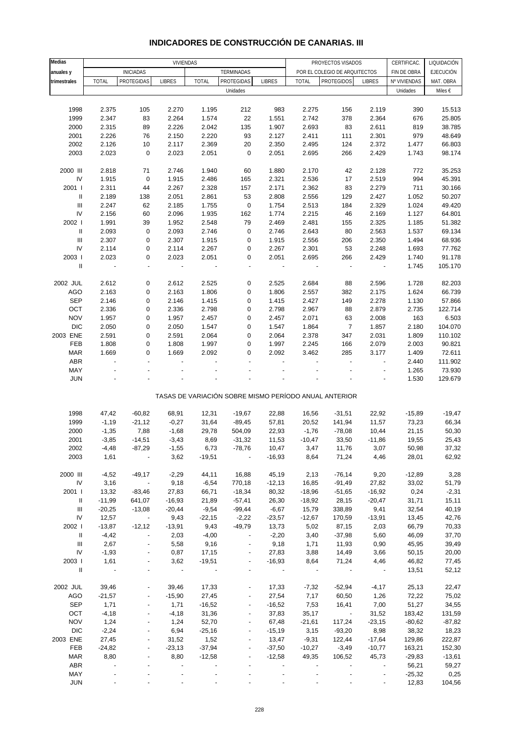# INDICADORES DE CONSTRUCCIÓN DE CANARIAS. III

| Medias anuales y trimestrales | VIVIENDAS | | | | | | PROYECTOS VISADOS | | | CERTIFICAC. | LIQUIDACIÓN |
|---|---|---|---|---|---|---|---|---|---|---|---|
| | INICIADAS | | | TERMINADAS | | | POR EL COLEGIO DE ARQUITECTOS | | | FIN DE OBRA | EJECUCIÓN |
| | TOTAL | PROTEGIDAS | LIBRES | TOTAL | PROTEGIDAS | LIBRES | TOTAL | PROTEGIDOS | LIBRES | Nº VIVIENDAS | MAT. OBRA |
| | Unidades | | | | | | | | | Unidades | Miles € |
| 1998 | 2.375 | 105 | 2.270 | 1.195 | 212 | 983 | 2.275 | 156 | 2.119 | 390 | 15.513 |
| 1999 | 2.347 | 83 | 2.264 | 1.574 | 22 | 1.551 | 2.742 | 378 | 2.364 | 676 | 25.805 |
| 2000 | 2.315 | 89 | 2.226 | 2.042 | 135 | 1.907 | 2.693 | 83 | 2.611 | 819 | 38.785 |
| 2001 | 2.226 | 76 | 2.150 | 2.220 | 93 | 2.127 | 2.411 | 111 | 2.301 | 979 | 48.649 |
| 2002 | 2.126 | 10 | 2.117 | 2.369 | 20 | 2.350 | 2.495 | 124 | 2.372 | 1.477 | 66.803 |
| 2003 | 2.023 | 0 | 2.023 | 2.051 | 0 | 2.051 | 2.695 | 266 | 2.429 | 1.743 | 98.174 |
| 2000 III | 2.818 | 71 | 2.746 | 1.940 | 60 | 1.880 | 2.170 | 42 | 2.128 | 772 | 35.253 |
| IV | 1.915 | 0 | 1.915 | 2.486 | 165 | 2.321 | 2.536 | 17 | 2.519 | 994 | 45.391 |
| 2001 I | 2.311 | 44 | 2.267 | 2.328 | 157 | 2.171 | 2.362 | 83 | 2.279 | 711 | 30.166 |
| II | 2.189 | 138 | 2.051 | 2.861 | 53 | 2.808 | 2.556 | 129 | 2.427 | 1.052 | 50.207 |
| III | 2.247 | 62 | 2.185 | 1.755 | 0 | 1.754 | 2.513 | 184 | 2.329 | 1.024 | 49.420 |
| IV | 2.156 | 60 | 2.096 | 1.935 | 162 | 1.774 | 2.215 | 46 | 2.169 | 1.127 | 64.801 |
| 2002 I | 1.991 | 39 | 1.952 | 2.548 | 79 | 2.469 | 2.481 | 155 | 2.325 | 1.185 | 51.382 |
| II | 2.093 | 0 | 2.093 | 2.746 | 0 | 2.746 | 2.643 | 80 | 2.563 | 1.537 | 69.134 |
| III | 2.307 | 0 | 2.307 | 1.915 | 0 | 1.915 | 2.556 | 206 | 2.350 | 1.494 | 68.936 |
| IV | 2.114 | 0 | 2.114 | 2.267 | 0 | 2.267 | 2.301 | 53 | 2.248 | 1.693 | 77.762 |
| 2003 I | 2.023 | 0 | 2.023 | 2.051 | 0 | 2.051 | 2.695 | 266 | 2.429 | 1.740 | 91.178 |
| II | - | - | - | - | - | - | - | - | - | 1.745 | 105.170 |
| 2002 JUL | 2.612 | 0 | 2.612 | 2.525 | 0 | 2.525 | 2.684 | 88 | 2.596 | 1.728 | 82.203 |
| AGO | 2.163 | 0 | 2.163 | 1.806 | 0 | 1.806 | 2.557 | 382 | 2.175 | 1.624 | 66.739 |
| SEP | 2.146 | 0 | 2.146 | 1.415 | 0 | 1.415 | 2.427 | 149 | 2.278 | 1.130 | 57.866 |
| OCT | 2.336 | 0 | 2.336 | 2.798 | 0 | 2.798 | 2.967 | 88 | 2.879 | 2.735 | 122.714 |
| NOV | 1.957 | 0 | 1.957 | 2.457 | 0 | 2.457 | 2.071 | 63 | 2.008 | 163 | 6.503 |
| DIC | 2.050 | 0 | 2.050 | 1.547 | 0 | 1.547 | 1.864 | 7 | 1.857 | 2.180 | 104.070 |
| 2003 ENE | 2.591 | 0 | 2.591 | 2.064 | 0 | 2.064 | 2.378 | 347 | 2.031 | 1.809 | 110.102 |
| FEB | 1.808 | 0 | 1.808 | 1.997 | 0 | 1.997 | 2.245 | 166 | 2.079 | 2.003 | 90.821 |
| MAR | 1.669 | 0 | 1.669 | 2.092 | 0 | 2.092 | 3.462 | 285 | 3.177 | 1.409 | 72.611 |
| ABR | - | - | - | - | - | - | - | - | - | 2.440 | 111.902 |
| MAY | - | - | - | - | - | - | - | - | - | 1.265 | 73.930 |
| JUN | - | - | - | - | - | - | - | - | - | 1.530 | 129.679 |
| | TASAS DE VARIACIÓN SOBRE MISMO PERÍODO ANUAL ANTERIOR | | | | | | | | | | |
| 1998 | 47,42 | -60,82 | 68,91 | 12,31 | -19,67 | 22,88 | 16,56 | -31,51 | 22,92 | -15,89 | -19,47 |
| 1999 | -1,19 | -21,12 | -0,27 | 31,64 | -89,45 | 57,81 | 20,52 | 141,94 | 11,57 | 73,23 | 66,34 |
| 2000 | -1,35 | 7,88 | -1,68 | 29,78 | 504,09 | 22,93 | -1,76 | -78,08 | 10,44 | 21,15 | 50,30 |
| 2001 | -3,85 | -14,51 | -3,43 | 8,69 | -31,32 | 11,53 | -10,47 | 33,50 | -11,86 | 19,55 | 25,43 |
| 2002 | -4,48 | -87,29 | -1,55 | 6,73 | -78,76 | 10,47 | 3,47 | 11,76 | 3,07 | 50,98 | 37,32 |
| 2003 | 1,61 | - | 3,62 | -19,51 | - | -16,93 | 8,64 | 71,24 | 4,46 | 28,01 | 62,92 |
| 2000 III | -4,52 | -49,17 | -2,29 | 44,11 | 16,88 | 45,19 | 2,13 | -76,14 | 9,20 | -12,89 | 3,28 |
| IV | 3,16 | - | 9,18 | -6,54 | 770,18 | -12,13 | 16,85 | -91,49 | 27,82 | 33,02 | 51,79 |
| 2001 I | 13,32 | -83,46 | 27,83 | 66,71 | -18,34 | 80,32 | -18,96 | -51,65 | -16,92 | 0,24 | -2,31 |
| II | -11,99 | 641,07 | -16,93 | 21,89 | -57,41 | 26,30 | -18,92 | 28,15 | -20,47 | 31,71 | 15,11 |
| III | -20,25 | -13,08 | -20,44 | -9,54 | -99,44 | -6,67 | 15,79 | 338,89 | 9,41 | 32,54 | 40,19 |
| IV | 12,57 | - | 9,43 | -22,15 | -2,22 | -23,57 | -12,67 | 170,59 | -13,91 | 13,45 | 42,76 |
| 2002 I | -13,87 | -12,12 | -13,91 | 9,43 | -49,79 | 13,73 | 5,02 | 87,15 | 2,03 | 66,79 | 70,33 |
| II | -4,42 | - | 2,03 | -4,00 | - | -2,20 | 3,40 | -37,98 | 5,60 | 46,09 | 37,70 |
| III | 2,67 | - | 5,58 | 9,16 | - | 9,18 | 1,71 | 11,93 | 0,90 | 45,95 | 39,49 |
| IV | -1,93 | - | 0,87 | 17,15 | - | 27,83 | 3,88 | 14,49 | 3,66 | 50,15 | 20,00 |
| 2003 I | 1,61 | - | 3,62 | -19,51 | - | -16,93 | 8,64 | 71,24 | 4,46 | 46,82 | 77,45 |
| II | - | - | - | - | - | - | - | - | - | 13,51 | 52,12 |
| 2002 JUL | 39,46 | - | 39,46 | 17,33 | - | 17,33 | -7,32 | -52,94 | -4,17 | 25,13 | 22,47 |
| AGO | -21,57 | - | -15,90 | 27,45 | - | 27,54 | 7,17 | 60,50 | 1,26 | 72,22 | 75,02 |
| SEP | 1,71 | - | 1,71 | -16,52 | - | -16,52 | 7,53 | 16,41 | 7,00 | 51,27 | 34,55 |
| OCT | -4,18 | - | -4,18 | 31,36 | - | 37,83 | 35,17 | - | 31,52 | 183,42 | 131,59 |
| NOV | 1,24 | - | 1,24 | 52,70 | - | 67,48 | -21,61 | 117,24 | -23,15 | -80,62 | -87,82 |
| DIC | -2,24 | - | 6,94 | -25,16 | - | -15,19 | 3,15 | -93,20 | 8,98 | 38,32 | 18,23 |
| 2003 ENE | 27,45 | - | 31,52 | 1,52 | - | 13,47 | -9,31 | 122,44 | -17,64 | 129,86 | 222,87 |
| FEB | -24,82 | - | -23,13 | -37,94 | - | -37,50 | -10,27 | -3,49 | -10,77 | 163,21 | 152,30 |
| MAR | 8,80 | - | 8,80 | -12,58 | - | -12,58 | 49,35 | 106,52 | 45,73 | -29,83 | -13,61 |
| ABR | - | - | - | - | - | - | - | - | - | 56,21 | 59,27 |
| MAY | - | - | - | - | - | - | - | - | - | -25,32 | 0,25 |
| JUN | - | - | - | - | - | - | - | - | - | 12,83 | 104,56 |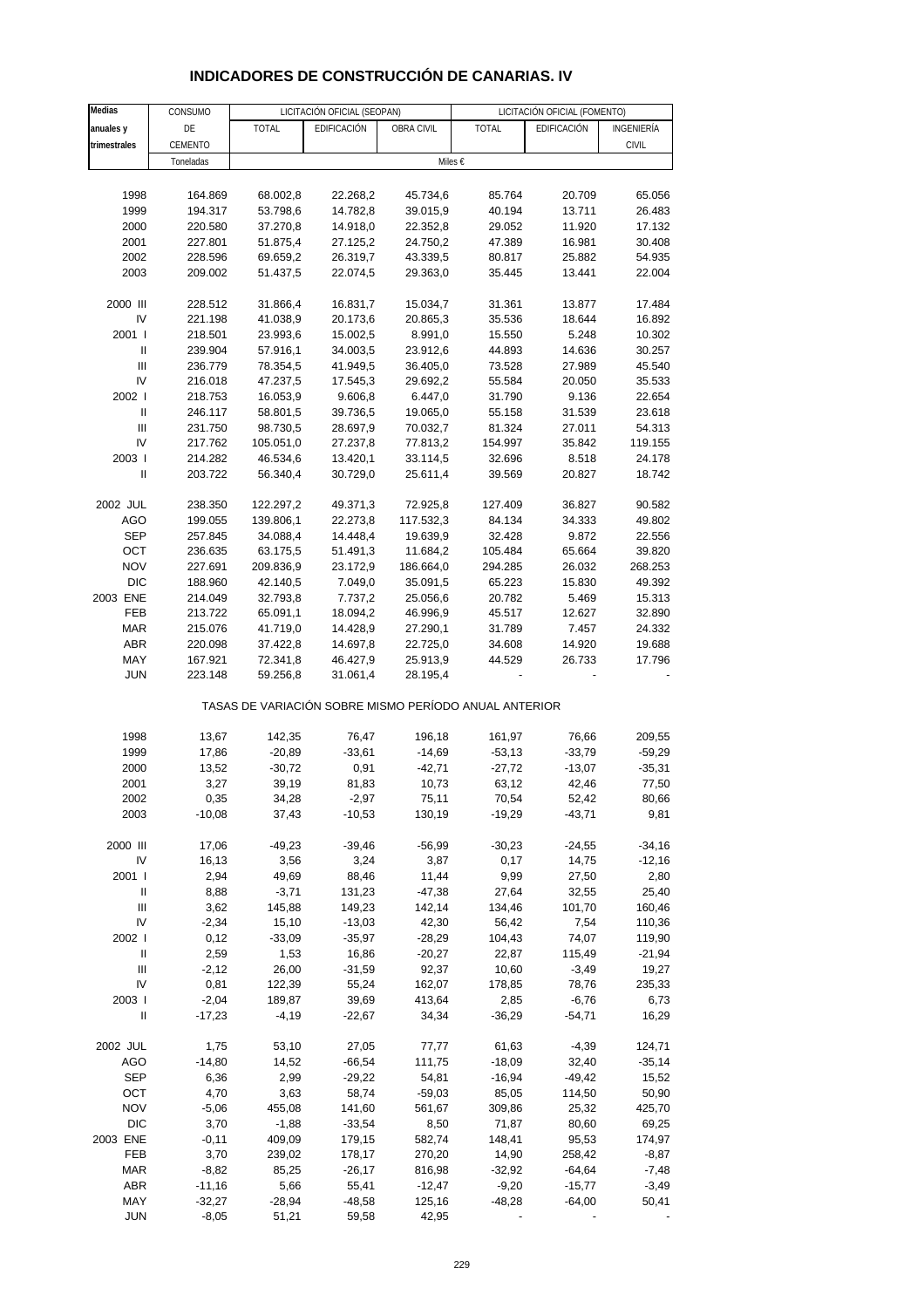# INDICADORES DE CONSTRUCCIÓN DE CANARIAS. IV

| Medias anuales y trimestrales | CONSUMO DE CEMENTO | LICITACIÓN OFICIAL (SEOPAN) | | | LICITACIÓN OFICIAL (FOMENTO) | | |
|---|---|---|---|---|---|---|---|
| | | TOTAL | EDIFICACIÓN | OBRA CIVIL | TOTAL | EDIFICACIÓN | INGENIERÍA CIVIL |
| | Toneladas | Miles € | | | | | |
| 1998 | 164.869 | 68.002,8 | 22.268,2 | 45.734,6 | 85.764 | 20.709 | 65.056 |
| 1999 | 194.317 | 53.798,6 | 14.782,8 | 39.015,9 | 40.194 | 13.711 | 26.483 |
| 2000 | 220.580 | 37.270,8 | 14.918,0 | 22.352,8 | 29.052 | 11.920 | 17.132 |
| 2001 | 227.801 | 51.875,4 | 27.125,2 | 24.750,2 | 47.389 | 16.981 | 30.408 |
| 2002 | 228.596 | 69.659,2 | 26.319,7 | 43.339,5 | 80.817 | 25.882 | 54.935 |
| 2003 | 209.002 | 51.437,5 | 22.074,5 | 29.363,0 | 35.445 | 13.441 | 22.004 |
| 2000 III | 228.512 | 31.866,4 | 16.831,7 | 15.034,7 | 31.361 | 13.877 | 17.484 |
| IV | 221.198 | 41.038,9 | 20.173,6 | 20.865,3 | 35.536 | 18.644 | 16.892 |
| 2001 I | 218.501 | 23.993,6 | 15.002,5 | 8.991,0 | 15.550 | 5.248 | 10.302 |
| II | 239.904 | 57.916,1 | 34.003,5 | 23.912,6 | 44.893 | 14.636 | 30.257 |
| III | 236.779 | 78.354,5 | 41.949,5 | 36.405,0 | 73.528 | 27.989 | 45.540 |
| IV | 216.018 | 47.237,5 | 17.545,3 | 29.692,2 | 55.584 | 20.050 | 35.533 |
| 2002 I | 218.753 | 16.053,9 | 9.606,8 | 6.447,0 | 31.790 | 9.136 | 22.654 |
| II | 246.117 | 58.801,5 | 39.736,5 | 19.065,0 | 55.158 | 31.539 | 23.618 |
| III | 231.750 | 98.730,5 | 28.697,9 | 70.032,7 | 81.324 | 27.011 | 54.313 |
| IV | 217.762 | 105.051,0 | 27.237,8 | 77.813,2 | 154.997 | 35.842 | 119.155 |
| 2003 I | 214.282 | 46.534,6 | 13.420,1 | 33.114,5 | 32.696 | 8.518 | 24.178 |
| II | 203.722 | 56.340,4 | 30.729,0 | 25.611,4 | 39.569 | 20.827 | 18.742 |
| 2002 JUL | 238.350 | 122.297,2 | 49.371,3 | 72.925,8 | 127.409 | 36.827 | 90.582 |
| AGO | 199.055 | 139.806,1 | 22.273,8 | 117.532,3 | 84.134 | 34.333 | 49.802 |
| SEP | 257.845 | 34.088,4 | 14.448,4 | 19.639,9 | 32.428 | 9.872 | 22.556 |
| OCT | 236.635 | 63.175,5 | 51.491,3 | 11.684,2 | 105.484 | 65.664 | 39.820 |
| NOV | 227.691 | 209.836,9 | 23.172,9 | 186.664,0 | 294.285 | 26.032 | 268.253 |
| DIC | 188.960 | 42.140,5 | 7.049,0 | 35.091,5 | 65.223 | 15.830 | 49.392 |
| 2003 ENE | 214.049 | 32.793,8 | 7.737,2 | 25.056,6 | 20.782 | 5.469 | 15.313 |
| FEB | 213.722 | 65.091,1 | 18.094,2 | 46.996,9 | 45.517 | 12.627 | 32.890 |
| MAR | 215.076 | 41.719,0 | 14.428,9 | 27.290,1 | 31.789 | 7.457 | 24.332 |
| ABR | 220.098 | 37.422,8 | 14.697,8 | 22.725,0 | 34.608 | 14.920 | 19.688 |
| MAY | 167.921 | 72.341,8 | 46.427,9 | 25.913,9 | 44.529 | 26.733 | 17.796 |
| JUN | 223.148 | 59.256,8 | 31.061,4 | 28.195,4 | - | - | - |
| TASAS DE VARIACIÓN SOBRE MISMO PERÍODO ANUAL ANTERIOR | | | | | | | |
| 1998 | 13,67 | 142,35 | 76,47 | 196,18 | 161,97 | 76,66 | 209,55 |
| 1999 | 17,86 | -20,89 | -33,61 | -14,69 | -53,13 | -33,79 | -59,29 |
| 2000 | 13,52 | -30,72 | 0,91 | -42,71 | -27,72 | -13,07 | -35,31 |
| 2001 | 3,27 | 39,19 | 81,83 | 10,73 | 63,12 | 42,46 | 77,50 |
| 2002 | 0,35 | 34,28 | -2,97 | 75,11 | 70,54 | 52,42 | 80,66 |
| 2003 | -10,08 | 37,43 | -10,53 | 130,19 | -19,29 | -43,71 | 9,81 |
| 2000 III | 17,06 | -49,23 | -39,46 | -56,99 | -30,23 | -24,55 | -34,16 |
| IV | 16,13 | 3,56 | 3,24 | 3,87 | 0,17 | 14,75 | -12,16 |
| 2001 I | 2,94 | 49,69 | 88,46 | 11,44 | 9,99 | 27,50 | 2,80 |
| II | 8,88 | -3,71 | 131,23 | -47,38 | 27,64 | 32,55 | 25,40 |
| III | 3,62 | 145,88 | 149,23 | 142,14 | 134,46 | 101,70 | 160,46 |
| IV | -2,34 | 15,10 | -13,03 | 42,30 | 56,42 | 7,54 | 110,36 |
| 2002 I | 0,12 | -33,09 | -35,97 | -28,29 | 104,43 | 74,07 | 119,90 |
| II | 2,59 | 1,53 | 16,86 | -20,27 | 22,87 | 115,49 | -21,94 |
| III | -2,12 | 26,00 | -31,59 | 92,37 | 10,60 | -3,49 | 19,27 |
| IV | 0,81 | 122,39 | 55,24 | 162,07 | 178,85 | 78,76 | 235,33 |
| 2003 I | -2,04 | 189,87 | 39,69 | 413,64 | 2,85 | -6,76 | 6,73 |
| II | -17,23 | -4,19 | -22,67 | 34,34 | -36,29 | -54,71 | 16,29 |
| 2002 JUL | 1,75 | 53,10 | 27,05 | 77,77 | 61,63 | -4,39 | 124,71 |
| AGO | -14,80 | 14,52 | -66,54 | 111,75 | -18,09 | 32,40 | -35,14 |
| SEP | 6,36 | 2,99 | -29,22 | 54,81 | -16,94 | -49,42 | 15,52 |
| OCT | 4,70 | 3,63 | 58,74 | -59,03 | 85,05 | 114,50 | 50,90 |
| NOV | -5,06 | 455,08 | 141,60 | 561,67 | 309,86 | 25,32 | 425,70 |
| DIC | 3,70 | -1,88 | -33,54 | 8,50 | 71,87 | 80,60 | 69,25 |
| 2003 ENE | -0,11 | 409,09 | 179,15 | 582,74 | 148,41 | 95,53 | 174,97 |
| FEB | 3,70 | 239,02 | 178,17 | 270,20 | 14,90 | 258,42 | -8,87 |
| MAR | -8,82 | 85,25 | -26,17 | 816,98 | -32,92 | -64,64 | -7,48 |
| ABR | -11,16 | 5,66 | 55,41 | -12,47 | -9,20 | -15,77 | -3,49 |
| MAY | -32,27 | -28,94 | -48,58 | 125,16 | -48,28 | -64,00 | 50,41 |
| JUN | -8,05 | 51,21 | 59,58 | 42,95 | - | - | - |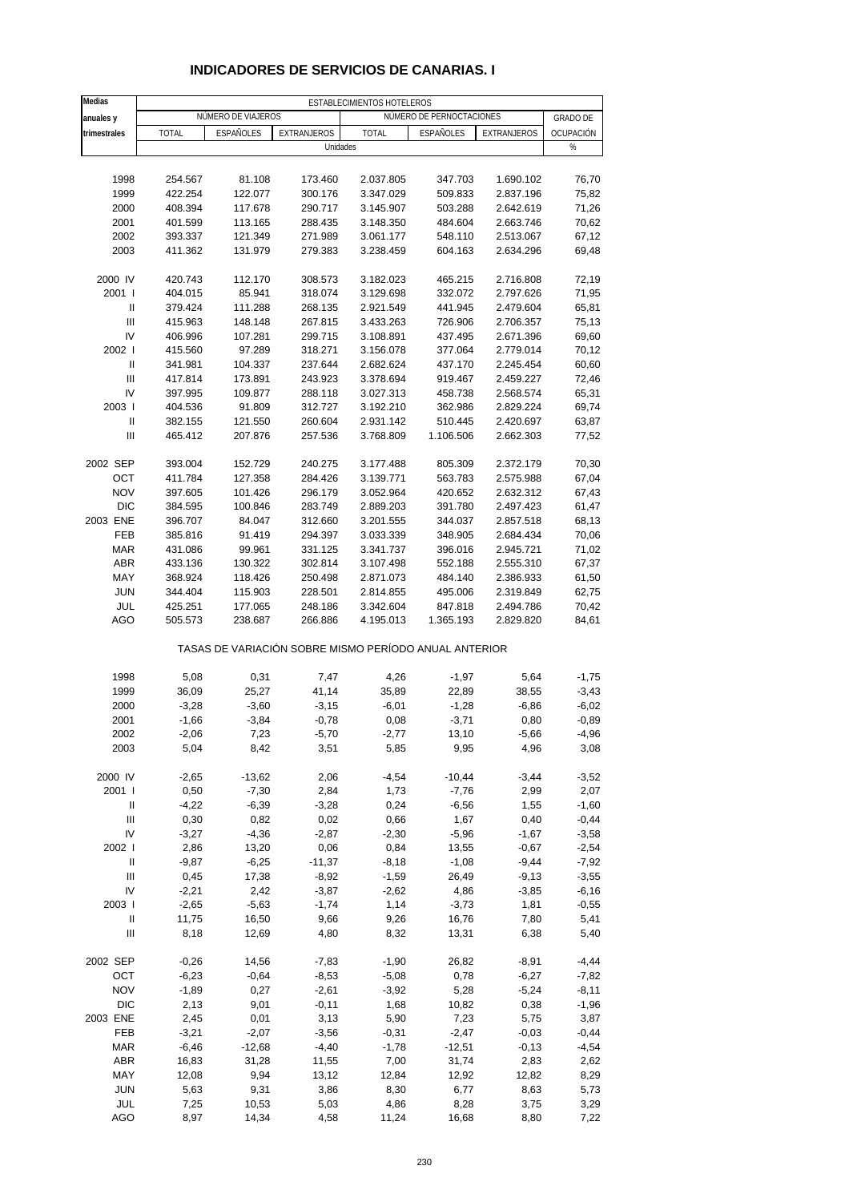# INDICADORES DE SERVICIOS DE CANARIAS. I

| Medias anuales y trimestrales | ESTABLECIMIENTOS HOTELEROS | | | | | | |
|---|---|---|---|---|---|---|---|
| | NÚMERO DE VIAJEROS | | | NÚMERO DE PERNOCTACIONES | | | GRADO DE OCUPACIÓN |
| | TOTAL | ESPAÑOLES | EXTRANJEROS | TOTAL | ESPAÑOLES | EXTRANJEROS | |
| | Unidades | | | | | | % |
| 1998 | 254.567 | 81.108 | 173.460 | 2.037.805 | 347.703 | 1.690.102 | 76,70 |
| 1999 | 422.254 | 122.077 | 300.176 | 3.347.029 | 509.833 | 2.837.196 | 75,82 |
| 2000 | 408.394 | 117.678 | 290.717 | 3.145.907 | 503.288 | 2.642.619 | 71,26 |
| 2001 | 401.599 | 113.165 | 288.435 | 3.148.350 | 484.604 | 2.663.746 | 70,62 |
| 2002 | 393.337 | 121.349 | 271.989 | 3.061.177 | 548.110 | 2.513.067 | 67,12 |
| 2003 | 411.362 | 131.979 | 279.383 | 3.238.459 | 604.163 | 2.634.296 | 69,48 |
| 2000 IV | 420.743 | 112.170 | 308.573 | 3.182.023 | 465.215 | 2.716.808 | 72,19 |
| 2001 I | 404.015 | 85.941 | 318.074 | 3.129.698 | 332.072 | 2.797.626 | 71,95 |
| II | 379.424 | 111.288 | 268.135 | 2.921.549 | 441.945 | 2.479.604 | 65,81 |
| III | 415.963 | 148.148 | 267.815 | 3.433.263 | 726.906 | 2.706.357 | 75,13 |
| IV | 406.996 | 107.281 | 299.715 | 3.108.891 | 437.495 | 2.671.396 | 69,60 |
| 2002 I | 415.560 | 97.289 | 318.271 | 3.156.078 | 377.064 | 2.779.014 | 70,12 |
| II | 341.981 | 104.337 | 237.644 | 2.682.624 | 437.170 | 2.245.454 | 60,60 |
| III | 417.814 | 173.891 | 243.923 | 3.378.694 | 919.467 | 2.459.227 | 72,46 |
| IV | 397.995 | 109.877 | 288.118 | 3.027.313 | 458.738 | 2.568.574 | 65,31 |
| 2003 I | 404.536 | 91.809 | 312.727 | 3.192.210 | 362.986 | 2.829.224 | 69,74 |
| II | 382.155 | 121.550 | 260.604 | 2.931.142 | 510.445 | 2.420.697 | 63,87 |
| III | 465.412 | 207.876 | 257.536 | 3.768.809 | 1.106.506 | 2.662.303 | 77,52 |
| 2002 SEP | 393.004 | 152.729 | 240.275 | 3.177.488 | 805.309 | 2.372.179 | 70,30 |
| OCT | 411.784 | 127.358 | 284.426 | 3.139.771 | 563.783 | 2.575.988 | 67,04 |
| NOV | 397.605 | 101.426 | 296.179 | 3.052.964 | 420.652 | 2.632.312 | 67,43 |
| DIC | 384.595 | 100.846 | 283.749 | 2.889.203 | 391.780 | 2.497.423 | 61,47 |
| 2003 ENE | 396.707 | 84.047 | 312.660 | 3.201.555 | 344.037 | 2.857.518 | 68,13 |
| FEB | 385.816 | 91.419 | 294.397 | 3.033.339 | 348.905 | 2.684.434 | 70,06 |
| MAR | 431.086 | 99.961 | 331.125 | 3.341.737 | 396.016 | 2.945.721 | 71,02 |
| ABR | 433.136 | 130.322 | 302.814 | 3.107.498 | 552.188 | 2.555.310 | 67,37 |
| MAY | 368.924 | 118.426 | 250.498 | 2.871.073 | 484.140 | 2.386.933 | 61,50 |
| JUN | 344.404 | 115.903 | 228.501 | 2.814.855 | 495.006 | 2.319.849 | 62,75 |
| JUL | 425.251 | 177.065 | 248.186 | 3.342.604 | 847.818 | 2.494.786 | 70,42 |
| AGO | 505.573 | 238.687 | 266.886 | 4.195.013 | 1.365.193 | 2.829.820 | 84,61 |
| | TASAS DE VARIACIÓN SOBRE MISMO PERÍODO ANUAL ANTERIOR | | | | | | |
| 1998 | 5,08 | 0,31 | 7,47 | 4,26 | -1,97 | 5,64 | -1,75 |
| 1999 | 36,09 | 25,27 | 41,14 | 35,89 | 22,89 | 38,55 | -3,43 |
| 2000 | -3,28 | -3,60 | -3,15 | -6,01 | -1,28 | -6,86 | -6,02 |
| 2001 | -1,66 | -3,84 | -0,78 | 0,08 | -3,71 | 0,80 | -0,89 |
| 2002 | -2,06 | 7,23 | -5,70 | -2,77 | 13,10 | -5,66 | -4,96 |
| 2003 | 5,04 | 8,42 | 3,51 | 5,85 | 9,95 | 4,96 | 3,08 |
| 2000 IV | -2,65 | -13,62 | 2,06 | -4,54 | -10,44 | -3,44 | -3,52 |
| 2001 I | 0,50 | -7,30 | 2,84 | 1,73 | -7,76 | 2,99 | 2,07 |
| II | -4,22 | -6,39 | -3,28 | 0,24 | -6,56 | 1,55 | -1,60 |
| III | 0,30 | 0,82 | 0,02 | 0,66 | 1,67 | 0,40 | -0,44 |
| IV | -3,27 | -4,36 | -2,87 | -2,30 | -5,96 | -1,67 | -3,58 |
| 2002 I | 2,86 | 13,20 | 0,06 | 0,84 | 13,55 | -0,67 | -2,54 |
| II | -9,87 | -6,25 | -11,37 | -8,18 | -1,08 | -9,44 | -7,92 |
| III | 0,45 | 17,38 | -8,92 | -1,59 | 26,49 | -9,13 | -3,55 |
| IV | -2,21 | 2,42 | -3,87 | -2,62 | 4,86 | -3,85 | -6,16 |
| 2003 I | -2,65 | -5,63 | -1,74 | 1,14 | -3,73 | 1,81 | -0,55 |
| II | 11,75 | 16,50 | 9,66 | 9,26 | 16,76 | 7,80 | 5,41 |
| III | 8,18 | 12,69 | 4,80 | 8,32 | 13,31 | 6,38 | 5,40 |
| 2002 SEP | -0,26 | 14,56 | -7,83 | -1,90 | 26,82 | -8,91 | -4,44 |
| OCT | -6,23 | -0,64 | -8,53 | -5,08 | 0,78 | -6,27 | -7,82 |
| NOV | -1,89 | 0,27 | -2,61 | -3,92 | 5,28 | -5,24 | -8,11 |
| DIC | 2,13 | 9,01 | -0,11 | 1,68 | 10,82 | 0,38 | -1,96 |
| 2003 ENE | 2,45 | 0,01 | 3,13 | 5,90 | 7,23 | 5,75 | 3,87 |
| FEB | -3,21 | -2,07 | -3,56 | -0,31 | -2,47 | -0,03 | -0,44 |
| MAR | -6,46 | -12,68 | -4,40 | -1,78 | -12,51 | -0,13 | -4,54 |
| ABR | 16,83 | 31,28 | 11,55 | 7,00 | 31,74 | 2,83 | 2,62 |
| MAY | 12,08 | 9,94 | 13,12 | 12,84 | 12,92 | 12,82 | 8,29 |
| JUN | 5,63 | 9,31 | 3,86 | 8,30 | 6,77 | 8,63 | 5,73 |
| JUL | 7,25 | 10,53 | 5,03 | 4,86 | 8,28 | 3,75 | 3,29 |
| AGO | 8,97 | 14,34 | 4,58 | 11,24 | 16,68 | 8,80 | 7,22 |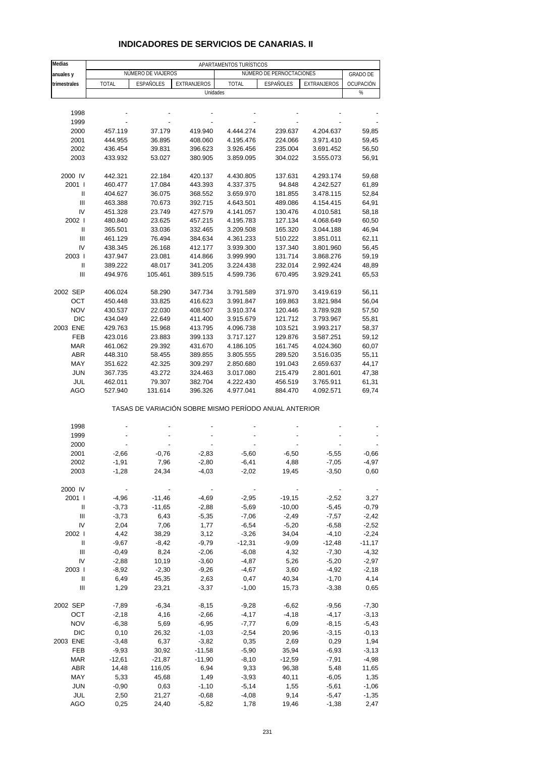# INDICADORES DE SERVICIOS DE CANARIAS. II

| Medias anuales y trimestrales | APARTAMENTOS TURÍSTICOS | | | | | | |
|---|---|---|---|---|---|---|---|
| | NÚMERO DE VIAJEROS | | | NÚMERO DE PERNOCTACIONES | | | GRADO DE OCUPACIÓN |
| | TOTAL | ESPAÑOLES | EXTRANJEROS | TOTAL | ESPAÑOLES | EXTRANJEROS | |
| | Unidades | | | | | | % |
| 1998 | - | - | - | - | - | - | - |
| 1999 | - | - | - | - | - | - | - |
| 2000 | 457.119 | 37.179 | 419.940 | 4.444.274 | 239.637 | 4.204.637 | 59,85 |
| 2001 | 444.955 | 36.895 | 408.060 | 4.195.476 | 224.066 | 3.971.410 | 59,45 |
| 2002 | 436.454 | 39.831 | 396.623 | 3.926.456 | 235.004 | 3.691.452 | 56,50 |
| 2003 | 433.932 | 53.027 | 380.905 | 3.859.095 | 304.022 | 3.555.073 | 56,91 |
| 2000 IV | 442.321 | 22.184 | 420.137 | 4.430.805 | 137.631 | 4.293.174 | 59,68 |
| 2001 I | 460.477 | 17.084 | 443.393 | 4.337.375 | 94.848 | 4.242.527 | 61,89 |
| II | 404.627 | 36.075 | 368.552 | 3.659.970 | 181.855 | 3.478.115 | 52,84 |
| III | 463.388 | 70.673 | 392.715 | 4.643.501 | 489.086 | 4.154.415 | 64,91 |
| IV | 451.328 | 23.749 | 427.579 | 4.141.057 | 130.476 | 4.010.581 | 58,18 |
| 2002 I | 480.840 | 23.625 | 457.215 | 4.195.783 | 127.134 | 4.068.649 | 60,50 |
| II | 365.501 | 33.036 | 332.465 | 3.209.508 | 165.320 | 3.044.188 | 46,94 |
| III | 461.129 | 76.494 | 384.634 | 4.361.233 | 510.222 | 3.851.011 | 62,11 |
| IV | 438.345 | 26.168 | 412.177 | 3.939.300 | 137.340 | 3.801.960 | 56,45 |
| 2003 I | 437.947 | 23.081 | 414.866 | 3.999.990 | 131.714 | 3.868.276 | 59,19 |
| II | 389.222 | 48.017 | 341.205 | 3.224.438 | 232.014 | 2.992.424 | 48,89 |
| III | 494.976 | 105.461 | 389.515 | 4.599.736 | 670.495 | 3.929.241 | 65,53 |
| 2002 SEP | 406.024 | 58.290 | 347.734 | 3.791.589 | 371.970 | 3.419.619 | 56,11 |
| OCT | 450.448 | 33.825 | 416.623 | 3.991.847 | 169.863 | 3.821.984 | 56,04 |
| NOV | 430.537 | 22.030 | 408.507 | 3.910.374 | 120.446 | 3.789.928 | 57,50 |
| DIC | 434.049 | 22.649 | 411.400 | 3.915.679 | 121.712 | 3.793.967 | 55,81 |
| 2003 ENE | 429.763 | 15.968 | 413.795 | 4.096.738 | 103.521 | 3.993.217 | 58,37 |
| FEB | 423.016 | 23.883 | 399.133 | 3.717.127 | 129.876 | 3.587.251 | 59,12 |
| MAR | 461.062 | 29.392 | 431.670 | 4.186.105 | 161.745 | 4.024.360 | 60,07 |
| ABR | 448.310 | 58.455 | 389.855 | 3.805.555 | 289.520 | 3.516.035 | 55,11 |
| MAY | 351.622 | 42.325 | 309.297 | 2.850.680 | 191.043 | 2.659.637 | 44,17 |
| JUN | 367.735 | 43.272 | 324.463 | 3.017.080 | 215.479 | 2.801.601 | 47,38 |
| JUL | 462.011 | 79.307 | 382.704 | 4.222.430 | 456.519 | 3.765.911 | 61,31 |
| AGO | 527.940 | 131.614 | 396.326 | 4.977.041 | 884.470 | 4.092.571 | 69,74 |
| | TASAS DE VARIACIÓN SOBRE MISMO PERÍODO ANUAL ANTERIOR | | | | | | |
| 1998 | - | - | - | - | - | - | - |
| 1999 | - | - | - | - | - | - | - |
| 2000 | - | - | - | - | - | - | - |
| 2001 | -2,66 | -0,76 | -2,83 | -5,60 | -6,50 | -5,55 | -0,66 |
| 2002 | -1,91 | 7,96 | -2,80 | -6,41 | 4,88 | -7,05 | -4,97 |
| 2003 | -1,28 | 24,34 | -4,03 | -2,02 | 19,45 | -3,50 | 0,60 |
| 2000 IV | - | - | - | - | - | - | - |
| 2001 I | -4,96 | -11,46 | -4,69 | -2,95 | -19,15 | -2,52 | 3,27 |
| II | -3,73 | -11,65 | -2,88 | -5,69 | -10,00 | -5,45 | -0,79 |
| III | -3,73 | 6,43 | -5,35 | -7,06 | -2,49 | -7,57 | -2,42 |
| IV | 2,04 | 7,06 | 1,77 | -6,54 | -5,20 | -6,58 | -2,52 |
| 2002 I | 4,42 | 38,29 | 3,12 | -3,26 | 34,04 | -4,10 | -2,24 |
| II | -9,67 | -8,42 | -9,79 | -12,31 | -9,09 | -12,48 | -11,17 |
| III | -0,49 | 8,24 | -2,06 | -6,08 | 4,32 | -7,30 | -4,32 |
| IV | -2,88 | 10,19 | -3,60 | -4,87 | 5,26 | -5,20 | -2,97 |
| 2003 I | -8,92 | -2,30 | -9,26 | -4,67 | 3,60 | -4,92 | -2,18 |
| II | 6,49 | 45,35 | 2,63 | 0,47 | 40,34 | -1,70 | 4,14 |
| III | 1,29 | 23,21 | -3,37 | -1,00 | 15,73 | -3,38 | 0,65 |
| 2002 SEP | -7,89 | -6,34 | -8,15 | -9,28 | -6,62 | -9,56 | -7,30 |
| OCT | -2,18 | 4,16 | -2,66 | -4,17 | -4,18 | -4,17 | -3,13 |
| NOV | -6,38 | 5,69 | -6,95 | -7,77 | 6,09 | -8,15 | -5,43 |
| DIC | 0,10 | 26,32 | -1,03 | -2,54 | 20,96 | -3,15 | -0,13 |
| 2003 ENE | -3,48 | 6,37 | -3,82 | 0,35 | 2,69 | 0,29 | 1,94 |
| FEB | -9,93 | 30,92 | -11,58 | -5,90 | 35,94 | -6,93 | -3,13 |
| MAR | -12,61 | -21,87 | -11,90 | -8,10 | -12,59 | -7,91 | -4,98 |
| ABR | 14,48 | 116,05 | 6,94 | 9,33 | 96,38 | 5,48 | 11,65 |
| MAY | 5,33 | 45,68 | 1,49 | -3,93 | 40,11 | -6,05 | 1,35 |
| JUN | -0,90 | 0,63 | -1,10 | -5,14 | 1,55 | -5,61 | -1,06 |
| JUL | 2,50 | 21,27 | -0,68 | -4,08 | 9,14 | -5,47 | -1,35 |
| AGO | 0,25 | 24,40 | -5,82 | 1,78 | 19,46 | -1,38 | 2,47 |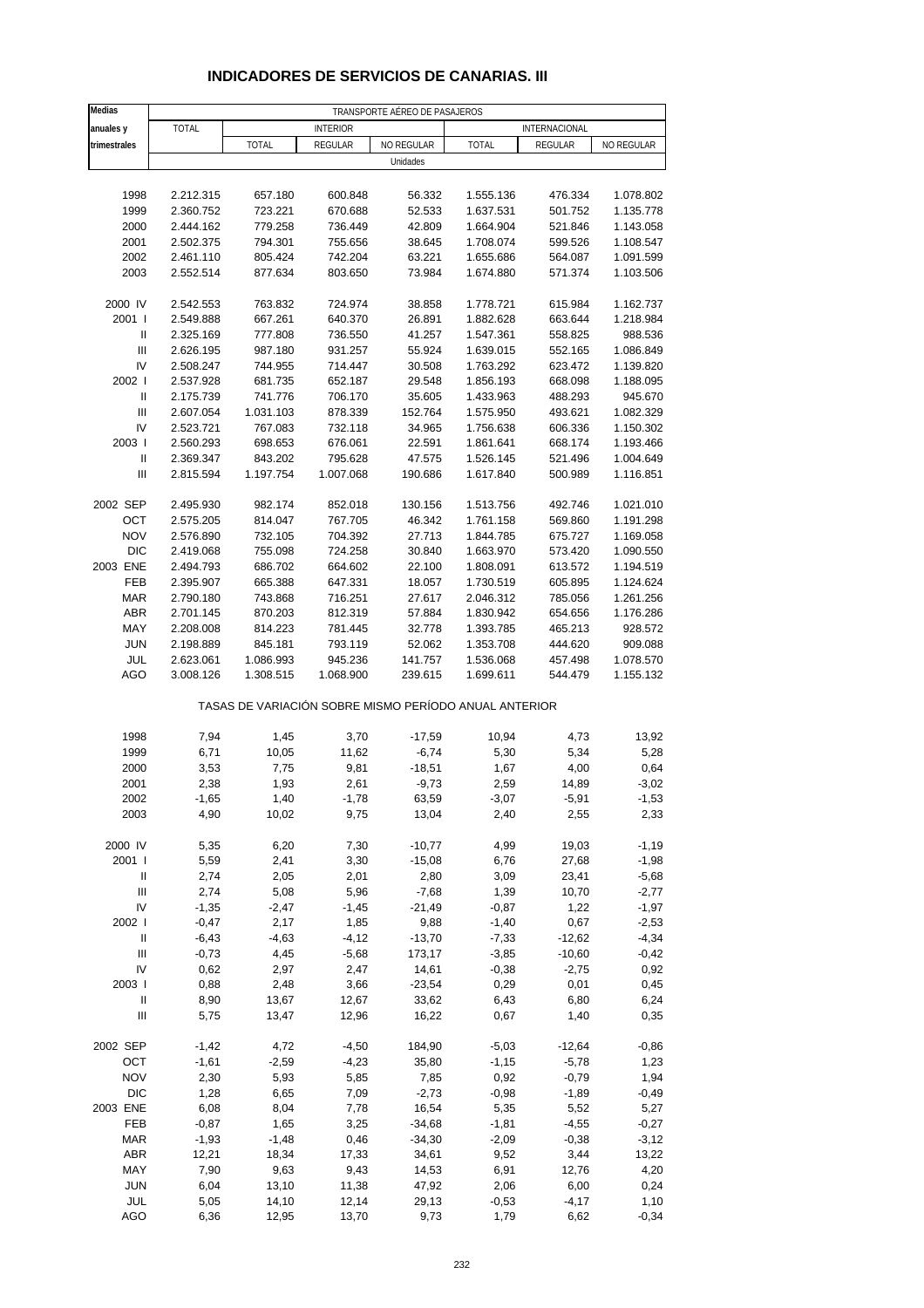## INDICADORES DE SERVICIOS DE CANARIAS. III

| Medias anuales y trimestrales | TRANSPORTE AÉREO DE PASAJEROS | | | | | | |
|---|---|---|---|---|---|---|---|
| | TOTAL | INTERIOR | | | INTERNACIONAL | | |
| | | TOTAL | REGULAR | NO REGULAR | TOTAL | REGULAR | NO REGULAR |
| | Unidades | | | | | | |
| 1998 | 2.212.315 | 657.180 | 600.848 | 56.332 | 1.555.136 | 476.334 | 1.078.802 |
| 1999 | 2.360.752 | 723.221 | 670.688 | 52.533 | 1.637.531 | 501.752 | 1.135.778 |
| 2000 | 2.444.162 | 779.258 | 736.449 | 42.809 | 1.664.904 | 521.846 | 1.143.058 |
| 2001 | 2.502.375 | 794.301 | 755.656 | 38.645 | 1.708.074 | 599.526 | 1.108.547 |
| 2002 | 2.461.110 | 805.424 | 742.204 | 63.221 | 1.655.686 | 564.087 | 1.091.599 |
| 2003 | 2.552.514 | 877.634 | 803.650 | 73.984 | 1.674.880 | 571.374 | 1.103.506 |
| 2000 IV | 2.542.553 | 763.832 | 724.974 | 38.858 | 1.778.721 | 615.984 | 1.162.737 |
| 2001 I | 2.549.888 | 667.261 | 640.370 | 26.891 | 1.882.628 | 663.644 | 1.218.984 |
| II | 2.325.169 | 777.808 | 736.550 | 41.257 | 1.547.361 | 558.825 | 988.536 |
| III | 2.626.195 | 987.180 | 931.257 | 55.924 | 1.639.015 | 552.165 | 1.086.849 |
| IV | 2.508.247 | 744.955 | 714.447 | 30.508 | 1.763.292 | 623.472 | 1.139.820 |
| 2002 I | 2.537.928 | 681.735 | 652.187 | 29.548 | 1.856.193 | 668.098 | 1.188.095 |
| II | 2.175.739 | 741.776 | 706.170 | 35.605 | 1.433.963 | 488.293 | 945.670 |
| III | 2.607.054 | 1.031.103 | 878.339 | 152.764 | 1.575.950 | 493.621 | 1.082.329 |
| IV | 2.523.721 | 767.083 | 732.118 | 34.965 | 1.756.638 | 606.336 | 1.150.302 |
| 2003 I | 2.560.293 | 698.653 | 676.061 | 22.591 | 1.861.641 | 668.174 | 1.193.466 |
| II | 2.369.347 | 843.202 | 795.628 | 47.575 | 1.526.145 | 521.496 | 1.004.649 |
| III | 2.815.594 | 1.197.754 | 1.007.068 | 190.686 | 1.617.840 | 500.989 | 1.116.851 |
| 2002 SEP | 2.495.930 | 982.174 | 852.018 | 130.156 | 1.513.756 | 492.746 | 1.021.010 |
| OCT | 2.575.205 | 814.047 | 767.705 | 46.342 | 1.761.158 | 569.860 | 1.191.298 |
| NOV | 2.576.890 | 732.105 | 704.392 | 27.713 | 1.844.785 | 675.727 | 1.169.058 |
| DIC | 2.419.068 | 755.098 | 724.258 | 30.840 | 1.663.970 | 573.420 | 1.090.550 |
| 2003 ENE | 2.494.793 | 686.702 | 664.602 | 22.100 | 1.808.091 | 613.572 | 1.194.519 |
| FEB | 2.395.907 | 665.388 | 647.331 | 18.057 | 1.730.519 | 605.895 | 1.124.624 |
| MAR | 2.790.180 | 743.868 | 716.251 | 27.617 | 2.046.312 | 785.056 | 1.261.256 |
| ABR | 2.701.145 | 870.203 | 812.319 | 57.884 | 1.830.942 | 654.656 | 1.176.286 |
| MAY | 2.208.008 | 814.223 | 781.445 | 32.778 | 1.393.785 | 465.213 | 928.572 |
| JUN | 2.198.889 | 845.181 | 793.119 | 52.062 | 1.353.708 | 444.620 | 909.088 |
| JUL | 2.623.061 | 1.086.993 | 945.236 | 141.757 | 1.536.068 | 457.498 | 1.078.570 |
| AGO | 3.008.126 | 1.308.515 | 1.068.900 | 239.615 | 1.699.611 | 544.479 | 1.155.132 |
| | TASAS DE VARIACIÓN SOBRE MISMO PERÍODO ANUAL ANTERIOR | | | | | | |
| 1998 | 7,94 | 1,45 | 3,70 | -17,59 | 10,94 | 4,73 | 13,92 |
| 1999 | 6,71 | 10,05 | 11,62 | -6,74 | 5,30 | 5,34 | 5,28 |
| 2000 | 3,53 | 7,75 | 9,81 | -18,51 | 1,67 | 4,00 | 0,64 |
| 2001 | 2,38 | 1,93 | 2,61 | -9,73 | 2,59 | 14,89 | -3,02 |
| 2002 | -1,65 | 1,40 | -1,78 | 63,59 | -3,07 | -5,91 | -1,53 |
| 2003 | 4,90 | 10,02 | 9,75 | 13,04 | 2,40 | 2,55 | 2,33 |
| 2000 IV | 5,35 | 6,20 | 7,30 | -10,77 | 4,99 | 19,03 | -1,19 |
| 2001 I | 5,59 | 2,41 | 3,30 | -15,08 | 6,76 | 27,68 | -1,98 |
| II | 2,74 | 2,05 | 2,01 | 2,80 | 3,09 | 23,41 | -5,68 |
| III | 2,74 | 5,08 | 5,96 | -7,68 | 1,39 | 10,70 | -2,77 |
| IV | -1,35 | -2,47 | -1,45 | -21,49 | -0,87 | 1,22 | -1,97 |
| 2002 I | -0,47 | 2,17 | 1,85 | 9,88 | -1,40 | 0,67 | -2,53 |
| II | -6,43 | -4,63 | -4,12 | -13,70 | -7,33 | -12,62 | -4,34 |
| III | -0,73 | 4,45 | -5,68 | 173,17 | -3,85 | -10,60 | -0,42 |
| IV | 0,62 | 2,97 | 2,47 | 14,61 | -0,38 | -2,75 | 0,92 |
| 2003 I | 0,88 | 2,48 | 3,66 | -23,54 | 0,29 | 0,01 | 0,45 |
| II | 8,90 | 13,67 | 12,67 | 33,62 | 6,43 | 6,80 | 6,24 |
| III | 5,75 | 13,47 | 12,96 | 16,22 | 0,67 | 1,40 | 0,35 |
| 2002 SEP | -1,42 | 4,72 | -4,50 | 184,90 | -5,03 | -12,64 | -0,86 |
| OCT | -1,61 | -2,59 | -4,23 | 35,80 | -1,15 | -5,78 | 1,23 |
| NOV | 2,30 | 5,93 | 5,85 | 7,85 | 0,92 | -0,79 | 1,94 |
| DIC | 1,28 | 6,65 | 7,09 | -2,73 | -0,98 | -1,89 | -0,49 |
| 2003 ENE | 6,08 | 8,04 | 7,78 | 16,54 | 5,35 | 5,52 | 5,27 |
| FEB | -0,87 | 1,65 | 3,25 | -34,68 | -1,81 | -4,55 | -0,27 |
| MAR | -1,93 | -1,48 | 0,46 | -34,30 | -2,09 | -0,38 | -3,12 |
| ABR | 12,21 | 18,34 | 17,33 | 34,61 | 9,52 | 3,44 | 13,22 |
| MAY | 7,90 | 9,63 | 9,43 | 14,53 | 6,91 | 12,76 | 4,20 |
| JUN | 6,04 | 13,10 | 11,38 | 47,92 | 2,06 | 6,00 | 0,24 |
| JUL | 5,05 | 14,10 | 12,14 | 29,13 | -0,53 | -4,17 | 1,10 |
| AGO | 6,36 | 12,95 | 13,70 | 9,73 | 1,79 | 6,62 | -0,34 |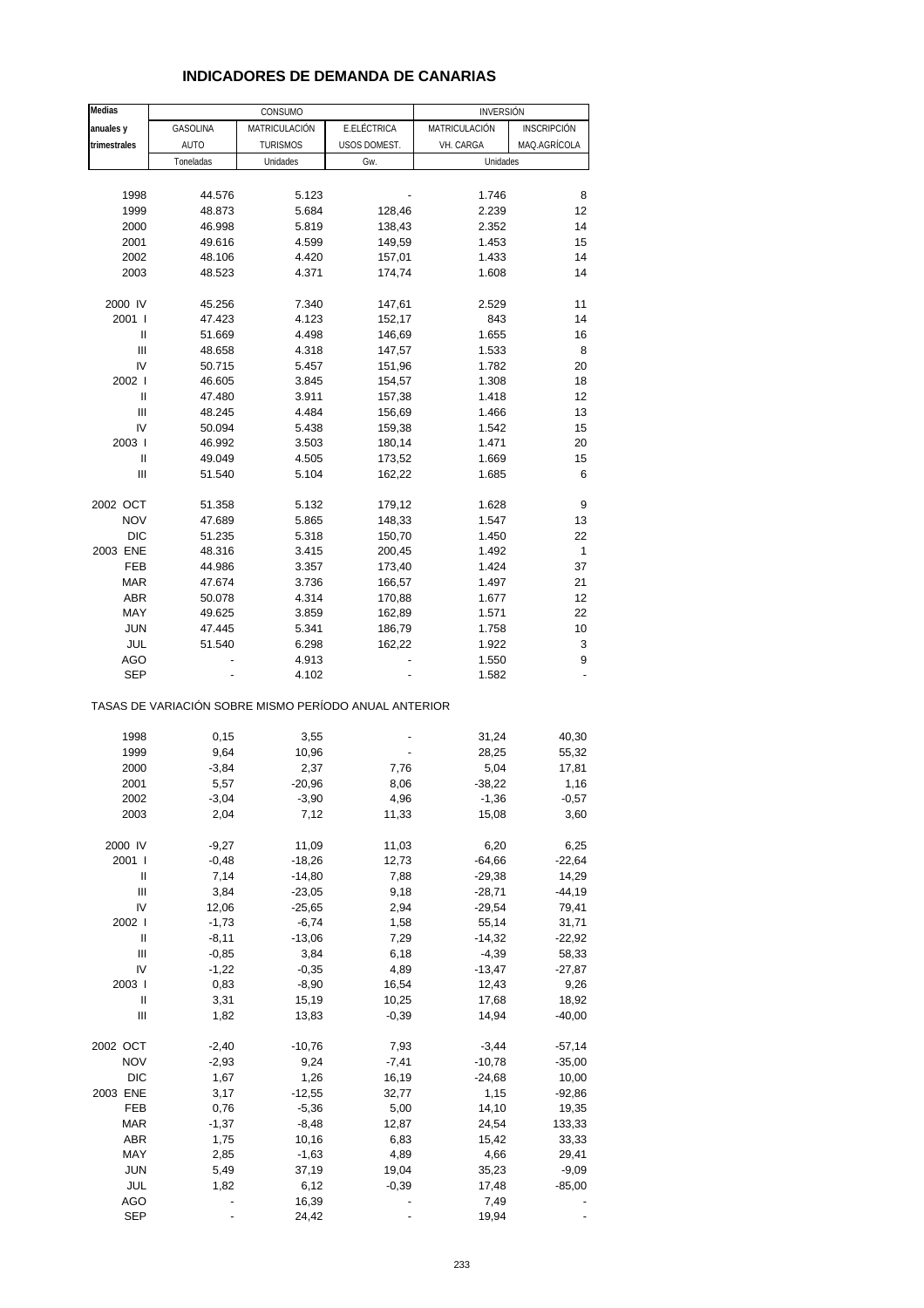# INDICADORES DE DEMANDA DE CANARIAS

| Medias anuales y trimestrales | CONSUMO | | | INVERSIÓN | |
|---|---|---|---|---|---|
| | GASOLINA AUTO | MATRICULACIÓN TURISMOS | E.ELÉCTRICA USOS DOMEST. | MATRICULACIÓN VH. CARGA | INSCRIPCIÓN MAQ.AGRÍCOLA |
| | Toneladas | Unidades | Gw. | Unidades | |
| 1998 | 44.576 | 5.123 | - | 1.746 | 8 |
| 1999 | 48.873 | 5.684 | 128,46 | 2.239 | 12 |
| 2000 | 46.998 | 5.819 | 138,43 | 2.352 | 14 |
| 2001 | 49.616 | 4.599 | 149,59 | 1.453 | 15 |
| 2002 | 48.106 | 4.420 | 157,01 | 1.433 | 14 |
| 2003 | 48.523 | 4.371 | 174,74 | 1.608 | 14 |
| 2000 IV | 45.256 | 7.340 | 147,61 | 2.529 | 11 |
| 2001 I | 47.423 | 4.123 | 152,17 | 843 | 14 |
| II | 51.669 | 4.498 | 146,69 | 1.655 | 16 |
| III | 48.658 | 4.318 | 147,57 | 1.533 | 8 |
| IV | 50.715 | 5.457 | 151,96 | 1.782 | 20 |
| 2002 I | 46.605 | 3.845 | 154,57 | 1.308 | 18 |
| II | 47.480 | 3.911 | 157,38 | 1.418 | 12 |
| III | 48.245 | 4.484 | 156,69 | 1.466 | 13 |
| IV | 50.094 | 5.438 | 159,38 | 1.542 | 15 |
| 2003 I | 46.992 | 3.503 | 180,14 | 1.471 | 20 |
| II | 49.049 | 4.505 | 173,52 | 1.669 | 15 |
| III | 51.540 | 5.104 | 162,22 | 1.685 | 6 |
| 2002 OCT | 51.358 | 5.132 | 179,12 | 1.628 | 9 |
| NOV | 47.689 | 5.865 | 148,33 | 1.547 | 13 |
| DIC | 51.235 | 5.318 | 150,70 | 1.450 | 22 |
| 2003 ENE | 48.316 | 3.415 | 200,45 | 1.492 | 1 |
| FEB | 44.986 | 3.357 | 173,40 | 1.424 | 37 |
| MAR | 47.674 | 3.736 | 166,57 | 1.497 | 21 |
| ABR | 50.078 | 4.314 | 170,88 | 1.677 | 12 |
| MAY | 49.625 | 3.859 | 162,89 | 1.571 | 22 |
| JUN | 47.445 | 5.341 | 186,79 | 1.758 | 10 |
| JUL | 51.540 | 6.298 | 162,22 | 1.922 | 3 |
| AGO | - | 4.913 | - | 1.550 | 9 |
| SEP | - | 4.102 | - | 1.582 | - |
| **TASAS DE VARIACIÓN SOBRE MISMO PERÍODO ANUAL ANTERIOR** | | | | | |
| 1998 | 0,15 | 3,55 | - | 31,24 | 40,30 |
| 1999 | 9,64 | 10,96 | - | 28,25 | 55,32 |
| 2000 | -3,84 | 2,37 | 7,76 | 5,04 | 17,81 |
| 2001 | 5,57 | -20,96 | 8,06 | -38,22 | 1,16 |
| 2002 | -3,04 | -3,90 | 4,96 | -1,36 | -0,57 |
| 2003 | 2,04 | 7,12 | 11,33 | 15,08 | 3,60 |
| 2000 IV | -9,27 | 11,09 | 11,03 | 6,20 | 6,25 |
| 2001 I | -0,48 | -18,26 | 12,73 | -64,66 | -22,64 |
| II | 7,14 | -14,80 | 7,88 | -29,38 | 14,29 |
| III | 3,84 | -23,05 | 9,18 | -28,71 | -44,19 |
| IV | 12,06 | -25,65 | 2,94 | -29,54 | 79,41 |
| 2002 I | -1,73 | -6,74 | 1,58 | 55,14 | 31,71 |
| II | -8,11 | -13,06 | 7,29 | -14,32 | -22,92 |
| III | -0,85 | 3,84 | 6,18 | -4,39 | 58,33 |
| IV | -1,22 | -0,35 | 4,89 | -13,47 | -27,87 |
| 2003 I | 0,83 | -8,90 | 16,54 | 12,43 | 9,26 |
| II | 3,31 | 15,19 | 10,25 | 17,68 | 18,92 |
| III | 1,82 | 13,83 | -0,39 | 14,94 | -40,00 |
| 2002 OCT | -2,40 | -10,76 | 7,93 | -3,44 | -57,14 |
| NOV | -2,93 | 9,24 | -7,41 | -10,78 | -35,00 |
| DIC | 1,67 | 1,26 | 16,19 | -24,68 | 10,00 |
| 2003 ENE | 3,17 | -12,55 | 32,77 | 1,15 | -92,86 |
| FEB | 0,76 | -5,36 | 5,00 | 14,10 | 19,35 |
| MAR | -1,37 | -8,48 | 12,87 | 24,54 | 133,33 |
| ABR | 1,75 | 10,16 | 6,83 | 15,42 | 33,33 |
| MAY | 2,85 | -1,63 | 4,89 | 4,66 | 29,41 |
| JUN | 5,49 | 37,19 | 19,04 | 35,23 | -9,09 |
| JUL | 1,82 | 6,12 | -0,39 | 17,48 | -85,00 |
| AGO | - | 16,39 | - | 7,49 | - |
| SEP | - | 24,42 | - | 19,94 | - |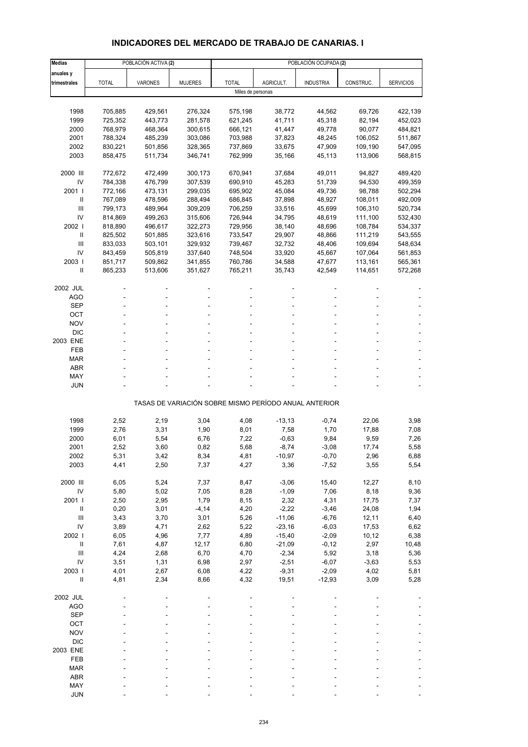# INDICADORES DEL MERCADO DE TRABAJO DE CANARIAS. I

| Medias anuales y trimestrales | POBLACIÓN ACTIVA (2) | | | POBLACIÓN OCUPADA (2) | | | | |
|---|---|---|---|---|---|---|---|---|
| | TOTAL | VARONES | MUJERES | TOTAL | AGRICULT. | INDUSTRIA | CONSTRUC. | SERVICIOS |
| | Miles de personas | | | | | | | |
| 1998 | 705,885 | 429,561 | 276,324 | 575,198 | 38,772 | 44,562 | 69,726 | 422,139 |
| 1999 | 725,352 | 443,773 | 281,578 | 621,245 | 41,711 | 45,318 | 82,194 | 452,023 |
| 2000 | 768,979 | 468,364 | 300,615 | 666,121 | 41,447 | 49,778 | 90,077 | 484,821 |
| 2001 | 788,324 | 485,239 | 303,086 | 703,988 | 37,823 | 48,245 | 106,052 | 511,867 |
| 2002 | 830,221 | 501,856 | 328,365 | 737,869 | 33,675 | 47,909 | 109,190 | 547,095 |
| 2003 | 858,475 | 511,734 | 346,741 | 762,999 | 35,166 | 45,113 | 113,906 | 568,815 |
| 2000 III | 772,672 | 472,499 | 300,173 | 670,941 | 37,684 | 49,011 | 94,827 | 489,420 |
| IV | 784,338 | 476,799 | 307,539 | 690,910 | 45,283 | 51,739 | 94,530 | 499,359 |
| 2001 I | 772,166 | 473,131 | 299,035 | 695,902 | 45,084 | 49,736 | 98,788 | 502,294 |
| II | 767,089 | 478,596 | 288,494 | 686,845 | 37,898 | 48,927 | 108,011 | 492,009 |
| III | 799,173 | 489,964 | 309,209 | 706,259 | 33,516 | 45,699 | 106,310 | 520,734 |
| IV | 814,869 | 499,263 | 315,606 | 726,944 | 34,795 | 48,619 | 111,100 | 532,430 |
| 2002 I | 818,890 | 496,617 | 322,273 | 729,956 | 38,140 | 48,696 | 108,784 | 534,337 |
| II | 825,502 | 501,885 | 323,616 | 733,547 | 29,907 | 48,866 | 111,219 | 543,555 |
| III | 833,033 | 503,101 | 329,932 | 739,467 | 32,732 | 48,406 | 109,694 | 548,634 |
| IV | 843,459 | 505,819 | 337,640 | 748,504 | 33,920 | 45,667 | 107,064 | 561,853 |
| 2003 I | 851,717 | 509,862 | 341,855 | 760,786 | 34,588 | 47,677 | 113,161 | 565,361 |
| II | 865,233 | 513,606 | 351,627 | 765,211 | 35,743 | 42,549 | 114,651 | 572,268 |
| 2002 JUL | - | - | - | - | - | - | - | - |
| AGO | - | - | - | - | - | - | - | - |
| SEP | - | - | - | - | - | - | - | - |
| OCT | - | - | - | - | - | - | - | - |
| NOV | - | - | - | - | - | - | - | - |
| DIC | - | - | - | - | - | - | - | - |
| 2003 ENE | - | - | - | - | - | - | - | - |
| FEB | - | - | - | - | - | - | - | - |
| MAR | - | - | - | - | - | - | - | - |
| ABR | - | - | - | - | - | - | - | - |
| MAY | - | - | - | - | - | - | - | - |
| JUN | - | - | - | - | - | - | - | - |
| | TASAS DE VARIACIÓN SOBRE MISMO PERÍODO ANUAL ANTERIOR | | | | | | | |
| 1998 | 2,52 | 2,19 | 3,04 | 4,08 | -13,13 | -0,74 | 22,06 | 3,98 |
| 1999 | 2,76 | 3,31 | 1,90 | 8,01 | 7,58 | 1,70 | 17,88 | 7,08 |
| 2000 | 6,01 | 5,54 | 6,76 | 7,22 | -0,63 | 9,84 | 9,59 | 7,26 |
| 2001 | 2,52 | 3,60 | 0,82 | 5,68 | -8,74 | -3,08 | 17,74 | 5,58 |
| 2002 | 5,31 | 3,42 | 8,34 | 4,81 | -10,97 | -0,70 | 2,96 | 6,88 |
| 2003 | 4,41 | 2,50 | 7,37 | 4,27 | 3,36 | -7,52 | 3,55 | 5,54 |
| 2000 III | 6,05 | 5,24 | 7,37 | 8,47 | -3,06 | 15,40 | 12,27 | 8,10 |
| IV | 5,80 | 5,02 | 7,05 | 8,28 | -1,09 | 7,06 | 8,18 | 9,36 |
| 2001 I | 2,50 | 2,95 | 1,79 | 8,15 | 2,32 | 4,31 | 17,75 | 7,37 |
| II | 0,20 | 3,01 | -4,14 | 4,20 | -2,22 | -3,46 | 24,08 | 1,94 |
| III | 3,43 | 3,70 | 3,01 | 5,26 | -11,06 | -6,76 | 12,11 | 6,40 |
| IV | 3,89 | 4,71 | 2,62 | 5,22 | -23,16 | -6,03 | 17,53 | 6,62 |
| 2002 I | 6,05 | 4,96 | 7,77 | 4,89 | -15,40 | -2,09 | 10,12 | 6,38 |
| II | 7,61 | 4,87 | 12,17 | 6,80 | -21,09 | -0,12 | 2,97 | 10,48 |
| III | 4,24 | 2,68 | 6,70 | 4,70 | -2,34 | 5,92 | 3,18 | 5,36 |
| IV | 3,51 | 1,31 | 6,98 | 2,97 | -2,51 | -6,07 | -3,63 | 5,53 |
| 2003 I | 4,01 | 2,67 | 6,08 | 4,22 | -9,31 | -2,09 | 4,02 | 5,81 |
| II | 4,81 | 2,34 | 8,66 | 4,32 | 19,51 | -12,93 | 3,09 | 5,28 |
| 2002 JUL | - | - | - | - | - | - | - | - |
| AGO | - | - | - | - | - | - | - | - |
| SEP | - | - | - | - | - | - | - | - |
| OCT | - | - | - | - | - | - | - | - |
| NOV | - | - | - | - | - | - | - | - |
| DIC | - | - | - | - | - | - | - | - |
| 2003 ENE | - | - | - | - | - | - | - | - |
| FEB | - | - | - | - | - | - | - | - |
| MAR | - | - | - | - | - | - | - | - |
| ABR | - | - | - | - | - | - | - | - |
| MAY | - | - | - | - | - | - | - | - |
| JUN | - | - | - | - | - | - | - | - |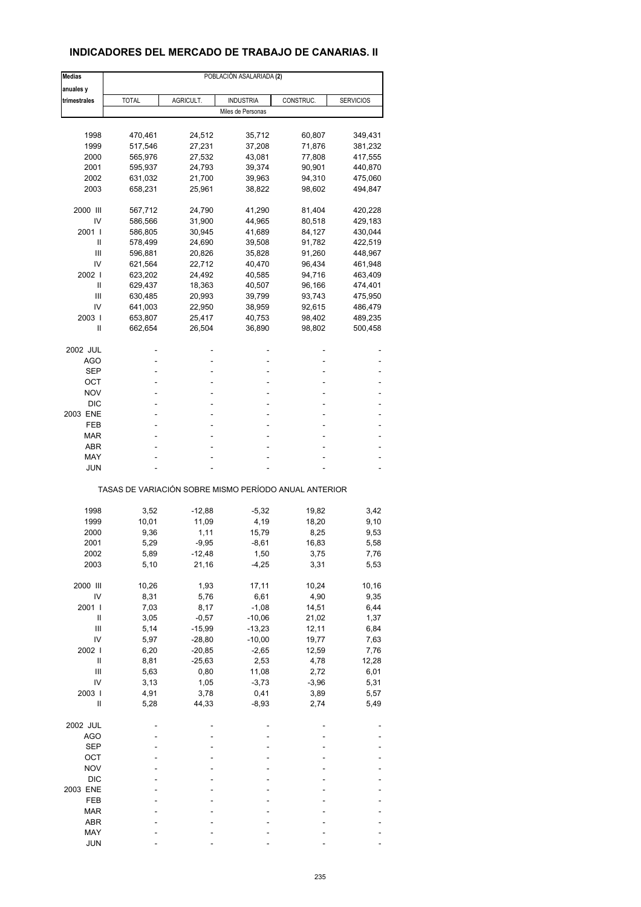## INDICADORES DEL MERCADO DE TRABAJO DE CANARIAS. II

| Medias anuales y trimestrales | POBLACIÓN ASALARIADA (2) | | | | |
|---|---|---|---|---|---|
| | TOTAL | AGRICULT. | INDUSTRIA | CONSTRUC. | SERVICIOS |
| | Miles de Personas | | | | |
| 1998 | 470,461 | 24,512 | 35,712 | 60,807 | 349,431 |
| 1999 | 517,546 | 27,231 | 37,208 | 71,876 | 381,232 |
| 2000 | 565,976 | 27,532 | 43,081 | 77,808 | 417,555 |
| 2001 | 595,937 | 24,793 | 39,374 | 90,901 | 440,870 |
| 2002 | 631,032 | 21,700 | 39,963 | 94,310 | 475,060 |
| 2003 | 658,231 | 25,961 | 38,822 | 98,602 | 494,847 |
| 2000 III | 567,712 | 24,790 | 41,290 | 81,404 | 420,228 |
| IV | 586,566 | 31,900 | 44,965 | 80,518 | 429,183 |
| 2001 I | 586,805 | 30,945 | 41,689 | 84,127 | 430,044 |
| II | 578,499 | 24,690 | 39,508 | 91,782 | 422,519 |
| III | 596,881 | 20,826 | 35,828 | 91,260 | 448,967 |
| IV | 621,564 | 22,712 | 40,470 | 96,434 | 461,948 |
| 2002 I | 623,202 | 24,492 | 40,585 | 94,716 | 463,409 |
| II | 629,437 | 18,363 | 40,507 | 96,166 | 474,401 |
| III | 630,485 | 20,993 | 39,799 | 93,743 | 475,950 |
| IV | 641,003 | 22,950 | 38,959 | 92,615 | 486,479 |
| 2003 I | 653,807 | 25,417 | 40,753 | 98,402 | 489,235 |
| II | 662,654 | 26,504 | 36,890 | 98,802 | 500,458 |
| 2002 JUL | - | - | - | - | - |
| AGO | - | - | - | - | - |
| SEP | - | - | - | - | - |
| OCT | - | - | - | - | - |
| NOV | - | - | - | - | - |
| DIC | - | - | - | - | - |
| 2003 ENE | - | - | - | - | - |
| FEB | - | - | - | - | - |
| MAR | - | - | - | - | - |
| ABR | - | - | - | - | - |
| MAY | - | - | - | - | - |
| JUN | - | - | - | - | - |
| | TASAS DE VARIACIÓN SOBRE MISMO PERÍODO ANUAL ANTERIOR | | | | |
| 1998 | 3,52 | -12,88 | -5,32 | 19,82 | 3,42 |
| 1999 | 10,01 | 11,09 | 4,19 | 18,20 | 9,10 |
| 2000 | 9,36 | 1,11 | 15,79 | 8,25 | 9,53 |
| 2001 | 5,29 | -9,95 | -8,61 | 16,83 | 5,58 |
| 2002 | 5,89 | -12,48 | 1,50 | 3,75 | 7,76 |
| 2003 | 5,10 | 21,16 | -4,25 | 3,31 | 5,53 |
| 2000 III | 10,26 | 1,93 | 17,11 | 10,24 | 10,16 |
| IV | 8,31 | 5,76 | 6,61 | 4,90 | 9,35 |
| 2001 I | 7,03 | 8,17 | -1,08 | 14,51 | 6,44 |
| II | 3,05 | -0,57 | -10,06 | 21,02 | 1,37 |
| III | 5,14 | -15,99 | -13,23 | 12,11 | 6,84 |
| IV | 5,97 | -28,80 | -10,00 | 19,77 | 7,63 |
| 2002 I | 6,20 | -20,85 | -2,65 | 12,59 | 7,76 |
| II | 8,81 | -25,63 | 2,53 | 4,78 | 12,28 |
| III | 5,63 | 0,80 | 11,08 | 2,72 | 6,01 |
| IV | 3,13 | 1,05 | -3,73 | -3,96 | 5,31 |
| 2003 I | 4,91 | 3,78 | 0,41 | 3,89 | 5,57 |
| II | 5,28 | 44,33 | -8,93 | 2,74 | 5,49 |
| 2002 JUL | - | - | - | - | - |
| AGO | - | - | - | - | - |
| SEP | - | - | - | - | - |
| OCT | - | - | - | - | - |
| NOV | - | - | - | - | - |
| DIC | - | - | - | - | - |
| 2003 ENE | - | - | - | - | - |
| FEB | - | - | - | - | - |
| MAR | - | - | - | - | - |
| ABR | - | - | - | - | - |
| MAY | - | - | - | - | - |
| JUN | - | - | - | - | - |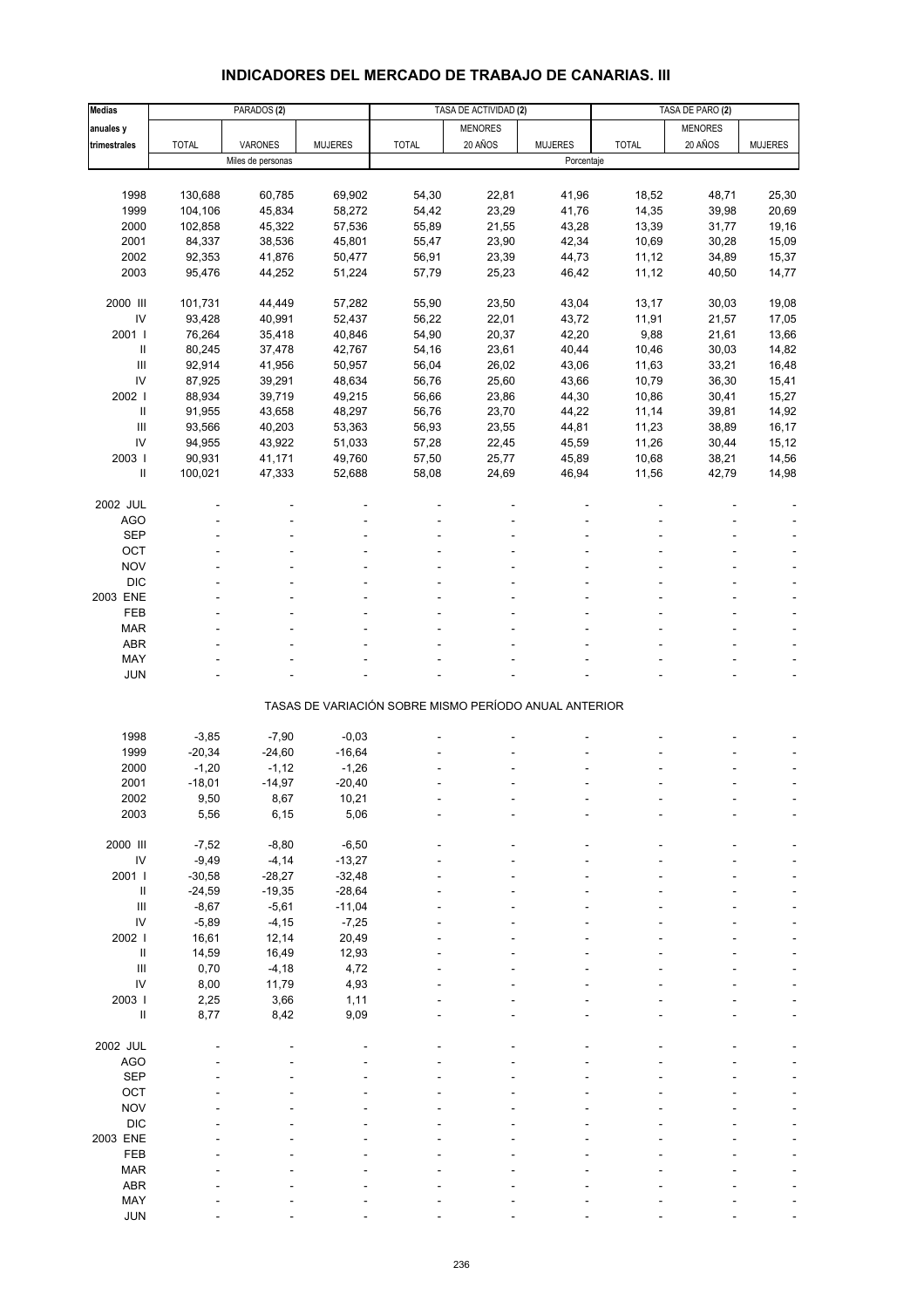# INDICADORES DEL MERCADO DE TRABAJO DE CANARIAS. III

| Medias anuales y trimestrales | PARADOS (2) | | | TASA DE ACTIVIDAD (2) | | | TASA DE PARO (2) | | |
|---|---|---|---|---|---|---|---|---|---|
| | TOTAL | VARONES | MUJERES | TOTAL | MENORES 20 AÑOS | MUJERES | TOTAL | MENORES 20 AÑOS | MUJERES |
| | Miles de personas | | | Porcentaje | | | | | |
| 1998 | 130,688 | 60,785 | 69,902 | 54,30 | 22,81 | 41,96 | 18,52 | 48,71 | 25,30 |
| 1999 | 104,106 | 45,834 | 58,272 | 54,42 | 23,29 | 41,76 | 14,35 | 39,98 | 20,69 |
| 2000 | 102,858 | 45,322 | 57,536 | 55,89 | 21,55 | 43,28 | 13,39 | 31,77 | 19,16 |
| 2001 | 84,337 | 38,536 | 45,801 | 55,47 | 23,90 | 42,34 | 10,69 | 30,28 | 15,09 |
| 2002 | 92,353 | 41,876 | 50,477 | 56,91 | 23,39 | 44,73 | 11,12 | 34,89 | 15,37 |
| 2003 | 95,476 | 44,252 | 51,224 | 57,79 | 25,23 | 46,42 | 11,12 | 40,50 | 14,77 |
| 2000 III | 101,731 | 44,449 | 57,282 | 55,90 | 23,50 | 43,04 | 13,17 | 30,03 | 19,08 |
| IV | 93,428 | 40,991 | 52,437 | 56,22 | 22,01 | 43,72 | 11,91 | 21,57 | 17,05 |
| 2001 I | 76,264 | 35,418 | 40,846 | 54,90 | 20,37 | 42,20 | 9,88 | 21,61 | 13,66 |
| II | 80,245 | 37,478 | 42,767 | 54,16 | 23,61 | 40,44 | 10,46 | 30,03 | 14,82 |
| III | 92,914 | 41,956 | 50,957 | 56,04 | 26,02 | 43,06 | 11,63 | 33,21 | 16,48 |
| IV | 87,925 | 39,291 | 48,634 | 56,76 | 25,60 | 43,66 | 10,79 | 36,30 | 15,41 |
| 2002 I | 88,934 | 39,719 | 49,215 | 56,66 | 23,86 | 44,30 | 10,86 | 30,41 | 15,27 |
| II | 91,955 | 43,658 | 48,297 | 56,76 | 23,70 | 44,22 | 11,14 | 39,81 | 14,92 |
| III | 93,566 | 40,203 | 53,363 | 56,93 | 23,55 | 44,81 | 11,23 | 38,89 | 16,17 |
| IV | 94,955 | 43,922 | 51,033 | 57,28 | 22,45 | 45,59 | 11,26 | 30,44 | 15,12 |
| 2003 I | 90,931 | 41,171 | 49,760 | 57,50 | 25,77 | 45,89 | 10,68 | 38,21 | 14,56 |
| II | 100,021 | 47,333 | 52,688 | 58,08 | 24,69 | 46,94 | 11,56 | 42,79 | 14,98 |
| 2002 JUL | - | - | - | - | - | - | - | - | - |
| AGO | - | - | - | - | - | - | - | - | - |
| SEP | - | - | - | - | - | - | - | - | - |
| OCT | - | - | - | - | - | - | - | - | - |
| NOV | - | - | - | - | - | - | - | - | - |
| DIC | - | - | - | - | - | - | - | - | - |
| 2003 ENE | - | - | - | - | - | - | - | - | - |
| FEB | - | - | - | - | - | - | - | - | - |
| MAR | - | - | - | - | - | - | - | - | - |
| ABR | - | - | - | - | - | - | - | - | - |
| MAY | - | - | - | - | - | - | - | - | - |
| JUN | - | - | - | - | - | - | - | - | - |
| | TASAS DE VARIACIÓN SOBRE MISMO PERÍODO ANUAL ANTERIOR | | | | | | | | |
| 1998 | -3,85 | -7,90 | -0,03 | - | - | - | - | - | - |
| 1999 | -20,34 | -24,60 | -16,64 | - | - | - | - | - | - |
| 2000 | -1,20 | -1,12 | -1,26 | - | - | - | - | - | - |
| 2001 | -18,01 | -14,97 | -20,40 | - | - | - | - | - | - |
| 2002 | 9,50 | 8,67 | 10,21 | - | - | - | - | - | - |
| 2003 | 5,56 | 6,15 | 5,06 | - | - | - | - | - | - |
| 2000 III | -7,52 | -8,80 | -6,50 | - | - | - | - | - | - |
| IV | -9,49 | -4,14 | -13,27 | - | - | - | - | - | - |
| 2001 I | -30,58 | -28,27 | -32,48 | - | - | - | - | - | - |
| II | -24,59 | -19,35 | -28,64 | - | - | - | - | - | - |
| III | -8,67 | -5,61 | -11,04 | - | - | - | - | - | - |
| IV | -5,89 | -4,15 | -7,25 | - | - | - | - | - | - |
| 2002 I | 16,61 | 12,14 | 20,49 | - | - | - | - | - | - |
| II | 14,59 | 16,49 | 12,93 | - | - | - | - | - | - |
| III | 0,70 | -4,18 | 4,72 | - | - | - | - | - | - |
| IV | 8,00 | 11,79 | 4,93 | - | - | - | - | - | - |
| 2003 I | 2,25 | 3,66 | 1,11 | - | - | - | - | - | - |
| II | 8,77 | 8,42 | 9,09 | - | - | - | - | - | - |
| 2002 JUL | - | - | - | - | - | - | - | - | - |
| AGO | - | - | - | - | - | - | - | - | - |
| SEP | - | - | - | - | - | - | - | - | - |
| OCT | - | - | - | - | - | - | - | - | - |
| NOV | - | - | - | - | - | - | - | - | - |
| DIC | - | - | - | - | - | - | - | - | - |
| 2003 ENE | - | - | - | - | - | - | - | - | - |
| FEB | - | - | - | - | - | - | - | - | - |
| MAR | - | - | - | - | - | - | - | - | - |
| ABR | - | - | - | - | - | - | - | - | - |
| MAY | - | - | - | - | - | - | - | - | - |
| JUN | - | - | - | - | - | - | - | - | - |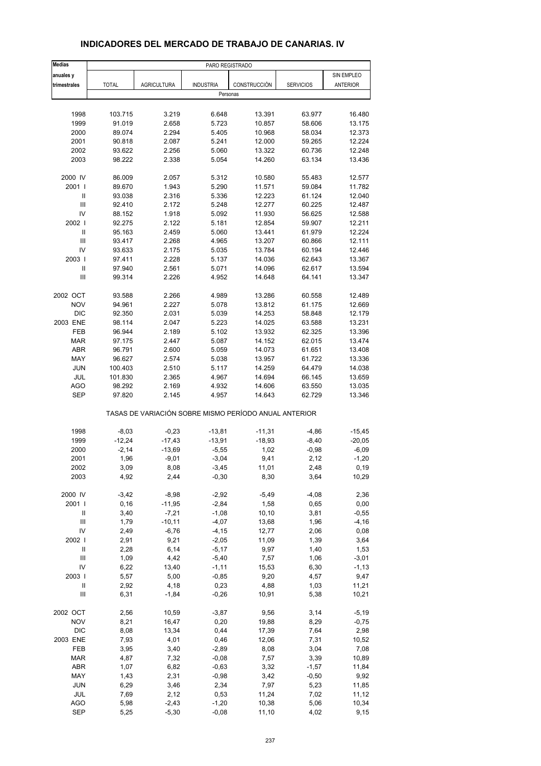# INDICADORES DEL MERCADO DE TRABAJO DE CANARIAS. IV

| Medias anuales y trimestrales | PARO REGISTRADO | | | | | |
|---|---|---|---|---|---|---|
| | TOTAL | AGRICULTURA | INDUSTRIA | CONSTRUCCIÓN | SERVICIOS | SIN EMPLEO ANTERIOR |
| | Personas | | | | | |
| 1998 | 103.715 | 3.219 | 6.648 | 13.391 | 63.977 | 16.480 |
| 1999 | 91.019 | 2.658 | 5.723 | 10.857 | 58.606 | 13.175 |
| 2000 | 89.074 | 2.294 | 5.405 | 10.968 | 58.034 | 12.373 |
| 2001 | 90.818 | 2.087 | 5.241 | 12.000 | 59.265 | 12.224 |
| 2002 | 93.622 | 2.256 | 5.060 | 13.322 | 60.736 | 12.248 |
| 2003 | 98.222 | 2.338 | 5.054 | 14.260 | 63.134 | 13.436 |
| 2000 IV | 86.009 | 2.057 | 5.312 | 10.580 | 55.483 | 12.577 |
| 2001 I | 89.670 | 1.943 | 5.290 | 11.571 | 59.084 | 11.782 |
| II | 93.038 | 2.316 | 5.336 | 12.223 | 61.124 | 12.040 |
| III | 92.410 | 2.172 | 5.248 | 12.277 | 60.225 | 12.487 |
| IV | 88.152 | 1.918 | 5.092 | 11.930 | 56.625 | 12.588 |
| 2002 I | 92.275 | 2.122 | 5.181 | 12.854 | 59.907 | 12.211 |
| II | 95.163 | 2.459 | 5.060 | 13.441 | 61.979 | 12.224 |
| III | 93.417 | 2.268 | 4.965 | 13.207 | 60.866 | 12.111 |
| IV | 93.633 | 2.175 | 5.035 | 13.784 | 60.194 | 12.446 |
| 2003 I | 97.411 | 2.228 | 5.137 | 14.036 | 62.643 | 13.367 |
| II | 97.940 | 2.561 | 5.071 | 14.096 | 62.617 | 13.594 |
| III | 99.314 | 2.226 | 4.952 | 14.648 | 64.141 | 13.347 |
| 2002 OCT | 93.588 | 2.266 | 4.989 | 13.286 | 60.558 | 12.489 |
| NOV | 94.961 | 2.227 | 5.078 | 13.812 | 61.175 | 12.669 |
| DIC | 92.350 | 2.031 | 5.039 | 14.253 | 58.848 | 12.179 |
| 2003 ENE | 98.114 | 2.047 | 5.223 | 14.025 | 63.588 | 13.231 |
| FEB | 96.944 | 2.189 | 5.102 | 13.932 | 62.325 | 13.396 |
| MAR | 97.175 | 2.447 | 5.087 | 14.152 | 62.015 | 13.474 |
| ABR | 96.791 | 2.600 | 5.059 | 14.073 | 61.651 | 13.408 |
| MAY | 96.627 | 2.574 | 5.038 | 13.957 | 61.722 | 13.336 |
| JUN | 100.403 | 2.510 | 5.117 | 14.259 | 64.479 | 14.038 |
| JUL | 101.830 | 2.365 | 4.967 | 14.694 | 66.145 | 13.659 |
| AGO | 98.292 | 2.169 | 4.932 | 14.606 | 63.550 | 13.035 |
| SEP | 97.820 | 2.145 | 4.957 | 14.643 | 62.729 | 13.346 |
| | TASAS DE VARIACIÓN SOBRE MISMO PERÍODO ANUAL ANTERIOR | | | | | |
| 1998 | -8,03 | -0,23 | -13,81 | -11,31 | -4,86 | -15,45 |
| 1999 | -12,24 | -17,43 | -13,91 | -18,93 | -8,40 | -20,05 |
| 2000 | -2,14 | -13,69 | -5,55 | 1,02 | -0,98 | -6,09 |
| 2001 | 1,96 | -9,01 | -3,04 | 9,41 | 2,12 | -1,20 |
| 2002 | 3,09 | 8,08 | -3,45 | 11,01 | 2,48 | 0,19 |
| 2003 | 4,92 | 2,44 | -0,30 | 8,30 | 3,64 | 10,29 |
| 2000 IV | -3,42 | -8,98 | -2,92 | -5,49 | -4,08 | 2,36 |
| 2001 I | 0,16 | -11,95 | -2,84 | 1,58 | 0,65 | 0,00 |
| II | 3,40 | -7,21 | -1,08 | 10,10 | 3,81 | -0,55 |
| III | 1,79 | -10,11 | -4,07 | 13,68 | 1,96 | -4,16 |
| IV | 2,49 | -6,76 | -4,15 | 12,77 | 2,06 | 0,08 |
| 2002 I | 2,91 | 9,21 | -2,05 | 11,09 | 1,39 | 3,64 |
| II | 2,28 | 6,14 | -5,17 | 9,97 | 1,40 | 1,53 |
| III | 1,09 | 4,42 | -5,40 | 7,57 | 1,06 | -3,01 |
| IV | 6,22 | 13,40 | -1,11 | 15,53 | 6,30 | -1,13 |
| 2003 I | 5,57 | 5,00 | -0,85 | 9,20 | 4,57 | 9,47 |
| II | 2,92 | 4,18 | 0,23 | 4,88 | 1,03 | 11,21 |
| III | 6,31 | -1,84 | -0,26 | 10,91 | 5,38 | 10,21 |
| 2002 OCT | 2,56 | 10,59 | -3,87 | 9,56 | 3,14 | -5,19 |
| NOV | 8,21 | 16,47 | 0,20 | 19,88 | 8,29 | -0,75 |
| DIC | 8,08 | 13,34 | 0,44 | 17,39 | 7,64 | 2,98 |
| 2003 ENE | 7,93 | 4,01 | 0,46 | 12,06 | 7,31 | 10,52 |
| FEB | 3,95 | 3,40 | -2,89 | 8,08 | 3,04 | 7,08 |
| MAR | 4,87 | 7,32 | -0,08 | 7,57 | 3,39 | 10,89 |
| ABR | 1,07 | 6,82 | -0,63 | 3,32 | -1,57 | 11,84 |
| MAY | 1,43 | 2,31 | -0,98 | 3,42 | -0,50 | 9,92 |
| JUN | 6,29 | 3,46 | 2,34 | 7,97 | 5,23 | 11,85 |
| JUL | 7,69 | 2,12 | 0,53 | 11,24 | 7,02 | 11,12 |
| AGO | 5,98 | -2,43 | -1,20 | 10,38 | 5,06 | 10,34 |
| SEP | 5,25 | -5,30 | -0,08 | 11,10 | 4,02 | 9,15 |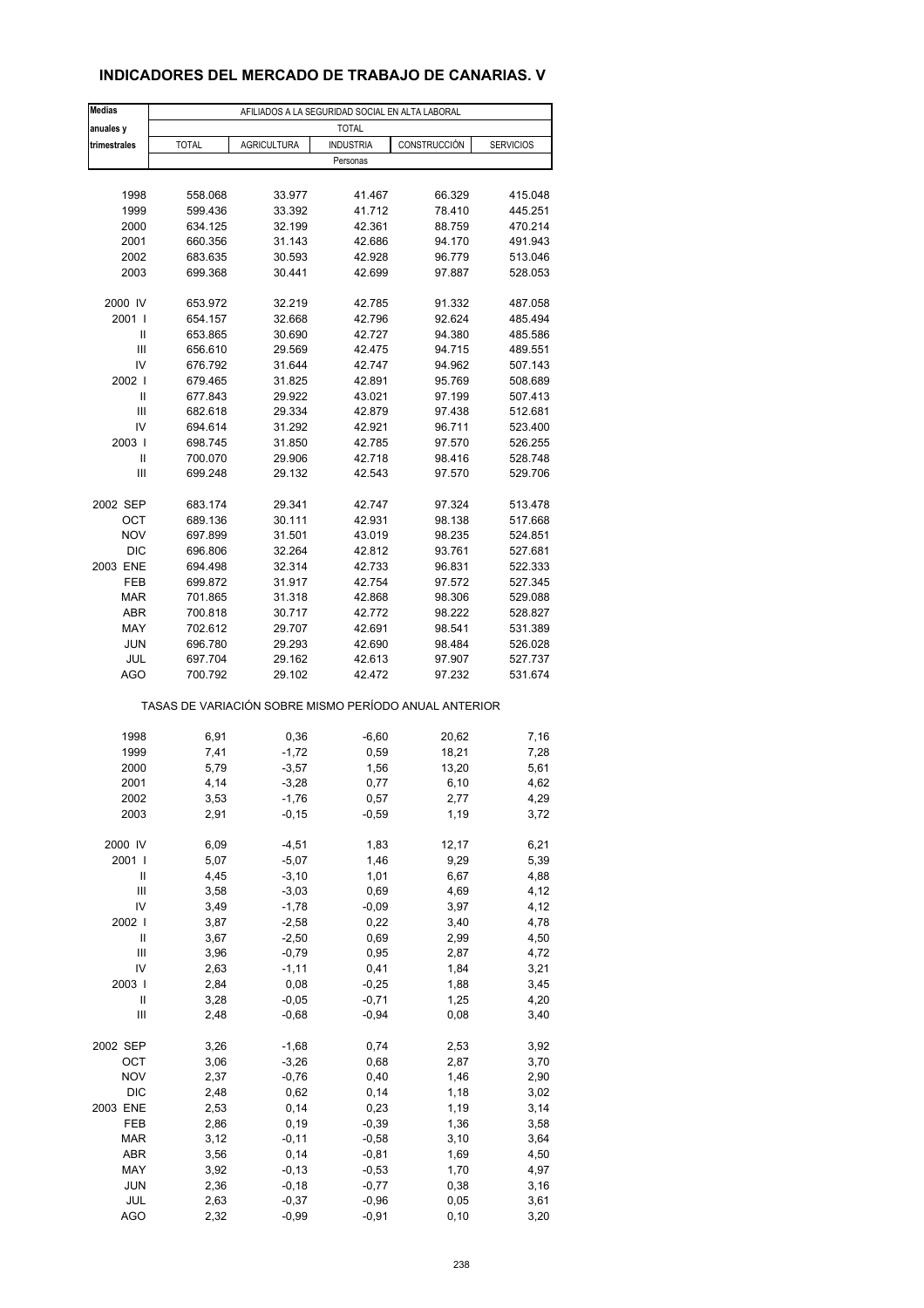## INDICADORES DEL MERCADO DE TRABAJO DE CANARIAS. V

| Medias anuales y trimestrales | AFILIADOS A LA SEGURIDAD SOCIAL EN ALTA LABORAL | | | | |
|---|---|---|---|---|---|
| | TOTAL | | | | |
| | TOTAL | AGRICULTURA | INDUSTRIA | CONSTRUCCIÓN | SERVICIOS |
| | Personas | | | | |
| 1998 | 558.068 | 33.977 | 41.467 | 66.329 | 415.048 |
| 1999 | 599.436 | 33.392 | 41.712 | 78.410 | 445.251 |
| 2000 | 634.125 | 32.199 | 42.361 | 88.759 | 470.214 |
| 2001 | 660.356 | 31.143 | 42.686 | 94.170 | 491.943 |
| 2002 | 683.635 | 30.593 | 42.928 | 96.779 | 513.046 |
| 2003 | 699.368 | 30.441 | 42.699 | 97.887 | 528.053 |
| 2000 IV | 653.972 | 32.219 | 42.785 | 91.332 | 487.058 |
| 2001 I | 654.157 | 32.668 | 42.796 | 92.624 | 485.494 |
| II | 653.865 | 30.690 | 42.727 | 94.380 | 485.586 |
| III | 656.610 | 29.569 | 42.475 | 94.715 | 489.551 |
| IV | 676.792 | 31.644 | 42.747 | 94.962 | 507.143 |
| 2002 I | 679.465 | 31.825 | 42.891 | 95.769 | 508.689 |
| II | 677.843 | 29.922 | 43.021 | 97.199 | 507.413 |
| III | 682.618 | 29.334 | 42.879 | 97.438 | 512.681 |
| IV | 694.614 | 31.292 | 42.921 | 96.711 | 523.400 |
| 2003 I | 698.745 | 31.850 | 42.785 | 97.570 | 526.255 |
| II | 700.070 | 29.906 | 42.718 | 98.416 | 528.748 |
| III | 699.248 | 29.132 | 42.543 | 97.570 | 529.706 |
| 2002 SEP | 683.174 | 29.341 | 42.747 | 97.324 | 513.478 |
| OCT | 689.136 | 30.111 | 42.931 | 98.138 | 517.668 |
| NOV | 697.899 | 31.501 | 43.019 | 98.235 | 524.851 |
| DIC | 696.806 | 32.264 | 42.812 | 93.761 | 527.681 |
| 2003 ENE | 694.498 | 32.314 | 42.733 | 96.831 | 522.333 |
| FEB | 699.872 | 31.917 | 42.754 | 97.572 | 527.345 |
| MAR | 701.865 | 31.318 | 42.868 | 98.306 | 529.088 |
| ABR | 700.818 | 30.717 | 42.772 | 98.222 | 528.827 |
| MAY | 702.612 | 29.707 | 42.691 | 98.541 | 531.389 |
| JUN | 696.780 | 29.293 | 42.690 | 98.484 | 526.028 |
| JUL | 697.704 | 29.162 | 42.613 | 97.907 | 527.737 |
| AGO | 700.792 | 29.102 | 42.472 | 97.232 | 531.674 |
| | TASAS DE VARIACIÓN SOBRE MISMO PERÍODO ANUAL ANTERIOR | | | | |
| 1998 | 6,91 | 0,36 | -6,60 | 20,62 | 7,16 |
| 1999 | 7,41 | -1,72 | 0,59 | 18,21 | 7,28 |
| 2000 | 5,79 | -3,57 | 1,56 | 13,20 | 5,61 |
| 2001 | 4,14 | -3,28 | 0,77 | 6,10 | 4,62 |
| 2002 | 3,53 | -1,76 | 0,57 | 2,77 | 4,29 |
| 2003 | 2,91 | -0,15 | -0,59 | 1,19 | 3,72 |
| 2000 IV | 6,09 | -4,51 | 1,83 | 12,17 | 6,21 |
| 2001 I | 5,07 | -5,07 | 1,46 | 9,29 | 5,39 |
| II | 4,45 | -3,10 | 1,01 | 6,67 | 4,88 |
| III | 3,58 | -3,03 | 0,69 | 4,69 | 4,12 |
| IV | 3,49 | -1,78 | -0,09 | 3,97 | 4,12 |
| 2002 I | 3,87 | -2,58 | 0,22 | 3,40 | 4,78 |
| II | 3,67 | -2,50 | 0,69 | 2,99 | 4,50 |
| III | 3,96 | -0,79 | 0,95 | 2,87 | 4,72 |
| IV | 2,63 | -1,11 | 0,41 | 1,84 | 3,21 |
| 2003 I | 2,84 | 0,08 | -0,25 | 1,88 | 3,45 |
| II | 3,28 | -0,05 | -0,71 | 1,25 | 4,20 |
| III | 2,48 | -0,68 | -0,94 | 0,08 | 3,40 |
| 2002 SEP | 3,26 | -1,68 | 0,74 | 2,53 | 3,92 |
| OCT | 3,06 | -3,26 | 0,68 | 2,87 | 3,70 |
| NOV | 2,37 | -0,76 | 0,40 | 1,46 | 2,90 |
| DIC | 2,48 | 0,62 | 0,14 | 1,18 | 3,02 |
| 2003 ENE | 2,53 | 0,14 | 0,23 | 1,19 | 3,14 |
| FEB | 2,86 | 0,19 | -0,39 | 1,36 | 3,58 |
| MAR | 3,12 | -0,11 | -0,58 | 3,10 | 3,64 |
| ABR | 3,56 | 0,14 | -0,81 | 1,69 | 4,50 |
| MAY | 3,92 | -0,13 | -0,53 | 1,70 | 4,97 |
| JUN | 2,36 | -0,18 | -0,77 | 0,38 | 3,16 |
| JUL | 2,63 | -0,37 | -0,96 | 0,05 | 3,61 |
| AGO | 2,32 | -0,99 | -0,91 | 0,10 | 3,20 |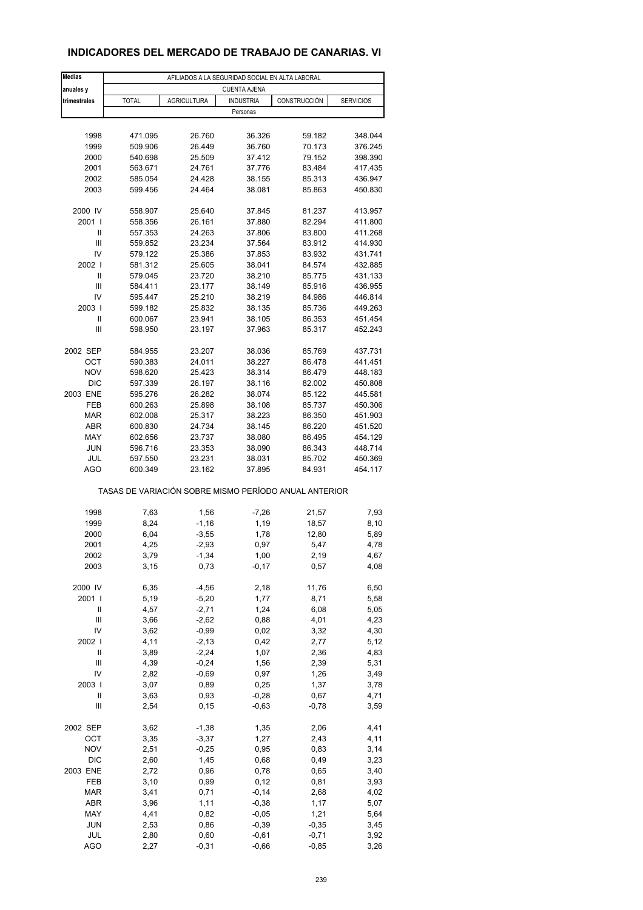## INDICADORES DEL MERCADO DE TRABAJO DE CANARIAS. VI

| Medias anuales y trimestrales | AFILIADOS A LA SEGURIDAD SOCIAL EN ALTA LABORAL | | | | |
|---|---|---|---|---|---|
| | CUENTA AJENA | | | | |
| | TOTAL | AGRICULTURA | INDUSTRIA | CONSTRUCCIÓN | SERVICIOS |
| | Personas | | | | |
| 1998 | 471.095 | 26.760 | 36.326 | 59.182 | 348.044 |
| 1999 | 509.906 | 26.449 | 36.760 | 70.173 | 376.245 |
| 2000 | 540.698 | 25.509 | 37.412 | 79.152 | 398.390 |
| 2001 | 563.671 | 24.761 | 37.776 | 83.484 | 417.435 |
| 2002 | 585.054 | 24.428 | 38.155 | 85.313 | 436.947 |
| 2003 | 599.456 | 24.464 | 38.081 | 85.863 | 450.830 |
| 2000 IV | 558.907 | 25.640 | 37.845 | 81.237 | 413.957 |
| 2001 I | 558.356 | 26.161 | 37.880 | 82.294 | 411.800 |
| II | 557.353 | 24.263 | 37.806 | 83.800 | 411.268 |
| III | 559.852 | 23.234 | 37.564 | 83.912 | 414.930 |
| IV | 579.122 | 25.386 | 37.853 | 83.932 | 431.741 |
| 2002 I | 581.312 | 25.605 | 38.041 | 84.574 | 432.885 |
| II | 579.045 | 23.720 | 38.210 | 85.775 | 431.133 |
| III | 584.411 | 23.177 | 38.149 | 85.916 | 436.955 |
| IV | 595.447 | 25.210 | 38.219 | 84.986 | 446.814 |
| 2003 I | 599.182 | 25.832 | 38.135 | 85.736 | 449.263 |
| II | 600.067 | 23.941 | 38.105 | 86.353 | 451.454 |
| III | 598.950 | 23.197 | 37.963 | 85.317 | 452.243 |
| 2002 SEP | 584.955 | 23.207 | 38.036 | 85.769 | 437.731 |
| OCT | 590.383 | 24.011 | 38.227 | 86.478 | 441.451 |
| NOV | 598.620 | 25.423 | 38.314 | 86.479 | 448.183 |
| DIC | 597.339 | 26.197 | 38.116 | 82.002 | 450.808 |
| 2003 ENE | 595.276 | 26.282 | 38.074 | 85.122 | 445.581 |
| FEB | 600.263 | 25.898 | 38.108 | 85.737 | 450.306 |
| MAR | 602.008 | 25.317 | 38.223 | 86.350 | 451.903 |
| ABR | 600.830 | 24.734 | 38.145 | 86.220 | 451.520 |
| MAY | 602.656 | 23.737 | 38.080 | 86.495 | 454.129 |
| JUN | 596.716 | 23.353 | 38.090 | 86.343 | 448.714 |
| JUL | 597.550 | 23.231 | 38.031 | 85.702 | 450.369 |
| AGO | 600.349 | 23.162 | 37.895 | 84.931 | 454.117 |
| | TASAS DE VARIACIÓN SOBRE MISMO PERÍODO ANUAL ANTERIOR | | | | |
| 1998 | 7,63 | 1,56 | -7,26 | 21,57 | 7,93 |
| 1999 | 8,24 | -1,16 | 1,19 | 18,57 | 8,10 |
| 2000 | 6,04 | -3,55 | 1,78 | 12,80 | 5,89 |
| 2001 | 4,25 | -2,93 | 0,97 | 5,47 | 4,78 |
| 2002 | 3,79 | -1,34 | 1,00 | 2,19 | 4,67 |
| 2003 | 3,15 | 0,73 | -0,17 | 0,57 | 4,08 |
| 2000 IV | 6,35 | -4,56 | 2,18 | 11,76 | 6,50 |
| 2001 I | 5,19 | -5,20 | 1,77 | 8,71 | 5,58 |
| II | 4,57 | -2,71 | 1,24 | 6,08 | 5,05 |
| III | 3,66 | -2,62 | 0,88 | 4,01 | 4,23 |
| IV | 3,62 | -0,99 | 0,02 | 3,32 | 4,30 |
| 2002 I | 4,11 | -2,13 | 0,42 | 2,77 | 5,12 |
| II | 3,89 | -2,24 | 1,07 | 2,36 | 4,83 |
| III | 4,39 | -0,24 | 1,56 | 2,39 | 5,31 |
| IV | 2,82 | -0,69 | 0,97 | 1,26 | 3,49 |
| 2003 I | 3,07 | 0,89 | 0,25 | 1,37 | 3,78 |
| II | 3,63 | 0,93 | -0,28 | 0,67 | 4,71 |
| III | 2,54 | 0,15 | -0,63 | -0,78 | 3,59 |
| 2002 SEP | 3,62 | -1,38 | 1,35 | 2,06 | 4,41 |
| OCT | 3,35 | -3,37 | 1,27 | 2,43 | 4,11 |
| NOV | 2,51 | -0,25 | 0,95 | 0,83 | 3,14 |
| DIC | 2,60 | 1,45 | 0,68 | 0,49 | 3,23 |
| 2003 ENE | 2,72 | 0,96 | 0,78 | 0,65 | 3,40 |
| FEB | 3,10 | 0,99 | 0,12 | 0,81 | 3,93 |
| MAR | 3,41 | 0,71 | -0,14 | 2,68 | 4,02 |
| ABR | 3,96 | 1,11 | -0,38 | 1,17 | 5,07 |
| MAY | 4,41 | 0,82 | -0,05 | 1,21 | 5,64 |
| JUN | 2,53 | 0,86 | -0,39 | -0,35 | 3,45 |
| JUL | 2,80 | 0,60 | -0,61 | -0,71 | 3,92 |
| AGO | 2,27 | -0,31 | -0,66 | -0,85 | 3,26 |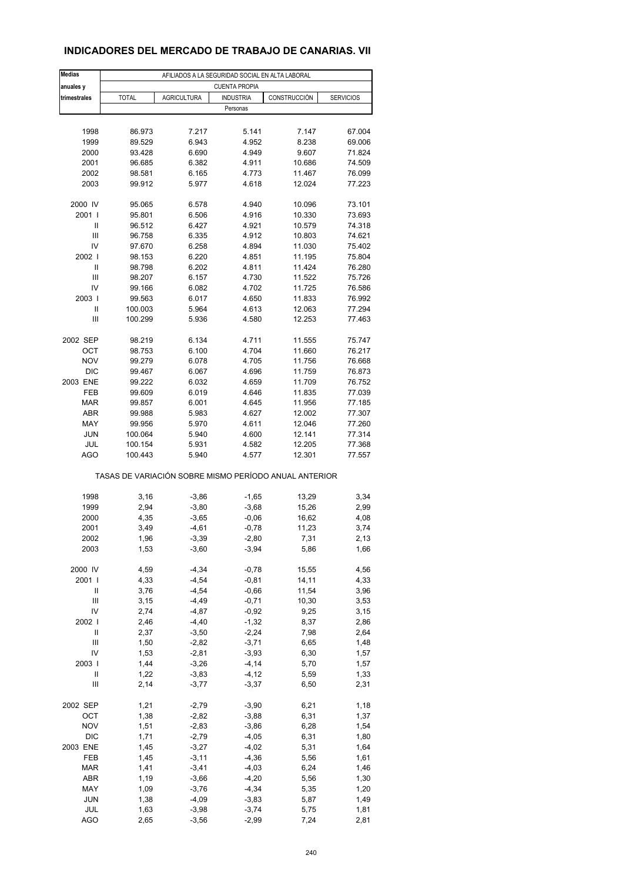## INDICADORES DEL MERCADO DE TRABAJO DE CANARIAS. VII

| Medias anuales y trimestrales | AFILIADOS A LA SEGURIDAD SOCIAL EN ALTA LABORAL | | | | |
|---|---|---|---|---|---|
| | CUENTA PROPIA | | | | |
| | TOTAL | AGRICULTURA | INDUSTRIA | CONSTRUCCIÓN | SERVICIOS |
| | Personas | | | | |
| 1998 | 86.973 | 7.217 | 5.141 | 7.147 | 67.004 |
| 1999 | 89.529 | 6.943 | 4.952 | 8.238 | 69.006 |
| 2000 | 93.428 | 6.690 | 4.949 | 9.607 | 71.824 |
| 2001 | 96.685 | 6.382 | 4.911 | 10.686 | 74.509 |
| 2002 | 98.581 | 6.165 | 4.773 | 11.467 | 76.099 |
| 2003 | 99.912 | 5.977 | 4.618 | 12.024 | 77.223 |
| 2000 IV | 95.065 | 6.578 | 4.940 | 10.096 | 73.101 |
| 2001 I | 95.801 | 6.506 | 4.916 | 10.330 | 73.693 |
| II | 96.512 | 6.427 | 4.921 | 10.579 | 74.318 |
| III | 96.758 | 6.335 | 4.912 | 10.803 | 74.621 |
| IV | 97.670 | 6.258 | 4.894 | 11.030 | 75.402 |
| 2002 I | 98.153 | 6.220 | 4.851 | 11.195 | 75.804 |
| II | 98.798 | 6.202 | 4.811 | 11.424 | 76.280 |
| III | 98.207 | 6.157 | 4.730 | 11.522 | 75.726 |
| IV | 99.166 | 6.082 | 4.702 | 11.725 | 76.586 |
| 2003 I | 99.563 | 6.017 | 4.650 | 11.833 | 76.992 |
| II | 100.003 | 5.964 | 4.613 | 12.063 | 77.294 |
| III | 100.299 | 5.936 | 4.580 | 12.253 | 77.463 |
| 2002 SEP | 98.219 | 6.134 | 4.711 | 11.555 | 75.747 |
| OCT | 98.753 | 6.100 | 4.704 | 11.660 | 76.217 |
| NOV | 99.279 | 6.078 | 4.705 | 11.756 | 76.668 |
| DIC | 99.467 | 6.067 | 4.696 | 11.759 | 76.873 |
| 2003 ENE | 99.222 | 6.032 | 4.659 | 11.709 | 76.752 |
| FEB | 99.609 | 6.019 | 4.646 | 11.835 | 77.039 |
| MAR | 99.857 | 6.001 | 4.645 | 11.956 | 77.185 |
| ABR | 99.988 | 5.983 | 4.627 | 12.002 | 77.307 |
| MAY | 99.956 | 5.970 | 4.611 | 12.046 | 77.260 |
| JUN | 100.064 | 5.940 | 4.600 | 12.141 | 77.314 |
| JUL | 100.154 | 5.931 | 4.582 | 12.205 | 77.368 |
| AGO | 100.443 | 5.940 | 4.577 | 12.301 | 77.557 |
| | TASAS DE VARIACIÓN SOBRE MISMO PERÍODO ANUAL ANTERIOR | | | | |
| 1998 | 3,16 | -3,86 | -1,65 | 13,29 | 3,34 |
| 1999 | 2,94 | -3,80 | -3,68 | 15,26 | 2,99 |
| 2000 | 4,35 | -3,65 | -0,06 | 16,62 | 4,08 |
| 2001 | 3,49 | -4,61 | -0,78 | 11,23 | 3,74 |
| 2002 | 1,96 | -3,39 | -2,80 | 7,31 | 2,13 |
| 2003 | 1,53 | -3,60 | -3,94 | 5,86 | 1,66 |
| 2000 IV | 4,59 | -4,34 | -0,78 | 15,55 | 4,56 |
| 2001 I | 4,33 | -4,54 | -0,81 | 14,11 | 4,33 |
| II | 3,76 | -4,54 | -0,66 | 11,54 | 3,96 |
| III | 3,15 | -4,49 | -0,71 | 10,30 | 3,53 |
| IV | 2,74 | -4,87 | -0,92 | 9,25 | 3,15 |
| 2002 I | 2,46 | -4,40 | -1,32 | 8,37 | 2,86 |
| II | 2,37 | -3,50 | -2,24 | 7,98 | 2,64 |
| III | 1,50 | -2,82 | -3,71 | 6,65 | 1,48 |
| IV | 1,53 | -2,81 | -3,93 | 6,30 | 1,57 |
| 2003 I | 1,44 | -3,26 | -4,14 | 5,70 | 1,57 |
| II | 1,22 | -3,83 | -4,12 | 5,59 | 1,33 |
| III | 2,14 | -3,77 | -3,37 | 6,50 | 2,31 |
| 2002 SEP | 1,21 | -2,79 | -3,90 | 6,21 | 1,18 |
| OCT | 1,38 | -2,82 | -3,88 | 6,31 | 1,37 |
| NOV | 1,51 | -2,83 | -3,86 | 6,28 | 1,54 |
| DIC | 1,71 | -2,79 | -4,05 | 6,31 | 1,80 |
| 2003 ENE | 1,45 | -3,27 | -4,02 | 5,31 | 1,64 |
| FEB | 1,45 | -3,11 | -4,36 | 5,56 | 1,61 |
| MAR | 1,41 | -3,41 | -4,03 | 6,24 | 1,46 |
| ABR | 1,19 | -3,66 | -4,20 | 5,56 | 1,30 |
| MAY | 1,09 | -3,76 | -4,34 | 5,35 | 1,20 |
| JUN | 1,38 | -4,09 | -3,83 | 5,87 | 1,49 |
| JUL | 1,63 | -3,98 | -3,74 | 5,75 | 1,81 |
| AGO | 2,65 | -3,56 | -2,99 | 7,24 | 2,81 |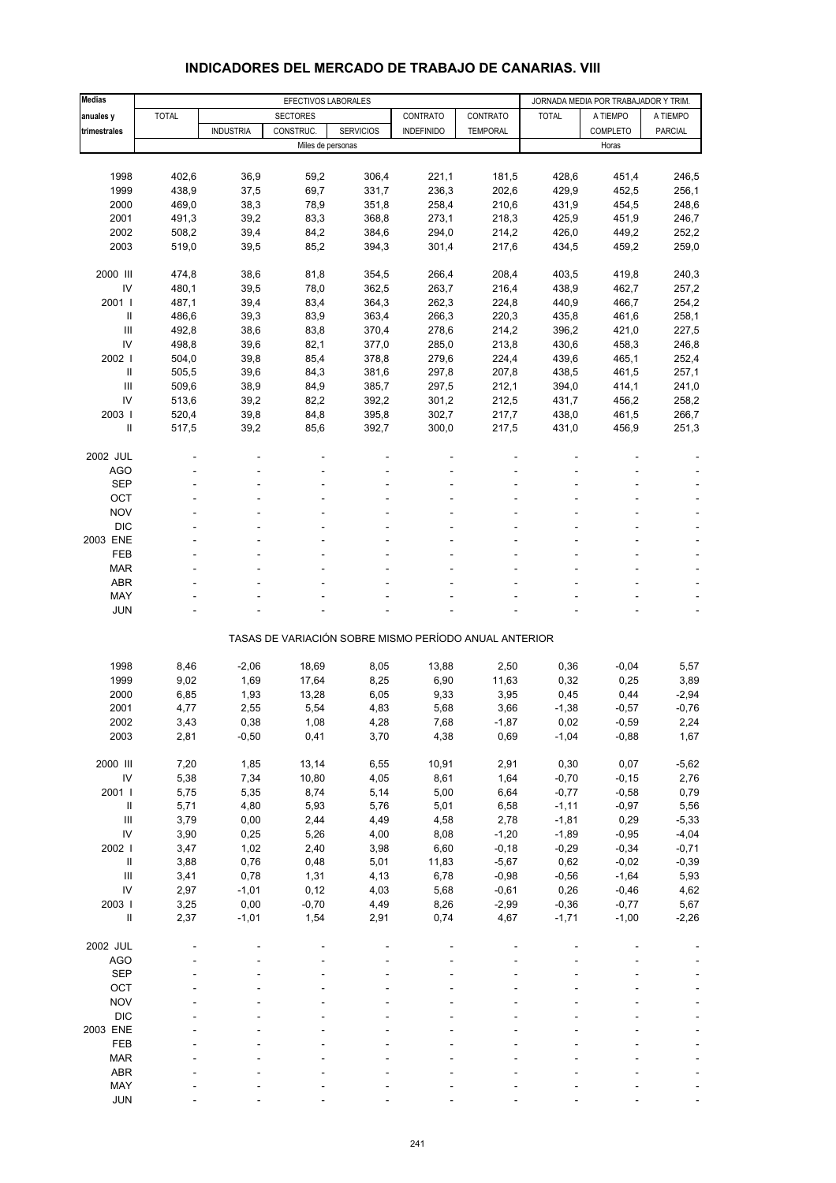## INDICADORES DEL MERCADO DE TRABAJO DE CANARIAS. VIII

| Medias anuales y trimestrales | EFECTIVOS LABORALES | | | | | | JORNADA MEDIA POR TRABAJADOR Y TRIM. | | |
|---|---|---|---|---|---|---|---|---|---|
| | TOTAL | SECTORES | | | CONTRATO | CONTRATO | TOTAL | A TIEMPO | A TIEMPO |
| | | INDUSTRIA | CONSTRUC. | SERVICIOS | INDEFINIDO | TEMPORAL | | COMPLETO | PARCIAL |
| | Miles de personas | | | | | | Horas | | |
| 1998 | 402,6 | 36,9 | 59,2 | 306,4 | 221,1 | 181,5 | 428,6 | 451,4 | 246,5 |
| 1999 | 438,9 | 37,5 | 69,7 | 331,7 | 236,3 | 202,6 | 429,9 | 452,5 | 256,1 |
| 2000 | 469,0 | 38,3 | 78,9 | 351,8 | 258,4 | 210,6 | 431,9 | 454,5 | 248,6 |
| 2001 | 491,3 | 39,2 | 83,3 | 368,8 | 273,1 | 218,3 | 425,9 | 451,9 | 246,7 |
| 2002 | 508,2 | 39,4 | 84,2 | 384,6 | 294,0 | 214,2 | 426,0 | 449,2 | 252,2 |
| 2003 | 519,0 | 39,5 | 85,2 | 394,3 | 301,4 | 217,6 | 434,5 | 459,2 | 259,0 |
| 2000 III | 474,8 | 38,6 | 81,8 | 354,5 | 266,4 | 208,4 | 403,5 | 419,8 | 240,3 |
| IV | 480,1 | 39,5 | 78,0 | 362,5 | 263,7 | 216,4 | 438,9 | 462,7 | 257,2 |
| 2001 I | 487,1 | 39,4 | 83,4 | 364,3 | 262,3 | 224,8 | 440,9 | 466,7 | 254,2 |
| II | 486,6 | 39,3 | 83,9 | 363,4 | 266,3 | 220,3 | 435,8 | 461,6 | 258,1 |
| III | 492,8 | 38,6 | 83,8 | 370,4 | 278,6 | 214,2 | 396,2 | 421,0 | 227,5 |
| IV | 498,8 | 39,6 | 82,1 | 377,0 | 285,0 | 213,8 | 430,6 | 458,3 | 246,8 |
| 2002 I | 504,0 | 39,8 | 85,4 | 378,8 | 279,6 | 224,4 | 439,6 | 465,1 | 252,4 |
| II | 505,5 | 39,6 | 84,3 | 381,6 | 297,8 | 207,8 | 438,5 | 461,5 | 257,1 |
| III | 509,6 | 38,9 | 84,9 | 385,7 | 297,5 | 212,1 | 394,0 | 414,1 | 241,0 |
| IV | 513,6 | 39,2 | 82,2 | 392,2 | 301,2 | 212,5 | 431,7 | 456,2 | 258,2 |
| 2003 I | 520,4 | 39,8 | 84,8 | 395,8 | 302,7 | 217,7 | 438,0 | 461,5 | 266,7 |
| II | 517,5 | 39,2 | 85,6 | 392,7 | 300,0 | 217,5 | 431,0 | 456,9 | 251,3 |
| 2002 JUL | - | - | - | - | - | - | - | - | - |
| AGO | - | - | - | - | - | - | - | - | - |
| SEP | - | - | - | - | - | - | - | - | - |
| OCT | - | - | - | - | - | - | - | - | - |
| NOV | - | - | - | - | - | - | - | - | - |
| DIC | - | - | - | - | - | - | - | - | - |
| 2003 ENE | - | - | - | - | - | - | - | - | - |
| FEB | - | - | - | - | - | - | - | - | - |
| MAR | - | - | - | - | - | - | - | - | - |
| ABR | - | - | - | - | - | - | - | - | - |
| MAY | - | - | - | - | - | - | - | - | - |
| JUN | - | - | - | - | - | - | - | - | - |
| | TASAS DE VARIACIÓN SOBRE MISMO PERÍODO ANUAL ANTERIOR | | | | | | | | |
| 1998 | 8,46 | -2,06 | 18,69 | 8,05 | 13,88 | 2,50 | 0,36 | -0,04 | 5,57 |
| 1999 | 9,02 | 1,69 | 17,64 | 8,25 | 6,90 | 11,63 | 0,32 | 0,25 | 3,89 |
| 2000 | 6,85 | 1,93 | 13,28 | 6,05 | 9,33 | 3,95 | 0,45 | 0,44 | -2,94 |
| 2001 | 4,77 | 2,55 | 5,54 | 4,83 | 5,68 | 3,66 | -1,38 | -0,57 | -0,76 |
| 2002 | 3,43 | 0,38 | 1,08 | 4,28 | 7,68 | -1,87 | 0,02 | -0,59 | 2,24 |
| 2003 | 2,81 | -0,50 | 0,41 | 3,70 | 4,38 | 0,69 | -1,04 | -0,88 | 1,67 |
| 2000 III | 7,20 | 1,85 | 13,14 | 6,55 | 10,91 | 2,91 | 0,30 | 0,07 | -5,62 |
| IV | 5,38 | 7,34 | 10,80 | 4,05 | 8,61 | 1,64 | -0,70 | -0,15 | 2,76 |
| 2001 I | 5,75 | 5,35 | 8,74 | 5,14 | 5,00 | 6,64 | -0,77 | -0,58 | 0,79 |
| II | 5,71 | 4,80 | 5,93 | 5,76 | 5,01 | 6,58 | -1,11 | -0,97 | 5,56 |
| III | 3,79 | 0,00 | 2,44 | 4,49 | 4,58 | 2,78 | -1,81 | 0,29 | -5,33 |
| IV | 3,90 | 0,25 | 5,26 | 4,00 | 8,08 | -1,20 | -1,89 | -0,95 | -4,04 |
| 2002 I | 3,47 | 1,02 | 2,40 | 3,98 | 6,60 | -0,18 | -0,29 | -0,34 | -0,71 |
| II | 3,88 | 0,76 | 0,48 | 5,01 | 11,83 | -5,67 | 0,62 | -0,02 | -0,39 |
| III | 3,41 | 0,78 | 1,31 | 4,13 | 6,78 | -0,98 | -0,56 | -1,64 | 5,93 |
| IV | 2,97 | -1,01 | 0,12 | 4,03 | 5,68 | -0,61 | 0,26 | -0,46 | 4,62 |
| 2003 I | 3,25 | 0,00 | -0,70 | 4,49 | 8,26 | -2,99 | -0,36 | -0,77 | 5,67 |
| II | 2,37 | -1,01 | 1,54 | 2,91 | 0,74 | 4,67 | -1,71 | -1,00 | -2,26 |
| 2002 JUL | - | - | - | - | - | - | - | - | - |
| AGO | - | - | - | - | - | - | - | - | - |
| SEP | - | - | - | - | - | - | - | - | - |
| OCT | - | - | - | - | - | - | - | - | - |
| NOV | - | - | - | - | - | - | - | - | - |
| DIC | - | - | - | - | - | - | - | - | - |
| 2003 ENE | - | - | - | - | - | - | - | - | - |
| FEB | - | - | - | - | - | - | - | - | - |
| MAR | - | - | - | - | - | - | - | - | - |
| ABR | - | - | - | - | - | - | - | - | - |
| MAY | - | - | - | - | - | - | - | - | - |
| JUN | - | - | - | - | - | - | - | - | - |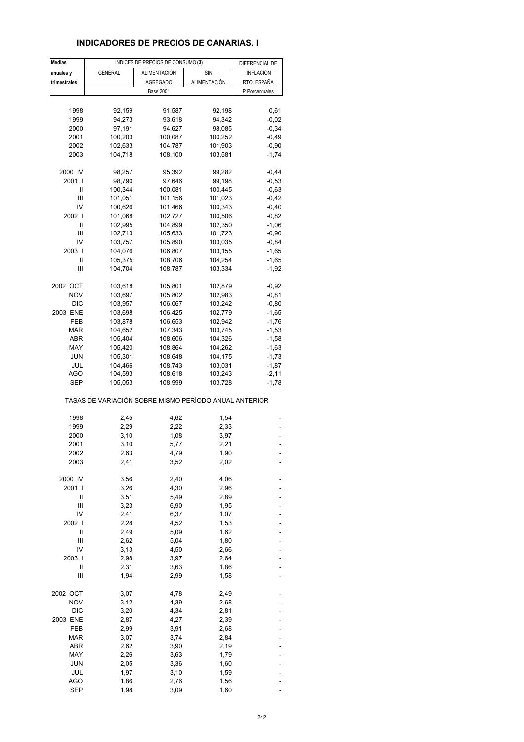## INDICADORES DE PRECIOS DE CANARIAS. I

| Medias anuales y trimestrales | INDICES DE PRECIOS DE CONSUMO (3) | | | DIFERENCIAL DE INFLACIÓN RTO. ESPAÑA |
|---|---|---|---|---|
| | GENERAL | ALIMENTACIÓN AGREGADO | SIN ALIMENTACIÓN | |
| | Base 2001 | | | P.Porcentuales |
| 1998 | 92,159 | 91,587 | 92,198 | 0,61 |
| 1999 | 94,273 | 93,618 | 94,342 | -0,02 |
| 2000 | 97,191 | 94,627 | 98,085 | -0,34 |
| 2001 | 100,203 | 100,087 | 100,252 | -0,49 |
| 2002 | 102,633 | 104,787 | 101,903 | -0,90 |
| 2003 | 104,718 | 108,100 | 103,581 | -1,74 |
| 2000 IV | 98,257 | 95,392 | 99,282 | -0,44 |
| 2001 I | 98,790 | 97,646 | 99,198 | -0,53 |
| II | 100,344 | 100,081 | 100,445 | -0,63 |
| III | 101,051 | 101,156 | 101,023 | -0,42 |
| IV | 100,626 | 101,466 | 100,343 | -0,40 |
| 2002 I | 101,068 | 102,727 | 100,506 | -0,82 |
| II | 102,995 | 104,899 | 102,350 | -1,06 |
| III | 102,713 | 105,633 | 101,723 | -0,90 |
| IV | 103,757 | 105,890 | 103,035 | -0,84 |
| 2003 I | 104,076 | 106,807 | 103,155 | -1,65 |
| II | 105,375 | 108,706 | 104,254 | -1,65 |
| III | 104,704 | 108,787 | 103,334 | -1,92 |
| 2002 OCT | 103,618 | 105,801 | 102,879 | -0,92 |
| NOV | 103,697 | 105,802 | 102,983 | -0,81 |
| DIC | 103,957 | 106,067 | 103,242 | -0,80 |
| 2003 ENE | 103,698 | 106,425 | 102,779 | -1,65 |
| FEB | 103,878 | 106,653 | 102,942 | -1,76 |
| MAR | 104,652 | 107,343 | 103,745 | -1,53 |
| ABR | 105,404 | 108,606 | 104,326 | -1,58 |
| MAY | 105,420 | 108,864 | 104,262 | -1,63 |
| JUN | 105,301 | 108,648 | 104,175 | -1,73 |
| JUL | 104,466 | 108,743 | 103,031 | -1,87 |
| AGO | 104,593 | 108,618 | 103,243 | -2,11 |
| SEP | 105,053 | 108,999 | 103,728 | -1,78 |
| TASAS DE VARIACIÓN SOBRE MISMO PERÍODO ANUAL ANTERIOR | | | | |
| 1998 | 2,45 | 4,62 | 1,54 | - |
| 1999 | 2,29 | 2,22 | 2,33 | - |
| 2000 | 3,10 | 1,08 | 3,97 | - |
| 2001 | 3,10 | 5,77 | 2,21 | - |
| 2002 | 2,63 | 4,79 | 1,90 | - |
| 2003 | 2,41 | 3,52 | 2,02 | - |
| 2000 IV | 3,56 | 2,40 | 4,06 | - |
| 2001 I | 3,26 | 4,30 | 2,96 | - |
| II | 3,51 | 5,49 | 2,89 | - |
| III | 3,23 | 6,90 | 1,95 | - |
| IV | 2,41 | 6,37 | 1,07 | - |
| 2002 I | 2,28 | 4,52 | 1,53 | - |
| II | 2,49 | 5,09 | 1,62 | - |
| III | 2,62 | 5,04 | 1,80 | - |
| IV | 3,13 | 4,50 | 2,66 | - |
| 2003 I | 2,98 | 3,97 | 2,64 | - |
| II | 2,31 | 3,63 | 1,86 | - |
| III | 1,94 | 2,99 | 1,58 | - |
| 2002 OCT | 3,07 | 4,78 | 2,49 | - |
| NOV | 3,12 | 4,39 | 2,68 | - |
| DIC | 3,20 | 4,34 | 2,81 | - |
| 2003 ENE | 2,87 | 4,27 | 2,39 | - |
| FEB | 2,99 | 3,91 | 2,68 | - |
| MAR | 3,07 | 3,74 | 2,84 | - |
| ABR | 2,62 | 3,90 | 2,19 | - |
| MAY | 2,26 | 3,63 | 1,79 | - |
| JUN | 2,05 | 3,36 | 1,60 | - |
| JUL | 1,97 | 3,10 | 1,59 | - |
| AGO | 1,86 | 2,76 | 1,56 | - |
| SEP | 1,98 | 3,09 | 1,60 | - |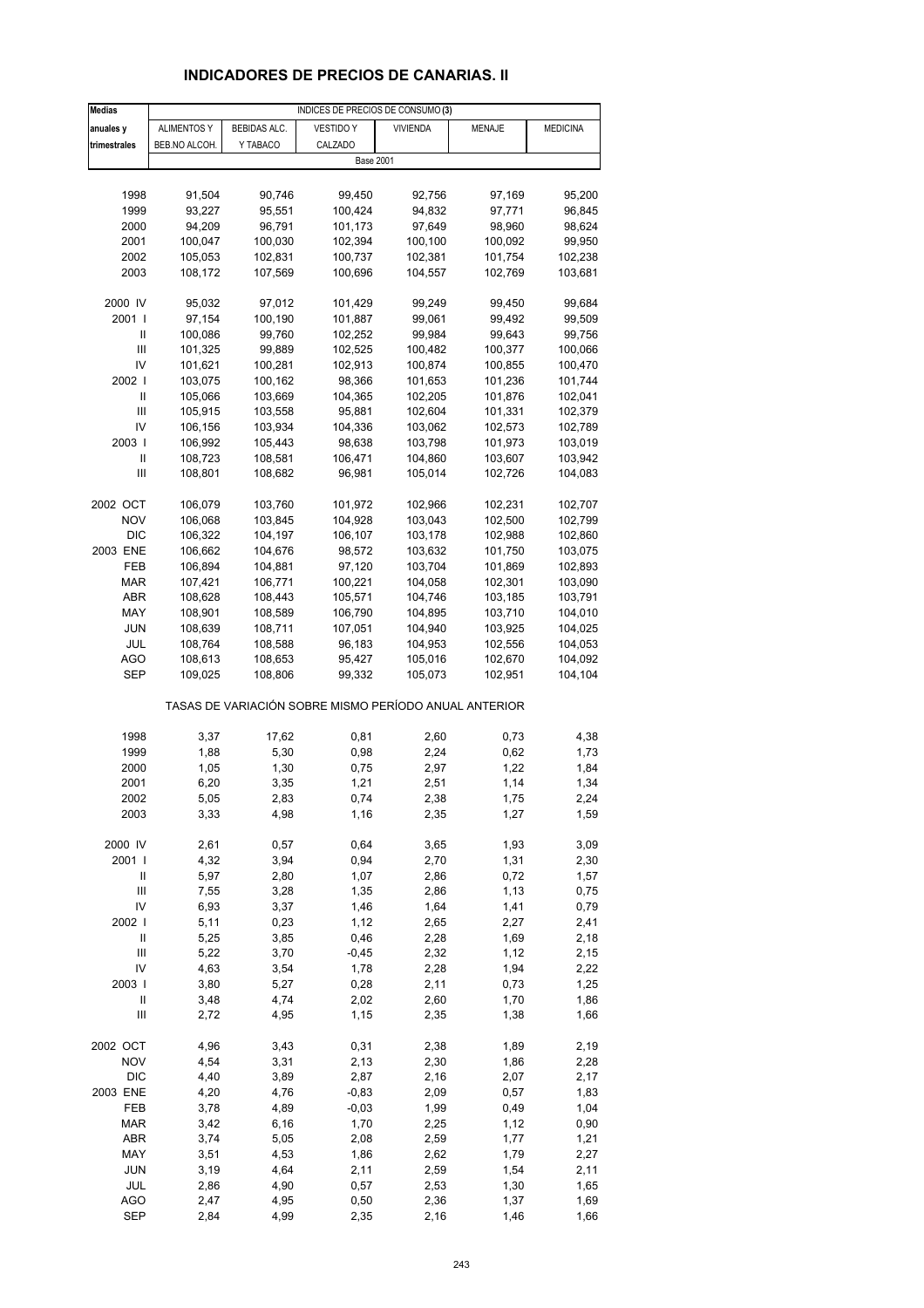## INDICADORES DE PRECIOS DE CANARIAS. II

| Medias anuales y trimestrales | INDICES DE PRECIOS DE CONSUMO (3) | | | | | |
|---|---|---|---|---|---|---|
| | ALIMENTOS Y BEB.NO ALCOH. | BEBIDAS ALC. Y TABACO | VESTIDO Y CALZADO | VIVIENDA | MENAJE | MEDICINA |
| | Base 2001 | | | | | |
| 1998 | 91,504 | 90,746 | 99,450 | 92,756 | 97,169 | 95,200 |
| 1999 | 93,227 | 95,551 | 100,424 | 94,832 | 97,771 | 96,845 |
| 2000 | 94,209 | 96,791 | 101,173 | 97,649 | 98,960 | 98,624 |
| 2001 | 100,047 | 100,030 | 102,394 | 100,100 | 100,092 | 99,950 |
| 2002 | 105,053 | 102,831 | 100,737 | 102,381 | 101,754 | 102,238 |
| 2003 | 108,172 | 107,569 | 100,696 | 104,557 | 102,769 | 103,681 |
| 2000 IV | 95,032 | 97,012 | 101,429 | 99,249 | 99,450 | 99,684 |
| 2001 I | 97,154 | 100,190 | 101,887 | 99,061 | 99,492 | 99,509 |
| II | 100,086 | 99,760 | 102,252 | 99,984 | 99,643 | 99,756 |
| III | 101,325 | 99,889 | 102,525 | 100,482 | 100,377 | 100,066 |
| IV | 101,621 | 100,281 | 102,913 | 100,874 | 100,855 | 100,470 |
| 2002 I | 103,075 | 100,162 | 98,366 | 101,653 | 101,236 | 101,744 |
| II | 105,066 | 103,669 | 104,365 | 102,205 | 101,876 | 102,041 |
| III | 105,915 | 103,558 | 95,881 | 102,604 | 101,331 | 102,379 |
| IV | 106,156 | 103,934 | 104,336 | 103,062 | 102,573 | 102,789 |
| 2003 I | 106,992 | 105,443 | 98,638 | 103,798 | 101,973 | 103,019 |
| II | 108,723 | 108,581 | 106,471 | 104,860 | 103,607 | 103,942 |
| III | 108,801 | 108,682 | 96,981 | 105,014 | 102,726 | 104,083 |
| 2002 OCT | 106,079 | 103,760 | 101,972 | 102,966 | 102,231 | 102,707 |
| NOV | 106,068 | 103,845 | 104,928 | 103,043 | 102,500 | 102,799 |
| DIC | 106,322 | 104,197 | 106,107 | 103,178 | 102,988 | 102,860 |
| 2003 ENE | 106,662 | 104,676 | 98,572 | 103,632 | 101,750 | 103,075 |
| FEB | 106,894 | 104,881 | 97,120 | 103,704 | 101,869 | 102,893 |
| MAR | 107,421 | 106,771 | 100,221 | 104,058 | 102,301 | 103,090 |
| ABR | 108,628 | 108,443 | 105,571 | 104,746 | 103,185 | 103,791 |
| MAY | 108,901 | 108,589 | 106,790 | 104,895 | 103,710 | 104,010 |
| JUN | 108,639 | 108,711 | 107,051 | 104,940 | 103,925 | 104,025 |
| JUL | 108,764 | 108,588 | 96,183 | 104,953 | 102,556 | 104,053 |
| AGO | 108,613 | 108,653 | 95,427 | 105,016 | 102,670 | 104,092 |
| SEP | 109,025 | 108,806 | 99,332 | 105,073 | 102,951 | 104,104 |
| | TASAS DE VARIACIÓN SOBRE MISMO PERÍODO ANUAL ANTERIOR | | | | | |
| 1998 | 3,37 | 17,62 | 0,81 | 2,60 | 0,73 | 4,38 |
| 1999 | 1,88 | 5,30 | 0,98 | 2,24 | 0,62 | 1,73 |
| 2000 | 1,05 | 1,30 | 0,75 | 2,97 | 1,22 | 1,84 |
| 2001 | 6,20 | 3,35 | 1,21 | 2,51 | 1,14 | 1,34 |
| 2002 | 5,05 | 2,83 | 0,74 | 2,38 | 1,75 | 2,24 |
| 2003 | 3,33 | 4,98 | 1,16 | 2,35 | 1,27 | 1,59 |
| 2000 IV | 2,61 | 0,57 | 0,64 | 3,65 | 1,93 | 3,09 |
| 2001 I | 4,32 | 3,94 | 0,94 | 2,70 | 1,31 | 2,30 |
| II | 5,97 | 2,80 | 1,07 | 2,86 | 0,72 | 1,57 |
| III | 7,55 | 3,28 | 1,35 | 2,86 | 1,13 | 0,75 |
| IV | 6,93 | 3,37 | 1,46 | 1,64 | 1,41 | 0,79 |
| 2002 I | 5,11 | 0,23 | 1,12 | 2,65 | 2,27 | 2,41 |
| II | 5,25 | 3,85 | 0,46 | 2,28 | 1,69 | 2,18 |
| III | 5,22 | 3,70 | -0,45 | 2,32 | 1,12 | 2,15 |
| IV | 4,63 | 3,54 | 1,78 | 2,28 | 1,94 | 2,22 |
| 2003 I | 3,80 | 5,27 | 0,28 | 2,11 | 0,73 | 1,25 |
| II | 3,48 | 4,74 | 2,02 | 2,60 | 1,70 | 1,86 |
| III | 2,72 | 4,95 | 1,15 | 2,35 | 1,38 | 1,66 |
| 2002 OCT | 4,96 | 3,43 | 0,31 | 2,38 | 1,89 | 2,19 |
| NOV | 4,54 | 3,31 | 2,13 | 2,30 | 1,86 | 2,28 |
| DIC | 4,40 | 3,89 | 2,87 | 2,16 | 2,07 | 2,17 |
| 2003 ENE | 4,20 | 4,76 | -0,83 | 2,09 | 0,57 | 1,83 |
| FEB | 3,78 | 4,89 | -0,03 | 1,99 | 0,49 | 1,04 |
| MAR | 3,42 | 6,16 | 1,70 | 2,25 | 1,12 | 0,90 |
| ABR | 3,74 | 5,05 | 2,08 | 2,59 | 1,77 | 1,21 |
| MAY | 3,51 | 4,53 | 1,86 | 2,62 | 1,79 | 2,27 |
| JUN | 3,19 | 4,64 | 2,11 | 2,59 | 1,54 | 2,11 |
| JUL | 2,86 | 4,90 | 0,57 | 2,53 | 1,30 | 1,65 |
| AGO | 2,47 | 4,95 | 0,50 | 2,36 | 1,37 | 1,69 |
| SEP | 2,84 | 4,99 | 2,35 | 2,16 | 1,46 | 1,66 |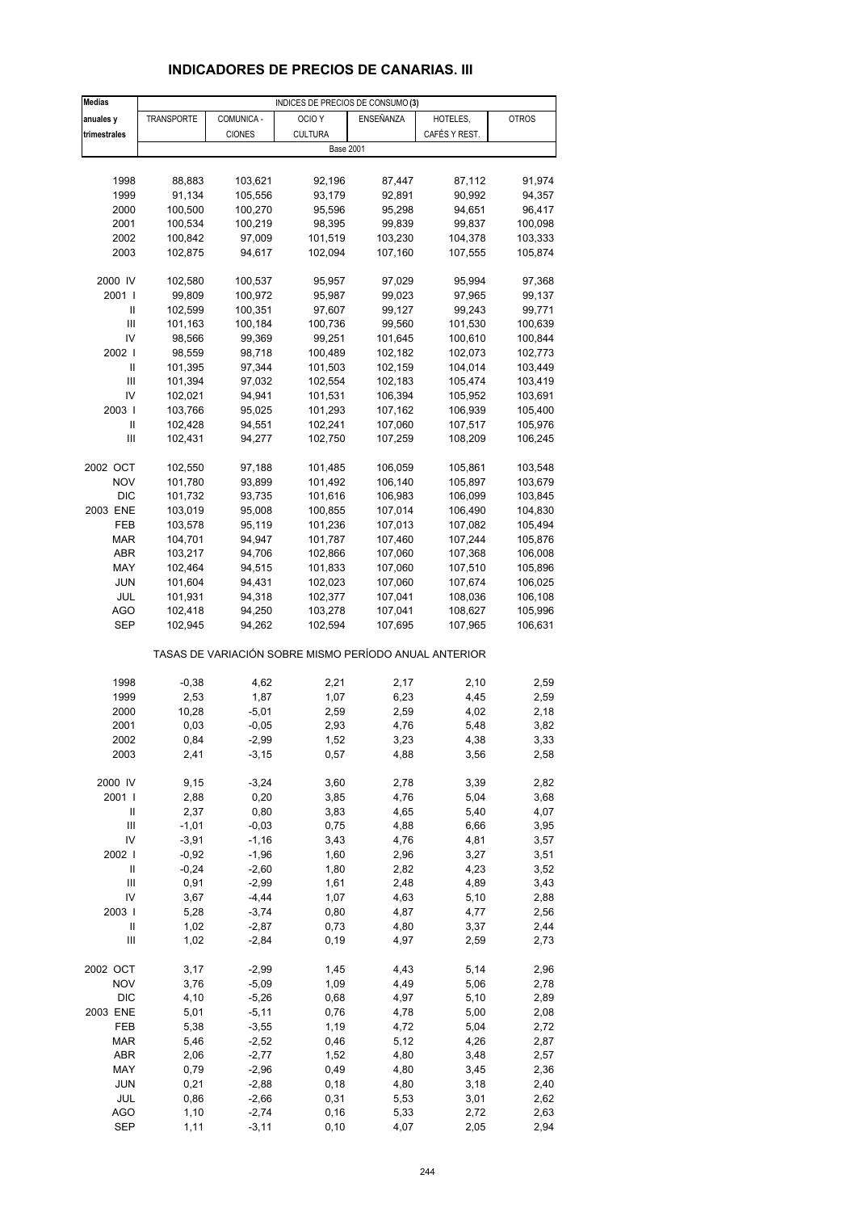## INDICADORES DE PRECIOS DE CANARIAS. III

| Medias anuales y trimestrales | INDICES DE PRECIOS DE CONSUMO (3) | | | | | |
|---|---|---|---|---|---|---|
| | TRANSPORTE | COMUNICA - CIONES | OCIO Y CULTURA | ENSEÑANZA | HOTELES, CAFÉS Y REST. | OTROS |
| | Base 2001 | | | | | |
| 1998 | 88,883 | 103,621 | 92,196 | 87,447 | 87,112 | 91,974 |
| 1999 | 91,134 | 105,556 | 93,179 | 92,891 | 90,992 | 94,357 |
| 2000 | 100,500 | 100,270 | 95,596 | 95,298 | 94,651 | 96,417 |
| 2001 | 100,534 | 100,219 | 98,395 | 99,839 | 99,837 | 100,098 |
| 2002 | 100,842 | 97,009 | 101,519 | 103,230 | 104,378 | 103,333 |
| 2003 | 102,875 | 94,617 | 102,094 | 107,160 | 107,555 | 105,874 |
| 2000 IV | 102,580 | 100,537 | 95,957 | 97,029 | 95,994 | 97,368 |
| 2001 I | 99,809 | 100,972 | 95,987 | 99,023 | 97,965 | 99,137 |
| II | 102,599 | 100,351 | 97,607 | 99,127 | 99,243 | 99,771 |
| III | 101,163 | 100,184 | 100,736 | 99,560 | 101,530 | 100,639 |
| IV | 98,566 | 99,369 | 99,251 | 101,645 | 100,610 | 100,844 |
| 2002 I | 98,559 | 98,718 | 100,489 | 102,182 | 102,073 | 102,773 |
| II | 101,395 | 97,344 | 101,503 | 102,159 | 104,014 | 103,449 |
| III | 101,394 | 97,032 | 102,554 | 102,183 | 105,474 | 103,419 |
| IV | 102,021 | 94,941 | 101,531 | 106,394 | 105,952 | 103,691 |
| 2003 I | 103,766 | 95,025 | 101,293 | 107,162 | 106,939 | 105,400 |
| II | 102,428 | 94,551 | 102,241 | 107,060 | 107,517 | 105,976 |
| III | 102,431 | 94,277 | 102,750 | 107,259 | 108,209 | 106,245 |
| 2002 OCT | 102,550 | 97,188 | 101,485 | 106,059 | 105,861 | 103,548 |
| NOV | 101,780 | 93,899 | 101,492 | 106,140 | 105,897 | 103,679 |
| DIC | 101,732 | 93,735 | 101,616 | 106,983 | 106,099 | 103,845 |
| 2003 ENE | 103,019 | 95,008 | 100,855 | 107,014 | 106,490 | 104,830 |
| FEB | 103,578 | 95,119 | 101,236 | 107,013 | 107,082 | 105,494 |
| MAR | 104,701 | 94,947 | 101,787 | 107,460 | 107,244 | 105,876 |
| ABR | 103,217 | 94,706 | 102,866 | 107,060 | 107,368 | 106,008 |
| MAY | 102,464 | 94,515 | 101,833 | 107,060 | 107,510 | 105,896 |
| JUN | 101,604 | 94,431 | 102,023 | 107,060 | 107,674 | 106,025 |
| JUL | 101,931 | 94,318 | 102,377 | 107,041 | 108,036 | 106,108 |
| AGO | 102,418 | 94,250 | 103,278 | 107,041 | 108,627 | 105,996 |
| SEP | 102,945 | 94,262 | 102,594 | 107,695 | 107,965 | 106,631 |
| | TASAS DE VARIACIÓN SOBRE MISMO PERÍODO ANUAL ANTERIOR | | | | | |
| 1998 | -0,38 | 4,62 | 2,21 | 2,17 | 2,10 | 2,59 |
| 1999 | 2,53 | 1,87 | 1,07 | 6,23 | 4,45 | 2,59 |
| 2000 | 10,28 | -5,01 | 2,59 | 2,59 | 4,02 | 2,18 |
| 2001 | 0,03 | -0,05 | 2,93 | 4,76 | 5,48 | 3,82 |
| 2002 | 0,84 | -2,99 | 1,52 | 3,23 | 4,38 | 3,33 |
| 2003 | 2,41 | -3,15 | 0,57 | 4,88 | 3,56 | 2,58 |
| 2000 IV | 9,15 | -3,24 | 3,60 | 2,78 | 3,39 | 2,82 |
| 2001 I | 2,88 | 0,20 | 3,85 | 4,76 | 5,04 | 3,68 |
| II | 2,37 | 0,80 | 3,83 | 4,65 | 5,40 | 4,07 |
| III | -1,01 | -0,03 | 0,75 | 4,88 | 6,66 | 3,95 |
| IV | -3,91 | -1,16 | 3,43 | 4,76 | 4,81 | 3,57 |
| 2002 I | -0,92 | -1,96 | 1,60 | 2,96 | 3,27 | 3,51 |
| II | -0,24 | -2,60 | 1,80 | 2,82 | 4,23 | 3,52 |
| III | 0,91 | -2,99 | 1,61 | 2,48 | 4,89 | 3,43 |
| IV | 3,67 | -4,44 | 1,07 | 4,63 | 5,10 | 2,88 |
| 2003 I | 5,28 | -3,74 | 0,80 | 4,87 | 4,77 | 2,56 |
| II | 1,02 | -2,87 | 0,73 | 4,80 | 3,37 | 2,44 |
| III | 1,02 | -2,84 | 0,19 | 4,97 | 2,59 | 2,73 |
| 2002 OCT | 3,17 | -2,99 | 1,45 | 4,43 | 5,14 | 2,96 |
| NOV | 3,76 | -5,09 | 1,09 | 4,49 | 5,06 | 2,78 |
| DIC | 4,10 | -5,26 | 0,68 | 4,97 | 5,10 | 2,89 |
| 2003 ENE | 5,01 | -5,11 | 0,76 | 4,78 | 5,00 | 2,08 |
| FEB | 5,38 | -3,55 | 1,19 | 4,72 | 5,04 | 2,72 |
| MAR | 5,46 | -2,52 | 0,46 | 5,12 | 4,26 | 2,87 |
| ABR | 2,06 | -2,77 | 1,52 | 4,80 | 3,48 | 2,57 |
| MAY | 0,79 | -2,96 | 0,49 | 4,80 | 3,45 | 2,36 |
| JUN | 0,21 | -2,88 | 0,18 | 4,80 | 3,18 | 2,40 |
| JUL | 0,86 | -2,66 | 0,31 | 5,53 | 3,01 | 2,62 |
| AGO | 1,10 | -2,74 | 0,16 | 5,33 | 2,72 | 2,63 |
| SEP | 1,11 | -3,11 | 0,10 | 4,07 | 2,05 | 2,94 |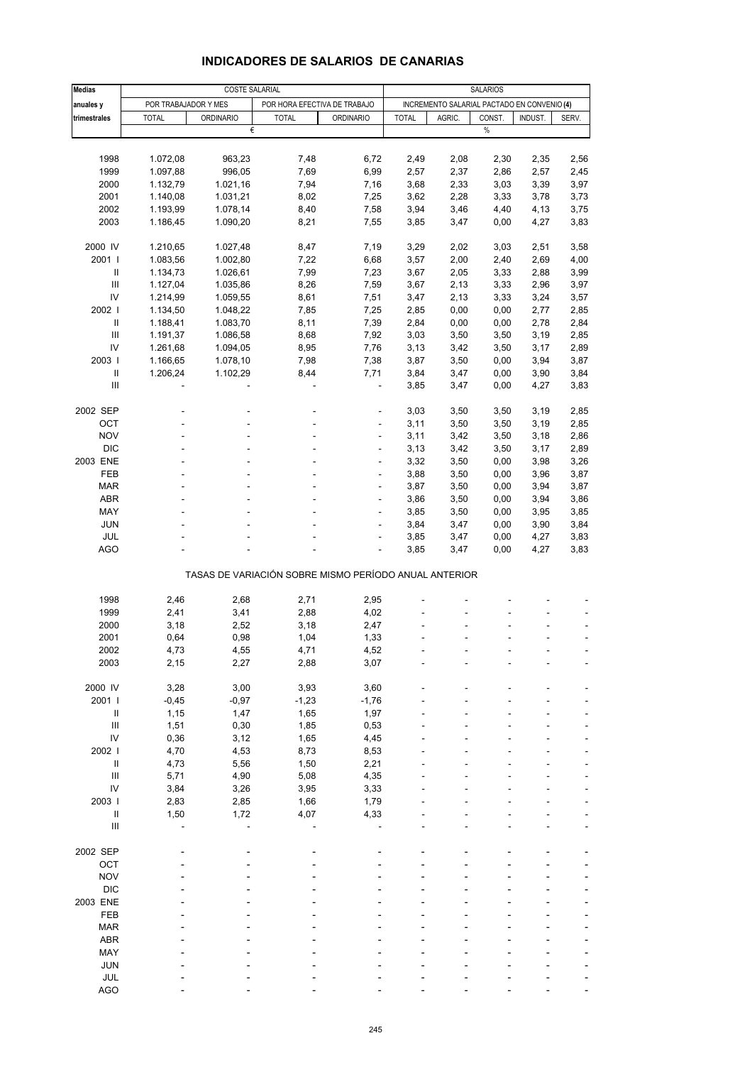# INDICADORES DE SALARIOS DE CANARIAS

| Medias anuales y trimestrales | COSTE SALARIAL | | | | SALARIOS | | | | |
|---|---|---|---|---|---|---|---|---|---|
| | POR TRABAJADOR Y MES | | POR HORA EFECTIVA DE TRABAJO | | INCREMENTO SALARIAL PACTADO EN CONVENIO (4) | | | | |
| | TOTAL | ORDINARIO | TOTAL | ORDINARIO | TOTAL | AGRIC. | CONST. | INDUST. | SERV. |
| | € | | | | % | | | | |
| 1998 | 1.072,08 | 963,23 | 7,48 | 6,72 | 2,49 | 2,08 | 2,30 | 2,35 | 2,56 |
| 1999 | 1.097,88 | 996,05 | 7,69 | 6,99 | 2,57 | 2,37 | 2,86 | 2,57 | 2,45 |
| 2000 | 1.132,79 | 1.021,16 | 7,94 | 7,16 | 3,68 | 2,33 | 3,03 | 3,39 | 3,97 |
| 2001 | 1.140,08 | 1.031,21 | 8,02 | 7,25 | 3,62 | 2,28 | 3,33 | 3,78 | 3,73 |
| 2002 | 1.193,99 | 1.078,14 | 8,40 | 7,58 | 3,94 | 3,46 | 4,40 | 4,13 | 3,75 |
| 2003 | 1.186,45 | 1.090,20 | 8,21 | 7,55 | 3,85 | 3,47 | 0,00 | 4,27 | 3,83 |
| 2000 IV | 1.210,65 | 1.027,48 | 8,47 | 7,19 | 3,29 | 2,02 | 3,03 | 2,51 | 3,58 |
| 2001 I | 1.083,56 | 1.002,80 | 7,22 | 6,68 | 3,57 | 2,00 | 2,40 | 2,69 | 4,00 |
| II | 1.134,73 | 1.026,61 | 7,99 | 7,23 | 3,67 | 2,05 | 3,33 | 2,88 | 3,99 |
| III | 1.127,04 | 1.035,86 | 8,26 | 7,59 | 3,67 | 2,13 | 3,33 | 2,96 | 3,97 |
| IV | 1.214,99 | 1.059,55 | 8,61 | 7,51 | 3,47 | 2,13 | 3,33 | 3,24 | 3,57 |
| 2002 I | 1.134,50 | 1.048,22 | 7,85 | 7,25 | 2,85 | 0,00 | 0,00 | 2,77 | 2,85 |
| II | 1.188,41 | 1.083,70 | 8,11 | 7,39 | 2,84 | 0,00 | 0,00 | 2,78 | 2,84 |
| III | 1.191,37 | 1.086,58 | 8,68 | 7,92 | 3,03 | 3,50 | 3,50 | 3,19 | 2,85 |
| IV | 1.261,68 | 1.094,05 | 8,95 | 7,76 | 3,13 | 3,42 | 3,50 | 3,17 | 2,89 |
| 2003 I | 1.166,65 | 1.078,10 | 7,98 | 7,38 | 3,87 | 3,50 | 0,00 | 3,94 | 3,87 |
| II | 1.206,24 | 1.102,29 | 8,44 | 7,71 | 3,84 | 3,47 | 0,00 | 3,90 | 3,84 |
| III | - | - | - | - | 3,85 | 3,47 | 0,00 | 4,27 | 3,83 |
| 2002 SEP | - | - | - | - | 3,03 | 3,50 | 3,50 | 3,19 | 2,85 |
| OCT | - | - | - | - | 3,11 | 3,50 | 3,50 | 3,19 | 2,85 |
| NOV | - | - | - | - | 3,11 | 3,42 | 3,50 | 3,18 | 2,86 |
| DIC | - | - | - | - | 3,13 | 3,42 | 3,50 | 3,17 | 2,89 |
| 2003 ENE | - | - | - | - | 3,32 | 3,50 | 0,00 | 3,98 | 3,26 |
| FEB | - | - | - | - | 3,88 | 3,50 | 0,00 | 3,96 | 3,87 |
| MAR | - | - | - | - | 3,87 | 3,50 | 0,00 | 3,94 | 3,87 |
| ABR | - | - | - | - | 3,86 | 3,50 | 0,00 | 3,94 | 3,86 |
| MAY | - | - | - | - | 3,85 | 3,50 | 0,00 | 3,95 | 3,85 |
| JUN | - | - | - | - | 3,84 | 3,47 | 0,00 | 3,90 | 3,84 |
| JUL | - | - | - | - | 3,85 | 3,47 | 0,00 | 4,27 | 3,83 |
| AGO | - | - | - | - | 3,85 | 3,47 | 0,00 | 4,27 | 3,83 |
| **TASAS DE VARIACIÓN SOBRE MISMO PERÍODO ANUAL ANTERIOR** | | | | | | | | | |
| 1998 | 2,46 | 2,68 | 2,71 | 2,95 | - | - | - | - | - |
| 1999 | 2,41 | 3,41 | 2,88 | 4,02 | - | - | - | - | - |
| 2000 | 3,18 | 2,52 | 3,18 | 2,47 | - | - | - | - | - |
| 2001 | 0,64 | 0,98 | 1,04 | 1,33 | - | - | - | - | - |
| 2002 | 4,73 | 4,55 | 4,71 | 4,52 | - | - | - | - | - |
| 2003 | 2,15 | 2,27 | 2,88 | 3,07 | - | - | - | - | - |
| 2000 IV | 3,28 | 3,00 | 3,93 | 3,60 | - | - | - | - | - |
| 2001 I | -0,45 | -0,97 | -1,23 | -1,76 | - | - | - | - | - |
| II | 1,15 | 1,47 | 1,65 | 1,97 | - | - | - | - | - |
| III | 1,51 | 0,30 | 1,85 | 0,53 | - | - | - | - | - |
| IV | 0,36 | 3,12 | 1,65 | 4,45 | - | - | - | - | - |
| 2002 I | 4,70 | 4,53 | 8,73 | 8,53 | - | - | - | - | - |
| II | 4,73 | 5,56 | 1,50 | 2,21 | - | - | - | - | - |
| III | 5,71 | 4,90 | 5,08 | 4,35 | - | - | - | - | - |
| IV | 3,84 | 3,26 | 3,95 | 3,33 | - | - | - | - | - |
| 2003 I | 2,83 | 2,85 | 1,66 | 1,79 | - | - | - | - | - |
| II | 1,50 | 1,72 | 4,07 | 4,33 | - | - | - | - | - |
| III | - | - | - | - | - | - | - | - | - |
| 2002 SEP | - | - | - | - | - | - | - | - | - |
| OCT | - | - | - | - | - | - | - | - | - |
| NOV | - | - | - | - | - | - | - | - | - |
| DIC | - | - | - | - | - | - | - | - | - |
| 2003 ENE | - | - | - | - | - | - | - | - | - |
| FEB | - | - | - | - | - | - | - | - | - |
| MAR | - | - | - | - | - | - | - | - | - |
| ABR | - | - | - | - | - | - | - | - | - |
| MAY | - | - | - | - | - | - | - | - | - |
| JUN | - | - | - | - | - | - | - | - | - |
| JUL | - | - | - | - | - | - | - | - | - |
| AGO | - | - | - | - | - | - | - | - | - |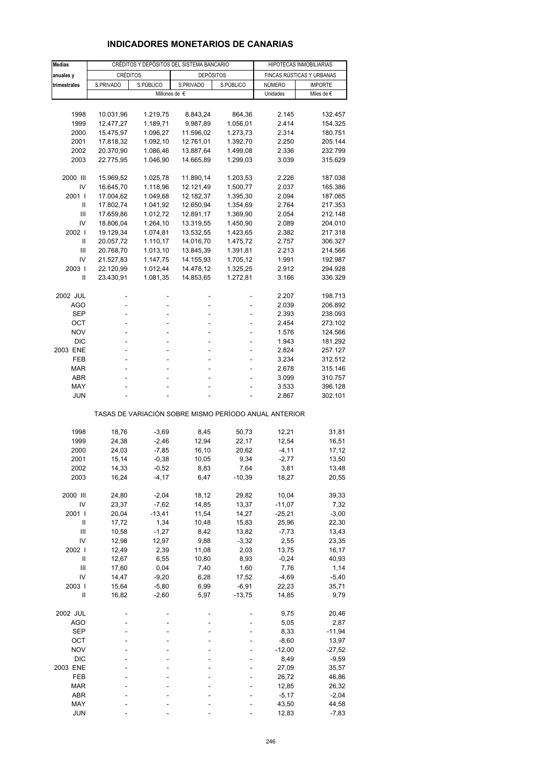# INDICADORES MONETARIOS DE CANARIAS

| Medias anuales y trimestrales | CRÉDITOS Y DEPÓSITOS DEL SISTEMA BANCARIO | | | | HIPOTECAS INMOBILIARIAS | |
|---|---|---|---|---|---|---|
| | CRÉDITOS | | DEPÓSITOS | | FINCAS RÚSTICAS Y URBANAS | |
| | S.PRIVADO | S.PÚBLICO | S.PRIVADO | S.PÚBLICO | NÚMERO | IMPORTE |
| | Millones de € | | | | Unidades | Miles de € |
| 1998 | 10.031,96 | 1.219,75 | 8.843,24 | 864,36 | 2.145 | 132.457 |
| 1999 | 12.477,27 | 1.189,71 | 9.987,89 | 1.056,01 | 2.414 | 154.325 |
| 2000 | 15.475,97 | 1.096,27 | 11.596,02 | 1.273,73 | 2.314 | 180.751 |
| 2001 | 17.818,32 | 1.092,10 | 12.761,01 | 1.392,70 | 2.250 | 205.144 |
| 2002 | 20.370,90 | 1.086,46 | 13.887,64 | 1.499,08 | 2.336 | 232.799 |
| 2003 | 22.775,95 | 1.046,90 | 14.665,89 | 1.299,03 | 3.039 | 315.629 |
| 2000 III | 15.969,52 | 1.025,78 | 11.890,14 | 1.203,53 | 2.226 | 187.038 |
| IV | 16.645,70 | 1.118,96 | 12.121,49 | 1.500,77 | 2.037 | 165.386 |
| 2001 I | 17.004,62 | 1.049,68 | 12.182,37 | 1.395,30 | 2.094 | 187.065 |
| II | 17.802,74 | 1.041,92 | 12.650,94 | 1.354,69 | 2.764 | 217.353 |
| III | 17.659,86 | 1.012,72 | 12.891,17 | 1.369,90 | 2.054 | 212.148 |
| IV | 18.806,04 | 1.264,10 | 13.319,55 | 1.450,90 | 2.089 | 204.010 |
| 2002 I | 19.129,34 | 1.074,81 | 13.532,55 | 1.423,65 | 2.382 | 217.318 |
| II | 20.057,72 | 1.110,17 | 14.016,70 | 1.475,72 | 2.757 | 306.327 |
| III | 20.768,70 | 1.013,10 | 13.845,39 | 1.391,81 | 2.213 | 214.566 |
| IV | 21.527,83 | 1.147,75 | 14.155,93 | 1.705,12 | 1.991 | 192.987 |
| 2003 I | 22.120,99 | 1.012,44 | 14.478,12 | 1.325,25 | 2.912 | 294.928 |
| II | 23.430,91 | 1.081,35 | 14.853,65 | 1.272,81 | 3.166 | 336.329 |
| 2002 JUL | - | - | - | - | 2.207 | 198.713 |
| AGO | - | - | - | - | 2.039 | 206.892 |
| SEP | - | - | - | - | 2.393 | 238.093 |
| OCT | - | - | - | - | 2.454 | 273.102 |
| NOV | - | - | - | - | 1.576 | 124.566 |
| DIC | - | - | - | - | 1.943 | 181.292 |
| 2003 ENE | - | - | - | - | 2.824 | 257.127 |
| FEB | - | - | - | - | 3.234 | 312.512 |
| MAR | - | - | - | - | 2.678 | 315.146 |
| ABR | - | - | - | - | 3.099 | 310.757 |
| MAY | - | - | - | - | 3.533 | 396.128 |
| JUN | - | - | - | - | 2.867 | 302.101 |
| **TASAS DE VARIACIÓN SOBRE MISMO PERÍODO ANUAL ANTERIOR** | | | | | | |
| 1998 | 18,76 | -3,69 | 8,45 | 50,73 | 12,21 | 31,81 |
| 1999 | 24,38 | -2,46 | 12,94 | 22,17 | 12,54 | 16,51 |
| 2000 | 24,03 | -7,85 | 16,10 | 20,62 | -4,11 | 17,12 |
| 2001 | 15,14 | -0,38 | 10,05 | 9,34 | -2,77 | 13,50 |
| 2002 | 14,33 | -0,52 | 8,83 | 7,64 | 3,81 | 13,48 |
| 2003 | 16,24 | -4,17 | 6,47 | -10,39 | 18,27 | 20,55 |
| 2000 III | 24,80 | -2,04 | 18,12 | 29,82 | 10,04 | 39,33 |
| IV | 23,37 | -7,62 | 14,85 | 13,37 | -11,07 | 7,32 |
| 2001 I | 20,04 | -13,41 | 11,54 | 14,27 | -25,21 | -3,00 |
| II | 17,72 | 1,34 | 10,48 | 15,83 | 25,96 | 22,30 |
| III | 10,58 | -1,27 | 8,42 | 13,82 | -7,73 | 13,43 |
| IV | 12,98 | 12,97 | 9,88 | -3,32 | 2,55 | 23,35 |
| 2002 I | 12,49 | 2,39 | 11,08 | 2,03 | 13,75 | 16,17 |
| II | 12,67 | 6,55 | 10,80 | 8,93 | -0,24 | 40,93 |
| III | 17,60 | 0,04 | 7,40 | 1,60 | 7,76 | 1,14 |
| IV | 14,47 | -9,20 | 6,28 | 17,52 | -4,69 | -5,40 |
| 2003 I | 15,64 | -5,80 | 6,99 | -6,91 | 22,23 | 35,71 |
| II | 16,82 | -2,60 | 5,97 | -13,75 | 14,85 | 9,79 |
| 2002 JUL | - | - | - | - | 9,75 | 20,46 |
| AGO | - | - | - | - | 5,05 | 2,87 |
| SEP | - | - | - | - | 8,33 | -11,94 |
| OCT | - | - | - | - | -8,60 | 13,97 |
| NOV | - | - | - | - | -12,00 | -27,52 |
| DIC | - | - | - | - | 8,49 | -9,59 |
| 2003 ENE | - | - | - | - | 27,09 | 35,57 |
| FEB | - | - | - | - | 26,72 | 46,86 |
| MAR | - | - | - | - | 12,85 | 26,32 |
| ABR | - | - | - | - | -5,17 | -2,04 |
| MAY | - | - | - | - | 43,50 | 44,58 |
| JUN | - | - | - | - | 12,83 | -7,83 |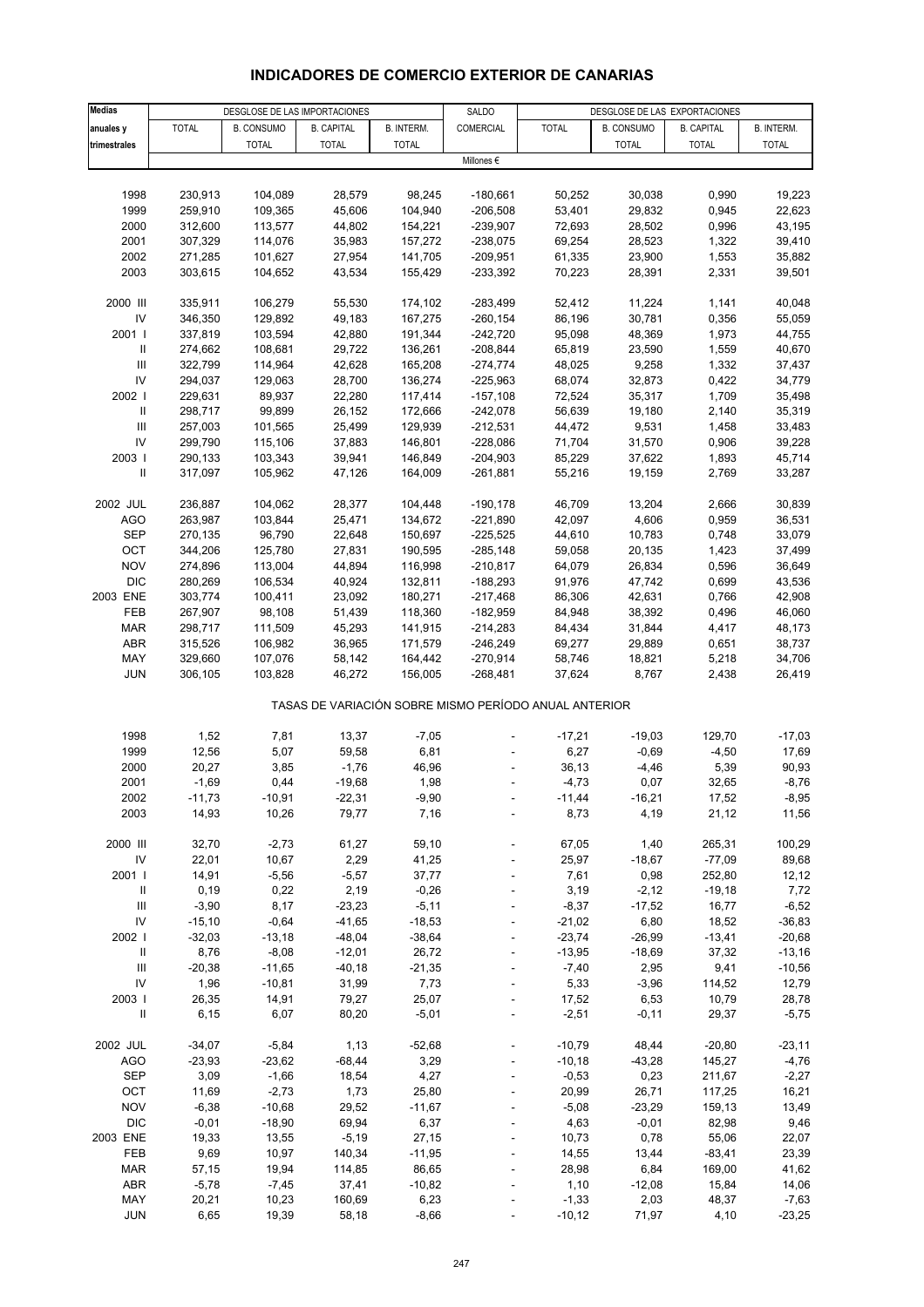# INDICADORES DE COMERCIO EXTERIOR DE CANARIAS

| Medias | DESGLOSE DE LAS IMPORTACIONES | | | | SALDO | DESGLOSE DE LAS EXPORTACIONES | | | |
|---|---|---|---|---|---|---|---|---|---|
| anuales y | TOTAL | B. CONSUMO | B. CAPITAL | B. INTERM. | COMERCIAL | TOTAL | B. CONSUMO | B. CAPITAL | B. INTERM. |
| trimestrales | | TOTAL | TOTAL | TOTAL | | | TOTAL | TOTAL | TOTAL |
| | | | | | Millones € | | | | |
| 1998 | 230,913 | 104,089 | 28,579 | 98,245 | -180,661 | 50,252 | 30,038 | 0,990 | 19,223 |
| 1999 | 259,910 | 109,365 | 45,606 | 104,940 | -206,508 | 53,401 | 29,832 | 0,945 | 22,623 |
| 2000 | 312,600 | 113,577 | 44,802 | 154,221 | -239,907 | 72,693 | 28,502 | 0,996 | 43,195 |
| 2001 | 307,329 | 114,076 | 35,983 | 157,272 | -238,075 | 69,254 | 28,523 | 1,322 | 39,410 |
| 2002 | 271,285 | 101,627 | 27,954 | 141,705 | -209,951 | 61,335 | 23,900 | 1,553 | 35,882 |
| 2003 | 303,615 | 104,652 | 43,534 | 155,429 | -233,392 | 70,223 | 28,391 | 2,331 | 39,501 |
| 2000 III | 335,911 | 106,279 | 55,530 | 174,102 | -283,499 | 52,412 | 11,224 | 1,141 | 40,048 |
| IV | 346,350 | 129,892 | 49,183 | 167,275 | -260,154 | 86,196 | 30,781 | 0,356 | 55,059 |
| 2001 I | 337,819 | 103,594 | 42,880 | 191,344 | -242,720 | 95,098 | 48,369 | 1,973 | 44,755 |
| II | 274,662 | 108,681 | 29,722 | 136,261 | -208,844 | 65,819 | 23,590 | 1,559 | 40,670 |
| III | 322,799 | 114,964 | 42,628 | 165,208 | -274,774 | 48,025 | 9,258 | 1,332 | 37,437 |
| IV | 294,037 | 129,063 | 28,700 | 136,274 | -225,963 | 68,074 | 32,873 | 0,422 | 34,779 |
| 2002 I | 229,631 | 89,937 | 22,280 | 117,414 | -157,108 | 72,524 | 35,317 | 1,709 | 35,498 |
| II | 298,717 | 99,899 | 26,152 | 172,666 | -242,078 | 56,639 | 19,180 | 2,140 | 35,319 |
| III | 257,003 | 101,565 | 25,499 | 129,939 | -212,531 | 44,472 | 9,531 | 1,458 | 33,483 |
| IV | 299,790 | 115,106 | 37,883 | 146,801 | -228,086 | 71,704 | 31,570 | 0,906 | 39,228 |
| 2003 I | 290,133 | 103,343 | 39,941 | 146,849 | -204,903 | 85,229 | 37,622 | 1,893 | 45,714 |
| II | 317,097 | 105,962 | 47,126 | 164,009 | -261,881 | 55,216 | 19,159 | 2,769 | 33,287 |
| 2002 JUL | 236,887 | 104,062 | 28,377 | 104,448 | -190,178 | 46,709 | 13,204 | 2,666 | 30,839 |
| AGO | 263,987 | 103,844 | 25,471 | 134,672 | -221,890 | 42,097 | 4,606 | 0,959 | 36,531 |
| SEP | 270,135 | 96,790 | 22,648 | 150,697 | -225,525 | 44,610 | 10,783 | 0,748 | 33,079 |
| OCT | 344,206 | 125,780 | 27,831 | 190,595 | -285,148 | 59,058 | 20,135 | 1,423 | 37,499 |
| NOV | 274,896 | 113,004 | 44,894 | 116,998 | -210,817 | 64,079 | 26,834 | 0,596 | 36,649 |
| DIC | 280,269 | 106,534 | 40,924 | 132,811 | -188,293 | 91,976 | 47,742 | 0,699 | 43,536 |
| 2003 ENE | 303,774 | 100,411 | 23,092 | 180,271 | -217,468 | 86,306 | 42,631 | 0,766 | 42,908 |
| FEB | 267,907 | 98,108 | 51,439 | 118,360 | -182,959 | 84,948 | 38,392 | 0,496 | 46,060 |
| MAR | 298,717 | 111,509 | 45,293 | 141,915 | -214,283 | 84,434 | 31,844 | 4,417 | 48,173 |
| ABR | 315,526 | 106,982 | 36,965 | 171,579 | -246,249 | 69,277 | 29,889 | 0,651 | 38,737 |
| MAY | 329,660 | 107,076 | 58,142 | 164,442 | -270,914 | 58,746 | 18,821 | 5,218 | 34,706 |
| JUN | 306,105 | 103,828 | 46,272 | 156,005 | -268,481 | 37,624 | 8,767 | 2,438 | 26,419 |
| | | | | | TASAS DE VARIACIÓN SOBRE MISMO PERÍODO ANUAL ANTERIOR | | | | |
| 1998 | 1,52 | 7,81 | 13,37 | -7,05 | - | -17,21 | -19,03 | 129,70 | -17,03 |
| 1999 | 12,56 | 5,07 | 59,58 | 6,81 | - | 6,27 | -0,69 | -4,50 | 17,69 |
| 2000 | 20,27 | 3,85 | -1,76 | 46,96 | - | 36,13 | -4,46 | 5,39 | 90,93 |
| 2001 | -1,69 | 0,44 | -19,68 | 1,98 | - | -4,73 | 0,07 | 32,65 | -8,76 |
| 2002 | -11,73 | -10,91 | -22,31 | -9,90 | - | -11,44 | -16,21 | 17,52 | -8,95 |
| 2003 | 14,93 | 10,26 | 79,77 | 7,16 | - | 8,73 | 4,19 | 21,12 | 11,56 |
| 2000 III | 32,70 | -2,73 | 61,27 | 59,10 | - | 67,05 | 1,40 | 265,31 | 100,29 |
| IV | 22,01 | 10,67 | 2,29 | 41,25 | - | 25,97 | -18,67 | -77,09 | 89,68 |
| 2001 I | 14,91 | -5,56 | -5,57 | 37,77 | - | 7,61 | 0,98 | 252,80 | 12,12 |
| II | 0,19 | 0,22 | 2,19 | -0,26 | - | 3,19 | -2,12 | -19,18 | 7,72 |
| III | -3,90 | 8,17 | -23,23 | -5,11 | - | -8,37 | -17,52 | 16,77 | -6,52 |
| IV | -15,10 | -0,64 | -41,65 | -18,53 | - | -21,02 | 6,80 | 18,52 | -36,83 |
| 2002 I | -32,03 | -13,18 | -48,04 | -38,64 | - | -23,74 | -26,99 | -13,41 | -20,68 |
| II | 8,76 | -8,08 | -12,01 | 26,72 | - | -13,95 | -18,69 | 37,32 | -13,16 |
| III | -20,38 | -11,65 | -40,18 | -21,35 | - | -7,40 | 2,95 | 9,41 | -10,56 |
| IV | 1,96 | -10,81 | 31,99 | 7,73 | - | 5,33 | -3,96 | 114,52 | 12,79 |
| 2003 I | 26,35 | 14,91 | 79,27 | 25,07 | - | 17,52 | 6,53 | 10,79 | 28,78 |
| II | 6,15 | 6,07 | 80,20 | -5,01 | - | -2,51 | -0,11 | 29,37 | -5,75 |
| 2002 JUL | -34,07 | -5,84 | 1,13 | -52,68 | - | -10,79 | 48,44 | -20,80 | -23,11 |
| AGO | -23,93 | -23,62 | -68,44 | 3,29 | - | -10,18 | -43,28 | 145,27 | -4,76 |
| SEP | 3,09 | -1,66 | 18,54 | 4,27 | - | -0,53 | 0,23 | 211,67 | -2,27 |
| OCT | 11,69 | -2,73 | 1,73 | 25,80 | - | 20,99 | 26,71 | 117,25 | 16,21 |
| NOV | -6,38 | -10,68 | 29,52 | -11,67 | - | -5,08 | -23,29 | 159,13 | 13,49 |
| DIC | -0,01 | -18,90 | 69,94 | 6,37 | - | 4,63 | -0,01 | 82,98 | 9,46 |
| 2003 ENE | 19,33 | 13,55 | -5,19 | 27,15 | - | 10,73 | 0,78 | 55,06 | 22,07 |
| FEB | 9,69 | 10,97 | 140,34 | -11,95 | - | 14,55 | 13,44 | -83,41 | 23,39 |
| MAR | 57,15 | 19,94 | 114,85 | 86,65 | - | 28,98 | 6,84 | 169,00 | 41,62 |
| ABR | -5,78 | -7,45 | 37,41 | -10,82 | - | 1,10 | -12,08 | 15,84 | 14,06 |
| MAY | 20,21 | 10,23 | 160,69 | 6,23 | - | -1,33 | 2,03 | 48,37 | -7,63 |
| JUN | 6,65 | 19,39 | 58,18 | -8,66 | - | -10,12 | 71,97 | 4,10 | -23,25 |